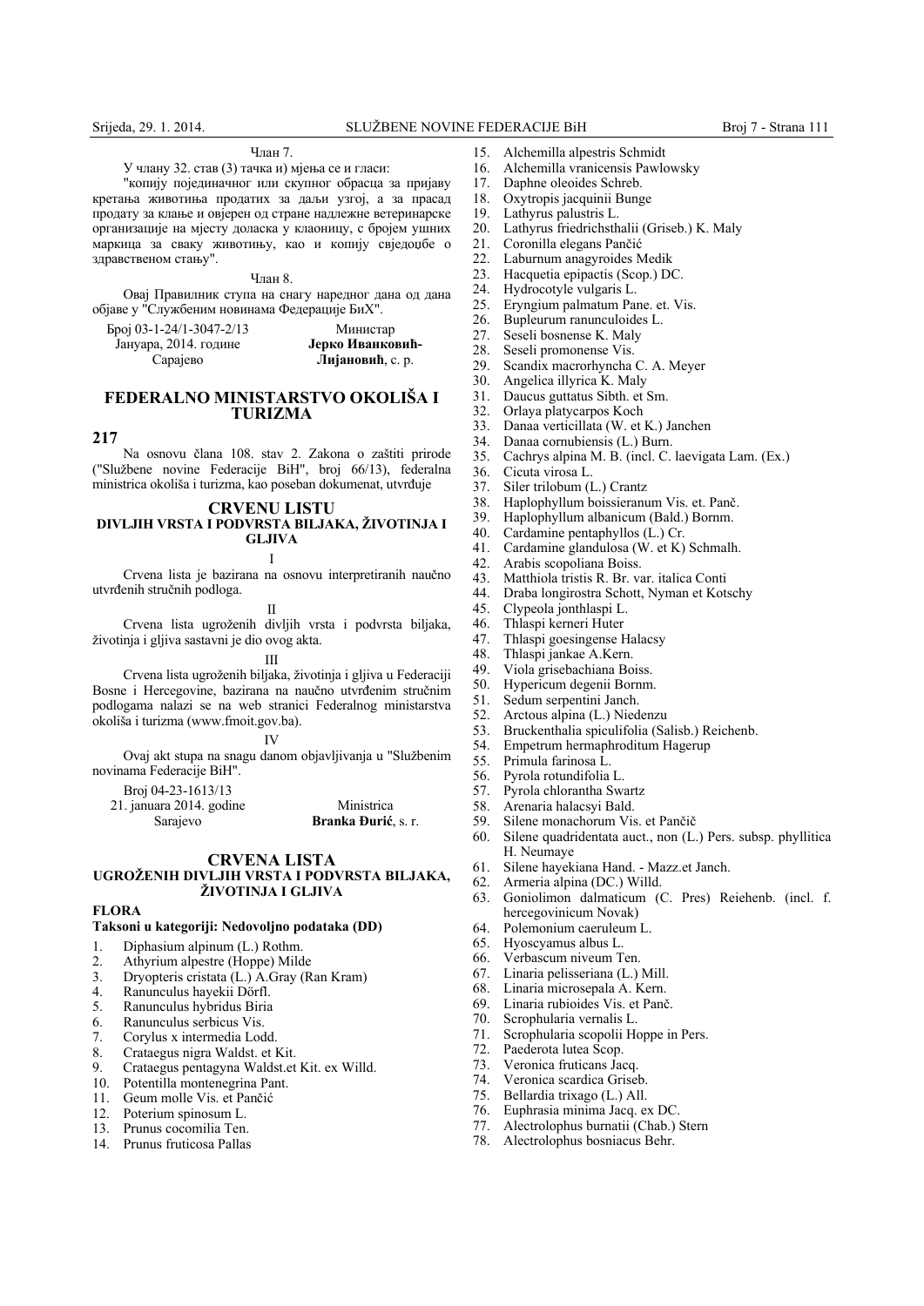Члан 7.

У члану 32. став (3) тачка и) мијења се и гласи:

"копију појединачног или скупног обрасца за пријаву кретања животиња продатих за даљи узгој, а за прасад продату за клање и овјерен од стране надлежне ветеринарске организације на мјесту доласка у клаоницу, с бројем ушних маркица за сваку животињу, као и копију свједоџбе о здравственом стању".

Члан 8.

Овај Правилник ступа на снагу наредног дана од дана објаве у "Службеним новинама Федерације БиХ".

Број 03-1-24/1-3047-2/13
Јануара, 2014. године
Сарајево

Министар
**Јерко Иванковић-Лијановић**, с. р.

## FEDERALNO MINISTARSTVO OKOLIŠA I TURIZMA

**217**

Na osnovu člana 108. stav 2. Zakona o zaštiti prirode ("Službene novine Federacije BiH", broj 66/13), federalna ministrica okoliša i turizma, kao poseban dokumenat, utvrđuje

## CRVENU LISTU
### DIVLJIH VRSTA I PODVRSTA BILJAKA, ŽIVOTINJA I GLJIVA

I

Crvena lista je bazirana na osnovu interpretiranih naučno utvrđenih stručnih podloga.

II

Crvena lista ugroženih divljih vrsta i podvrsta biljaka, životinja i gljiva sastavni je dio ovog akta.

III

Crvena lista ugroženih biljaka, životinja i gljiva u Federaciji Bosne i Hercegovine, bazirana na naučno utvrđenim stručnim podlogama nalazi se na web stranici Federalnog ministarstva okoliša i turizma (www.fmoit.gov.ba).

IV

Ovaj akt stupa na snagu danom objavljivanja u "Službenim novinama Federacije BiH".

Broj 04-23-1613/13
21. januara 2014. godine
Sarajevo

Ministrica
**Branka Đurić**, s. r.

## CRVENA LISTA
### UGROŽENIH DIVLJIH VRSTA I PODVRSTA BILJAKA, ŽIVOTINJA I GLJIVA

### FLORA

#### Taksoni u kategoriji: Nedovoljno podataka (DD)

1. Diphasium alpinum (L.) Rothm.
2. Athyrium alpestre (Hoppe) Milde
3. Dryopteris cristata (L.) A.Gray (Ran Kram)
4. Ranunculus hayekii Dörfl.
5. Ranunculus hybridus Biria
6. Ranunculus serbicus Vis.
7. Corylus x intermedia Lodd.
8. Crataegus nigra Waldst. et Kit.
9. Crataegus pentagyna Waldst.et Kit. ex Willd.
10. Potentilla montenegrina Pant.
11. Geum molle Vis. et Pančić
12. Poterium spinosum L.
13. Prunus cocomilia Ten.
14. Prunus fruticosa Pallas
15. Alchemilla alpestris Schmidt
16. Alchemilla vranicensis Pawlowsky
17. Daphne oleoides Schreb.
18. Oxytropis jacquinii Bunge
19. Lathyrus palustris L.
20. Lathyrus friedrichsthalii (Griseb.) K. Maly
21. Coronilla elegans Pančić
22. Laburnum anagyroides Medik
23. Hacquetia epipactis (Scop.) DC.
24. Hydrocotyle vulgaris L.
25. Eryngium palmatum Pane. et. Vis.
26. Bupleurum ranunculoides L.
27. Seseli bosnense K. Maly
28. Seseli promonense Vis.
29. Scandix macrorhyncha C. A. Meyer
30. Angelica illyrica K. Maly
31. Daucus guttatus Sibth. et Sm.
32. Orlaya platycarpos Koch
33. Danaa verticillata (W. et K.) Janchen
34. Danaa cornubiensis (L.) Burn.
35. Cachrys alpina M. B. (incl. C. laevigata Lam. (Ex.)
36. Cicuta virosa L.
37. Siler trilobum (L.) Crantz
38. Haplophyllum boissieranum Vis. et. Panč.
39. Haplophyllum albanicum (Bald.) Bornm.
40. Cardamine pentaphyllos (L.) Cr.
41. Cardamine glandulosa (W. et K) Schmalh.
42. Arabis scopoliana Boiss.
43. Matthiola tristis R. Br. var. italica Conti
44. Draba longirostra Schott, Nyman et Kotschy
45. Clypeola jonthlaspi L.
46. Thlaspi kerneri Huter
47. Thlaspi goesingense Halacsy
48. Thlaspi jankae A.Kern.
49. Viola grisebachiana Boiss.
50. Hypericum degenii Bornm.
51. Sedum serpentini Janch.
52. Arctous alpina (L.) Niedenzu
53. Bruckenthalia spiculifolia (Salisb.) Reichenb.
54. Empetrum hermaphroditum Hagerup
55. Primula farinosa L.
56. Pyrola rotundifolia L.
57. Pyrola chlorantha Swartz
58. Arenaria halacsyi Bald.
59. Silene monachorum Vis. et Pančič
60. Silene quadridentata auct., non (L.) Pers. subsp. phyllitica H. Neumaye
61. Silene hayekiana Hand. - Mazz.et Janch.
62. Armeria alpina (DC.) Willd.
63. Goniolimon dalmaticum (C. Pres) Reiehenb. (incl. f. hercegovinicum Novak)
64. Polemonium caeruleum L.
65. Hyoscyamus albus L.
66. Verbascum niveum Ten.
67. Linaria pelisseriana (L.) Mill.
68. Linaria microsepala A. Kern.
69. Linaria rubioides Vis. et Panč.
70. Scrophularia vernalis L.
71. Scrophularia scopolii Hoppe in Pers.
72. Paederota lutea Scop.
73. Veronica fruticans Jacq.
74. Veronica scardica Griseb.
75. Bellardia trixago (L.) All.
76. Euphrasia minima Jacq. ex DC.
77. Alectrolophus burnatii (Chab.) Stern
78. Alectrolophus bosniacus Behr.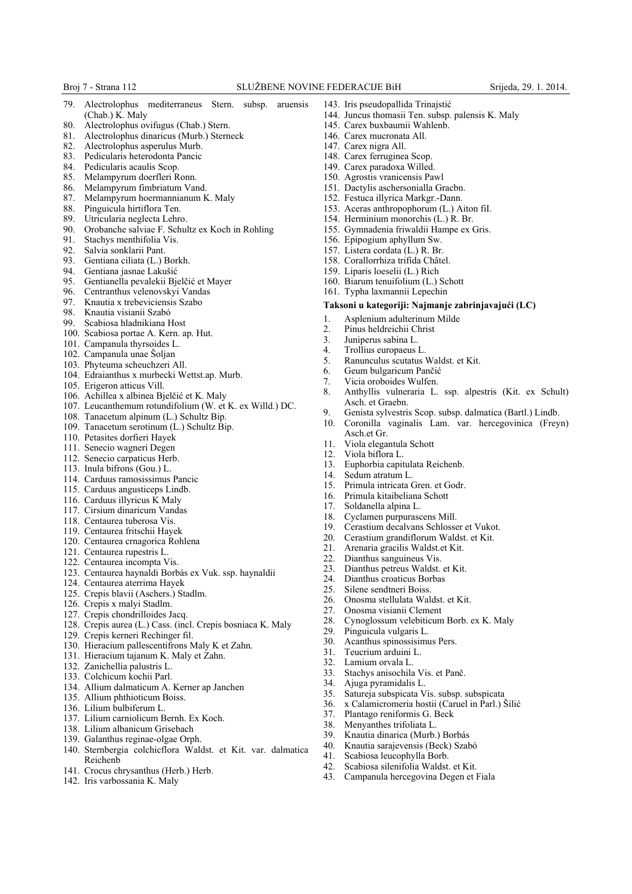79. Alectrolophus mediterraneus Stern. subsp. aruensis (Chab.) K. Maly
80. Alectrolophus ovifugus (Chab.) Stern.
81. Alectrolophus dinaricus (Murb.) Sterneck
82. Alectrolophus asperulus Murb.
83. Pedicularis heterodonta Pancic
84. Pedicularis acaulis Scop.
85. Melampyrum doerfleri Ronn.
86. Melampyrum fimbriatum Vand.
87. Melampyrum hoermannianum K. Maly
88. Pinguicula hirtiflora Ten.
89. Utricularia neglecta Lehro.
90. Orobanche salviae F. Schultz ex Koch in Rohling
91. Stachys menthifolia Vis.
92. Salvia sonklarii Pant.
93. Gentiana ciliata (L.) Borkh.
94. Gentiana jasnae Lakušić
95. Gentianella pevalekii Bjelčić et Mayer
96. Centranthus velenovskyi Vandas
97. Knautia x trebeviciensis Szabo
98. Knautia visianii Szabó
99. Scabiosa hladnikiana Host
100. Scabiosa portae A. Kern. ap. Hut.
101. Campanula thyrsoides L.
102. Campanula unae Šoljan
103. Phyteuma scheuchzeri All.
104. Edraianthus x murbecki Wettst.ap. Murb.
105. Erigeron atticus Vill.
106. Achillea x albinea Bjelčić et K. Maly
107. Leucanthemum rotundifolium (W. et K. ex Willd.) DC.
108. Tanacetum alpinum (L.) Schultz Bip.
109. Tanacetum serotinum (L.) Schultz Bip.
110. Petasites dorfieri Hayek
111. Senecio wagneri Degen
112. Senecio carpaticus Herb.
113. Inula bifrons (Gou.) L.
114. Carduus ramosissimus Pancic
115. Carduus angusticeps Lindb.
116. Carduus illyricus K Maly
117. Cirsium dinaricum Vandas
118. Centaurea tuberosa Vis.
119. Centaurea fritschii Hayek
120. Centaurea crnagorica Rohlena
121. Centaurea rupestris L.
122. Centaurea incompta Vis.
123. Centaurea haynaldi Borbás ex Vuk. ssp. haynaldii
124. Centaurea aterrima Hayek
125. Crepis blavii (Aschers.) Stadlm.
126. Crepis x malyi Stadlm.
127. Crepis chondrilloides Jacq.
128. Crepis aurea (L.) Cass. (incl. Crepis bosniaca K. Maly
129. Crepis kerneri Rechinger fil.
130. Hieracium pallescentifrons Maly K et Zahn.
131. Hieracium tajanum K. Maly et Zahn.
132. Zanichellia palustris L.
133. Colchicum kochii Parl.
134. Allium dalmaticum A. Kerner ap Janchen
135. Allium phthioticum Boiss.
136. Lilium bulbiferum L.
137. Lilium carniolicum Bernh. Ex Koch.
138. Lilium albanicum Grisebach
139. Galanthus reginae-olgae Orph.
140. Sternbergia colchicflora Waldst. et Kit. var. dalmatica Reichenb
141. Crocus chrysanthus (Herb.) Herb.
142. Iris varbossania K. Maly
143. Iris pseudopallida Trinajstić
144. Juncus thomasii Ten. subsp. palensis K. Maly
145. Carex buxbaumii Wahlenb.
146. Carex mucronata All.
147. Carex nigra All.
148. Carex ferruginea Scop.
149. Carex paradoxa Willed.
150. Agrostis vranicensis Pawl
151. Dactylis aschersonialla Gracbn.
152. Festuca illyrica Markgr.-Dann.
153. Aceras anthropophorum (L.) Aiton fiI.
154. Herminium monorchis (L.) R. Br.
155. Gymnadenia friwaldii Hampe ex Gris.
156. Epipogium aphyllum Sw.
157. Listera cordata (L.) R. Br.
158. Corallorrhiza trifida Châtel.
159. Liparis loeselii (L.) Rich
160. Biarum tenuifolium (L.) Schott
161. Typha laxmannii Lepechin

**Taksoni u kategoriji: Najmanje zabrinjavajući (LC)**

1. Asplenium adulterinum Milde
2. Pinus heldreichii Christ
3. Juniperus sabina L.
4. Trollius europaeus L.
5. Ranunculus scutatus Waldst. et Kit.
6. Geum bulgaricum Pančić
7. Vicia oroboides Wulfen.
8. Anthyllis vulneraria L. ssp. alpestris (Kit. ex Schult) Asch. et Graebn.
9. Genista sylvestris Scop. subsp. dalmatica (Bartl.) Lindb.
10. Coronilla vaginalis Lam. var. hercegovinica (Freyn) Asch.et Gr.
11. Viola elegantula Schott
12. Viola biflora L.
13. Euphorbia capitulata Reichenb.
14. Sedum atratum L.
15. Primula intricata Gren. et Godr.
16. Primula kitaibeliana Schott
17. Soldanella alpina L.
18. Cyclamen purpurascens Mill.
19. Cerastium decalvans Schlosser et Vukot.
20. Cerastium grandiflorum Waldst. et Kit.
21. Arenaria gracilis Waldst.et Kit.
22. Dianthus sanguineus Vis.
23. Dianthus petreus Waldst. et Kit.
24. Dianthus croaticus Borbas
25. Silene sendtneri Boiss.
26. Onosma stellulata Waldst. et Kit.
27. Onosma visianii Clement
28. Cynoglossum velebiticum Borb. ex K. Maly
29. Pinguicula vulgaris L.
30. Acanthus spinossisimus Pers.
31. Teucrium arduini L.
32. Lamium orvala L.
33. Stachys anisochila Vis. et Panč.
34. Ajuga pyramidalis L.
35. Satureja subspicata Vis. subsp. subspicata
36. x Calamicromeria hostii (Caruel in Parl.) Šilić
37. Plantago reniformis G. Beck
38. Menyanthes trifoliata L.
39. Knautia dinarica (Murb.) Borbás
40. Knautia sarajevensis (Beck) Szabó
41. Scabiosa leucophylla Borb.
42. Scabiosa silenifolia Waldst. et Kit.
43. Campanula hercegovina Degen et Fiala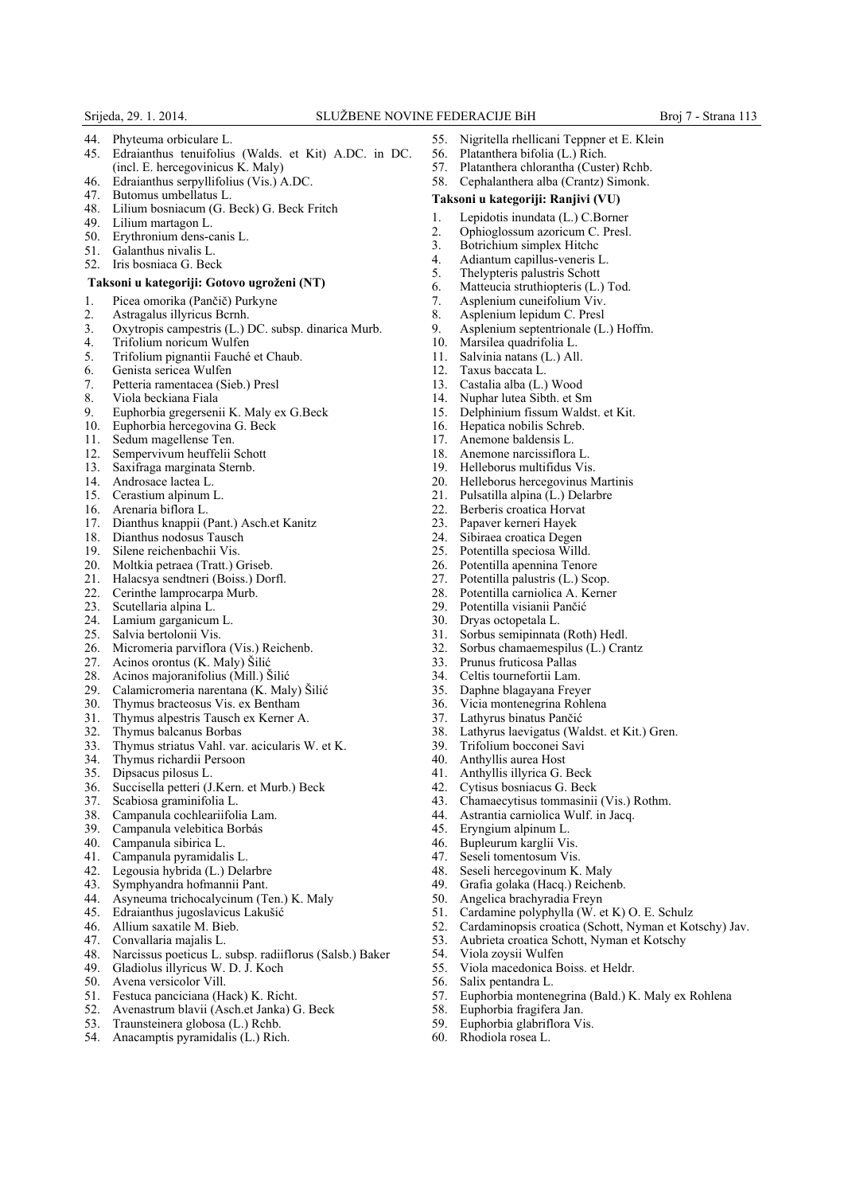44. Phyteuma orbiculare L.
45. Edraianthus tenuifolius (Walds. et Kit) A.DC. in DC. (incl. E. hercegovinicus K. Maly)
46. Edraianthus serpyllifolius (Vis.) A.DC.
47. Butomus umbellatus L.
48. Lilium bosniacum (G. Beck) G. Beck Fritch
49. Lilium martagon L.
50. Erythronium dens-canis L.
51. Galanthus nivalis L.
52. Iris bosniaca G. Beck

**Taksoni u kategoriji: Gotovo ugroženi (NT)**

1. Picea omorika (Pančič) Purkyne
2. Astragalus illyricus Bcrnh.
3. Oxytropis campestris (L.) DC. subsp. dinarica Murb.
4. Trifolium noricum Wulfen
5. Trifolium pignantii Fauché et Chaub.
6. Genista sericea Wulfen
7. Petteria ramentacea (Sieb.) Presl
8. Viola beckiana Fiala
9. Euphorbia gregersenii K. Maly ex G.Beck
10. Euphorbia hercegovina G. Beck
11. Sedum magellense Ten.
12. Sempervivum heuffelii Schott
13. Saxifraga marginata Sternb.
14. Androsace lactea L.
15. Cerastium alpinum L.
16. Arenaria biflora L.
17. Dianthus knappii (Pant.) Asch.et Kanitz
18. Dianthus nodosus Tausch
19. Silene reichenbachii Vis.
20. Moltkia petraea (Tratt.) Griseb.
21. Halacsya sendtneri (Boiss.) Dorfl.
22. Cerinthe lamprocarpa Murb.
23. Scutellaria alpina L.
24. Lamium garganicum L.
25. Salvia bertolonii Vis.
26. Micromeria parviflora (Vis.) Reichenb.
27. Acinos orontus (K. Maly) Šilić
28. Acinos majoranifolius (Mill.) Šilić
29. Calamicromeria narentana (K. Maly) Šilić
30. Thymus bracteosus Vis. ex Bentham
31. Thymus alpestris Tausch ex Kerner A.
32. Thymus balcanus Borbas
33. Thymus striatus Vahl. var. acicularis W. et K.
34. Thymus richardii Persoon
35. Dipsacus pilosus L.
36. Succisella petteri (J.Kern. et Murb.) Beck
37. Scabiosa graminifolia L.
38. Campanula cochleariifolia Lam.
39. Campanula velebitica Borbás
40. Campanula sibirica L.
41. Campanula pyramidalis L.
42. Legousia hybrida (L.) Delarbre
43. Symphyandra hofmannii Pant.
44. Asyneuma trichocalycinum (Ten.) K. Maly
45. Edraianthus jugoslavicus Lakušić
46. Allium saxatile M. Bieb.
47. Convallaria majalis L.
48. Narcissus poeticus L. subsp. radiiflorus (Salsb.) Baker
49. Gladiolus illyricus W. D. J. Koch
50. Avena versicolor Vill.
51. Festuca panciciana (Hack) K. Richt.
52. Avenastrum blavii (Asch.et Janka) G. Beck
53. Traunsteinera globosa (L.) Rchb.
54. Anacamptis pyramidalis (L.) Rich.
55. Nigritella rhellicani Teppner et E. Klein
56. Platanthera bifolia (L.) Rich.
57. Platanthera chlorantha (Custer) Rchb.
58. Cephalanthera alba (Crantz) Simonk.

**Taksoni u kategoriji: Ranjivi (VU)**

1. Lepidotis inundata (L.) C.Borner
2. Ophioglossum azoricum C. Presl.
3. Botrichium simplex Hitchc
4. Adiantum capillus-veneris L.
5. Thelypteris palustris Schott
6. Matteucia struthiopteris (L.) Tod.
7. Asplenium cuneifolium Viv.
8. Asplenium lepidum C. Presl
9. Asplenium septentrionale (L.) Hoffm.
10. Marsilea quadrifolia L.
11. Salvinia natans (L.) All.
12. Taxus baccata L.
13. Castalia alba (L.) Wood
14. Nuphar lutea Sibth. et Sm
15. Delphinium fissum Waldst. et Kit.
16. Hepatica nobilis Schreb.
17. Anemone baldensis L.
18. Anemone narcissiflora L.
19. Helleborus multifidus Vis.
20. Helleborus hercegovinus Martinis
21. Pulsatilla alpina (L.) Delarbre
22. Berberis croatica Horvat
23. Papaver kerneri Hayek
24. Sibiraea croatica Degen
25. Potentilla speciosa Willd.
26. Potentilla apennina Tenore
27. Potentilla palustris (L.) Scop.
28. Potentilla carniolica A. Kerner
29. Potentilla visianii Pančić
30. Dryas octopetala L.
31. Sorbus semipinnata (Roth) Hedl.
32. Sorbus chamaemespilus (L.) Crantz
33. Prunus fruticosa Pallas
34. Celtis tournefortii Lam.
35. Daphne blagayana Freyer
36. Vicia montenegrina Rohlena
37. Lathyrus binatus Pančić
38. Lathyrus laevigatus (Waldst. et Kit.) Gren.
39. Trifolium bocconei Savi
40. Anthyllis aurea Host
41. Anthyllis illyrica G. Beck
42. Cytisus bosniacus G. Beck
43. Chamaecytisus tommasinii (Vis.) Rothm.
44. Astrantia carniolica Wulf. in Jacq.
45. Eryngium alpinum L.
46. Bupleurum karglii Vis.
47. Seseli tomentosum Vis.
48. Seseli hercegovinum K. Maly
49. Grafia golaka (Hacq.) Reichenb.
50. Angelica brachyradia Freyn
51. Cardamine polyphylla (W. et K) O. E. Schulz
52. Cardaminopsis croatica (Schott, Nyman et Kotschy) Jav.
53. Aubrieta croatica Schott, Nyman et Kotschy
54. Viola zoysii Wulfen
55. Viola macedonica Boiss. et Heldr.
56. Salix pentandra L.
57. Euphorbia montenegrina (Bald.) K. Maly ex Rohlena
58. Euphorbia fragifera Jan.
59. Euphorbia glabriflora Vis.
60. Rhodiola rosea L.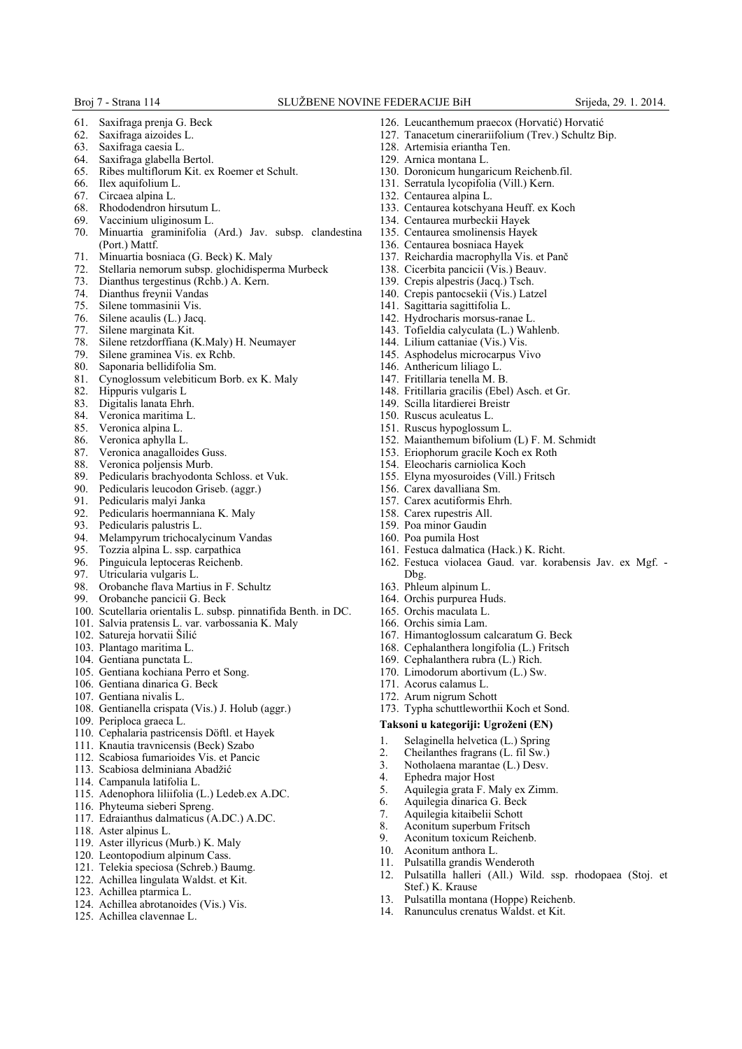61. Saxifraga prenja G. Beck
62. Saxifraga aizoides L.
63. Saxifraga caesia L.
64. Saxifraga glabella Bertol.
65. Ribes multiflorum Kit. ex Roemer et Schult.
66. Ilex aquifolium L.
67. Circaea alpina L.
68. Rhododendron hirsutum L.
69. Vaccinium uliginosum L.
70. Minuartia graminifolia (Ard.) Jav. subsp. clandestina (Port.) Mattf.
71. Minuartia bosniaca (G. Beck) K. Maly
72. Stellaria nemorum subsp. glochidisperma Murbeck
73. Dianthus tergestinus (Rchb.) A. Kern.
74. Dianthus freynii Vandas
75. Silene tommasinii Vis.
76. Silene acaulis (L.) Jacq.
77. Silene marginata Kit.
78. Silene retzdorffiana (K.Maly) H. Neumayer
79. Silene graminea Vis. ex Rchb.
80. Saponaria bellidifolia Sm.
81. Cynoglossum velebiticum Borb. ex K. Maly
82. Hippuris vulgaris L
83. Digitalis lanata Ehrh.
84. Veronica maritima L.
85. Veronica alpina L.
86. Veronica aphylla L.
87. Veronica anagalloides Guss.
88. Veronica poljensis Murb.
89. Pedicularis brachyodonta Schloss. et Vuk.
90. Pedicularis leucodon Griseb. (aggr.)
91. Pedicularis malyi Janka
92. Pedicularis hoermanniana K. Maly
93. Pedicularis palustris L.
94. Melampyrum trichocalycinum Vandas
95. Tozzia alpina L. ssp. carpathica
96. Pinguicula leptoceras Reichenb.
97. Utricularia vulgaris L.
98. Orobanche flava Martius in F. Schultz
99. Orobanche pancicii G. Beck
100. Scutellaria orientalis L. subsp. pinnatifida Benth. in DC.
101. Salvia pratensis L. var. varbossania K. Maly
102. Satureja horvatii Šilić
103. Plantago maritima L.
104. Gentiana punctata L.
105. Gentiana kochiana Perro et Song.
106. Gentiana dinarica G. Beck
107. Gentiana nivalis L.
108. Gentianella crispata (Vis.) J. Holub (aggr.)
109. Periploca graeca L.
110. Cephalaria pastricensis Döftl. et Hayek
111. Knautia travnicensis (Beck) Szabo
112. Scabiosa fumarioides Vis. et Pancic
113. Scabiosa delminiana Abadžić
114. Campanula latifolia L.
115. Adenophora liliifolia (L.) Ledeb.ex A.DC.
116. Phyteuma sieberi Spreng.
117. Edraianthus dalmaticus (A.DC.) A.DC.
118. Aster alpinus L.
119. Aster illyricus (Murb.) K. Maly
120. Leontopodium alpinum Cass.
121. Telekia speciosa (Schreb.) Baumg.
122. Achillea lingulata Waldst. et Kit.
123. Achillea ptarmica L.
124. Achillea abrotanoides (Vis.) Vis.
125. Achillea clavennae L.
126. Leucanthemum praecox (Horvatić) Horvatić
127. Tanacetum cinerariifolium (Trev.) Schultz Bip.
128. Artemisia eriantha Ten.
129. Arnica montana L.
130. Doronicum hungaricum Reichenb.fil.
131. Serratula lycopifolia (Vill.) Kern.
132. Centaurea alpina L.
133. Centaurea kotschyana Heuff. ex Koch
134. Centaurea murbeckii Hayek
135. Centaurea smolinensis Hayek
136. Centaurea bosniaca Hayek
137. Reichardia macrophylla Vis. et Panč
138. Cicerbita pancicii (Vis.) Beauv.
139. Crepis alpestris (Jacq.) Tsch.
140. Crepis pantocsekii (Vis.) Latzel
141. Sagittaria sagittifolia L.
142. Hydrocharis morsus-ranae L.
143. Tofieldia calyculata (L.) Wahlenb.
144. Lilium cattaniae (Vis.) Vis.
145. Asphodelus microcarpus Vivo
146. Anthericum liliago L.
147. Fritillaria tenella M. B.
148. Fritillaria gracilis (Ebel) Asch. et Gr.
149. Scilla litardierei Breistr
150. Ruscus aculeatus L.
151. Ruscus hypoglossum L.
152. Maianthemum bifolium (L) F. M. Schmidt
153. Eriophorum gracile Koch ex Roth
154. Eleocharis carniolica Koch
155. Elyna myosuroides (Vill.) Fritsch
156. Carex davalliana Sm.
157. Carex acutiformis Ehrh.
158. Carex rupestris All.
159. Poa minor Gaudin
160. Poa pumila Host
161. Festuca dalmatica (Hack.) K. Richt.
162. Festuca violacea Gaud. var. korabensis Jav. ex Mgf. - Dbg.
163. Phleum alpinum L.
164. Orchis purpurea Huds.
165. Orchis maculata L.
166. Orchis simia Lam.
167. Himantoglossum calcaratum G. Beck
168. Cephalanthera longifolia (L.) Fritsch
169. Cephalanthera rubra (L.) Rich.
170. Limodorum abortivum (L.) Sw.
171. Acorus calamus L.
172. Arum nigrum Schott
173. Typha schuttleworthii Koch et Sond.

**Taksoni u kategoriji: Ugroženi (EN)**

1. Selaginella helvetica (L.) Spring
2. Cheilanthes fragrans (L. fil Sw.)
3. Notholaena marantae (L.) Desv.
4. Ephedra major Host
5. Aquilegia grata F. Maly ex Zimm.
6. Aquilegia dinarica G. Beck
7. Aquilegia kitaibelii Schott
8. Aconitum superbum Fritsch
9. Aconitum toxicum Reichenb.
10. Aconitum anthora L.
11. Pulsatilla grandis Wenderoth
12. Pulsatilla halleri (All.) Wild. ssp. rhodopaea (Stoj. et Stef.) K. Krause
13. Pulsatilla montana (Hoppe) Reichenb.
14. Ranunculus crenatus Waldst. et Kit.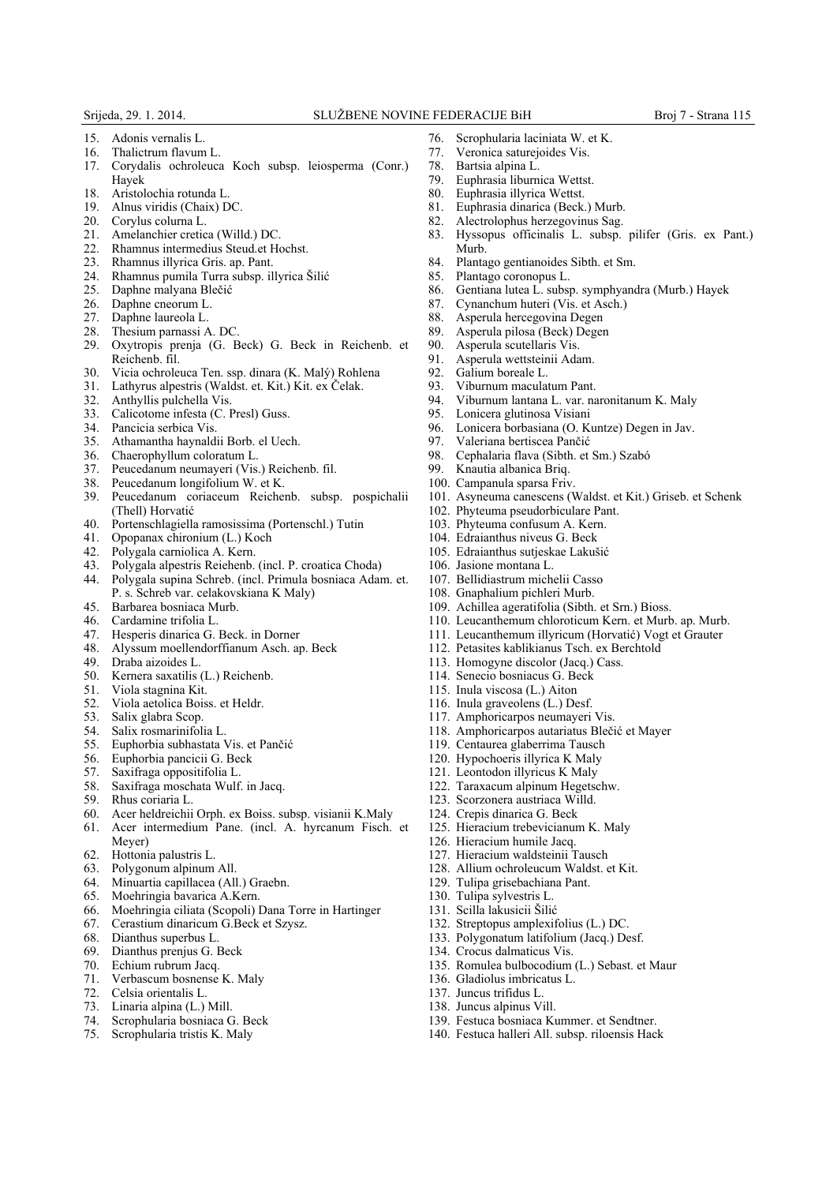15. Adonis vernalis L.
16. Thalictrum flavum L.
17. Corydalis ochroleuca Koch subsp. leiosperma (Conr.) Hayek
18. Aristolochia rotunda L.
19. Alnus viridis (Chaix) DC.
20. Corylus colurna L.
21. Amelanchier cretica (Willd.) DC.
22. Rhamnus intermedius Steud.et Hochst.
23. Rhamnus illyrica Gris. ap. Pant.
24. Rhamnus pumila Turra subsp. illyrica Šilić
25. Daphne malyana Blečić
26. Daphne cneorum L.
27. Daphne laureola L.
28. Thesium parnassi A. DC.
29. Oxytropis prenja (G. Beck) G. Beck in Reichenb. et Reichenb. fil.
30. Vicia ochroleuca Ten. ssp. dinara (K. Malý) Rohlena
31. Lathyrus alpestris (Waldst. et. Kit.) Kit. ex Čelak.
32. Anthyllis pulchella Vis.
33. Calicotome infesta (C. Presl) Guss.
34. Pancicia serbica Vis.
35. Athamantha haynaldii Borb. el Uech.
36. Chaerophyllum coloratum L.
37. Peucedanum neumayeri (Vis.) Reichenb. fil.
38. Peucedanum longifolium W. et K.
39. Peucedanum coriaceum Reichenb. subsp. pospichalii (Thell) Horvatić
40. Portenschlagiella ramosissima (Portenschl.) Tutin
41. Opopanax chironium (L.) Koch
42. Polygala carniolica A. Kern.
43. Polygala alpestris Reiehenb. (incl. P. croatica Choda)
44. Polygala supina Schreb. (incl. Primula bosniaca Adam. et. P. s. Schreb var. celakovskiana K Maly)
45. Barbarea bosniaca Murb.
46. Cardamine trifolia L.
47. Hesperis dinarica G. Beck. in Dorner
48. Alyssum moellendorffianum Asch. ap. Beck
49. Draba aizoides L.
50. Kernera saxatilis (L.) Reichenb.
51. Viola stagnina Kit.
52. Viola aetolica Boiss. et Heldr.
53. Salix glabra Scop.
54. Salix rosmarinifolia L.
55. Euphorbia subhastata Vis. et Pančić
56. Euphorbia pancicii G. Beck
57. Saxifraga oppositifolia L.
58. Saxifraga moschata Wulf. in Jacq.
59. Rhus coriaria L.
60. Acer heldreichii Orph. ex Boiss. subsp. visianii K.Maly
61. Acer intermedium Pane. (incl. A. hyrcanum Fisch. et Meyer)
62. Hottonia palustris L.
63. Polygonum alpinum All.
64. Minuartia capillacea (All.) Graebn.
65. Moehringia bavarica A.Kern.
66. Moehringia ciliata (Scopoli) Dana Torre in Hartinger
67. Cerastium dinaricum G.Beck et Szysz.
68. Dianthus superbus L.
69. Dianthus prenjus G. Beck
70. Echium rubrum Jacq.
71. Verbascum bosnense K. Maly
72. Celsia orientalis L.
73. Linaria alpina (L.) Mill.
74. Scrophularia bosniaca G. Beck
75. Scrophularia tristis K. Maly
76. Scrophularia laciniata W. et K.
77. Veronica saturejoides Vis.
78. Bartsia alpina L.
79. Euphrasia liburnica Wettst.
80. Euphrasia illyrica Wettst.
81. Euphrasia dinarica (Beck.) Murb.
82. Alectrolophus herzegovinus Sag.
83. Hyssopus officinalis L. subsp. pilifer (Gris. ex Pant.) Murb.
84. Plantago gentianoides Sibth. et Sm.
85. Plantago coronopus L.
86. Gentiana lutea L. subsp. symphyandra (Murb.) Hayek
87. Cynanchum huteri (Vis. et Asch.)
88. Asperula hercegovina Degen
89. Asperula pilosa (Beck) Degen
90. Asperula scutellaris Vis.
91. Asperula wettsteinii Adam.
92. Galium boreale L.
93. Viburnum maculatum Pant.
94. Viburnum lantana L. var. naronitanum K. Maly
95. Lonicera glutinosa Visiani
96. Lonicera borbasiana (O. Kuntze) Degen in Jav.
97. Valeriana bertiscea Pančić
98. Cephalaria flava (Sibth. et Sm.) Szabó
99. Knautia albanica Briq.
100. Campanula sparsa Friv.
101. Asyneuma canescens (Waldst. et Kit.) Griseb. et Schenk
102. Phyteuma pseudorbiculare Pant.
103. Phyteuma confusum A. Kern.
104. Edraianthus niveus G. Beck
105. Edraianthus sutjeskae Lakušić
106. Jasione montana L.
107. Bellidiastrum michelii Casso
108. Gnaphalium pichleri Murb.
109. Achillea ageratifolia (Sibth. et Srn.) Bioss.
110. Leucanthemum chloroticum Kern. et Murb. ap. Murb.
111. Leucanthemum illyricum (Horvatić) Vogt et Grauter
112. Petasites kablikianus Tsch. ex Berchtold
113. Homogyne discolor (Jacq.) Cass.
114. Senecio bosniacus G. Beck
115. Inula viscosa (L.) Aiton
116. Inula graveolens (L.) Desf.
117. Amphoricarpos neumayeri Vis.
118. Amphoricarpos autariatus Blečić et Mayer
119. Centaurea glaberrima Tausch
120. Hypochoeris illyrica K Maly
121. Leontodon illyricus K Maly
122. Taraxacum alpinum Hegetschw.
123. Scorzonera austriaca Willd.
124. Crepis dinarica G. Beck
125. Hieracium trebevicianum K. Maly
126. Hieracium humile Jacq.
127. Hieracium waldsteinii Tausch
128. Allium ochroleucum Waldst. et Kit.
129. Tulipa grisebachiana Pant.
130. Tulipa sylvestris L.
131. Scilla lakusicii Šilić
132. Streptopus amplexifolius (L.) DC.
133. Polygonatum latifolium (Jacq.) Desf.
134. Crocus dalmaticus Vis.
135. Romulea bulbocodium (L.) Sebast. et Maur
136. Gladiolus imbricatus L.
137. Juncus trifidus L.
138. Juncus alpinus Vill.
139. Festuca bosniaca Kummer. et Sendtner.
140. Festuca halleri All. subsp. riloensis Hack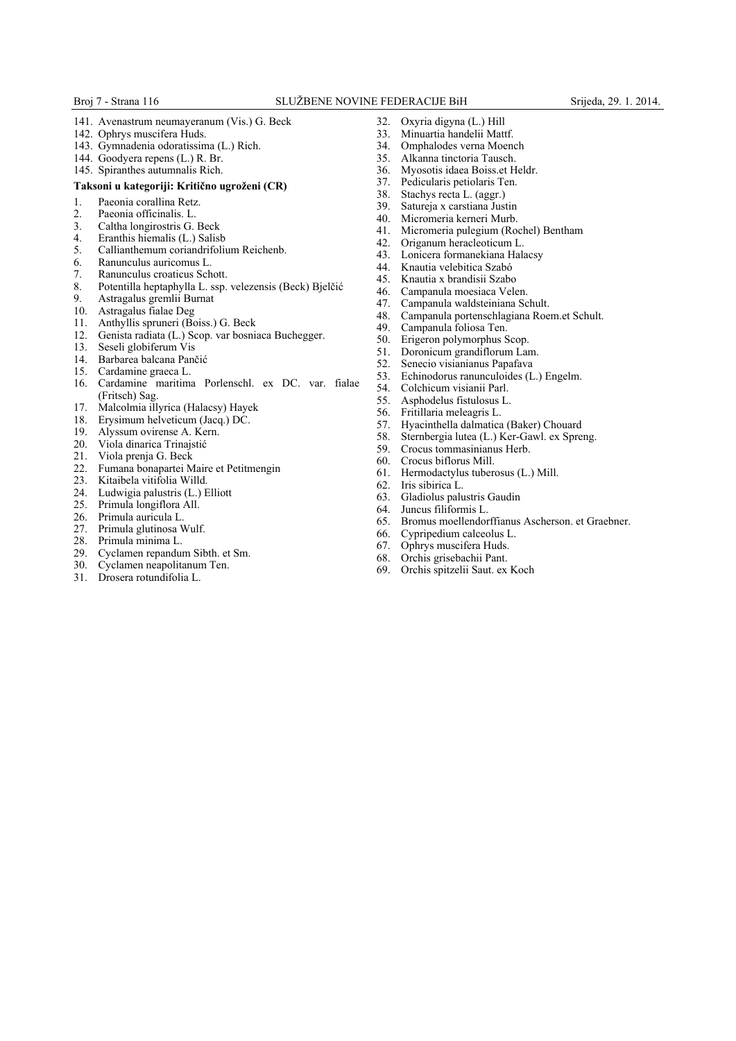141. Avenastrum neumayeranum (Vis.) G. Beck
142. Ophrys muscifera Huds.
143. Gymnadenia odoratissima (L.) Rich.
144. Goodyera repens (L.) R. Br.
145. Spiranthes autumnalis Rich.

**Taksoni u kategoriji: Kritično ugroženi (CR)**

1. Paeonia corallina Retz.
2. Paeonia officinalis. L.
3. Caltha longirostris G. Beck
4. Eranthis hiemalis (L.) Salisb
5. Callianthemum coriandrifolium Reichenb.
6. Ranunculus auricomus L.
7. Ranunculus croaticus Schott.
8. Potentilla heptaphylla L. ssp. velezensis (Beck) Bjelčić
9. Astragalus gremlii Burnat
10. Astragalus fialae Deg
11. Anthyllis spruneri (Boiss.) G. Beck
12. Genista radiata (L.) Scop. var bosniaca Buchegger.
13. Seseli globiferum Vis
14. Barbarea balcana Pančić
15. Cardamine graeca L.
16. Cardamine maritima Porlenschl. ex DC. var. fialae (Fritsch) Sag.
17. Malcolmia illyrica (Halacsy) Hayek
18. Erysimum helveticum (Jacq.) DC.
19. Alyssum ovirense A. Kern.
20. Viola dinarica Trinajstić
21. Viola prenja G. Beck
22. Fumana bonapartei Maire et Petitmengin
23. Kitaibela vitifolia Willd.
24. Ludwigia palustris (L.) Elliott
25. Primula longiflora All.
26. Primula auricula L.
27. Primula glutinosa Wulf.
28. Primula minima L.
29. Cyclamen repandum Sibth. et Sm.
30. Cyclamen neapolitanum Ten.
31. Drosera rotundifolia L.
32. Oxyria digyna (L.) Hill
33. Minuartia handelii Mattf.
34. Omphalodes verna Moench
35. Alkanna tinctoria Tausch.
36. Myosotis idaea Boiss.et Heldr.
37. Pedicularis petiolaris Ten.
38. Stachys recta L. (aggr.)
39. Satureja x carstiana Justin
40. Micromeria kerneri Murb.
41. Micromeria pulegium (Rochel) Bentham
42. Origanum heracleoticum L.
43. Lonicera formanekiana Halacsy
44. Knautia velebitica Szabó
45. Knautia x brandisii Szabo
46. Campanula moesiaca Velen.
47. Campanula waldsteiniana Schult.
48. Campanula portenschlagiana Roem.et Schult.
49. Campanula foliosa Ten.
50. Erigeron polymorphus Scop.
51. Doronicum grandiflorum Lam.
52. Senecio visianianus Papafava
53. Echinodorus ranunculoides (L.) Engelm.
54. Colchicum visianii Parl.
55. Asphodelus fistulosus L.
56. Fritillaria meleagris L.
57. Hyacinthella dalmatica (Baker) Chouard
58. Sternbergia lutea (L.) Ker-Gawl. ex Spreng.
59. Crocus tommasinianus Herb.
60. Crocus biflorus Mill.
61. Hermodactylus tuberosus (L.) Mill.
62. Iris sibirica L.
63. Gladiolus palustris Gaudin
64. Juncus filiformis L.
65. Bromus moellendorffianus Ascherson. et Graebner.
66. Cypripedium calceolus L.
67. Ophrys muscifera Huds.
68. Orchis grisebachii Pant.
69. Orchis spitzelii Saut. ex Koch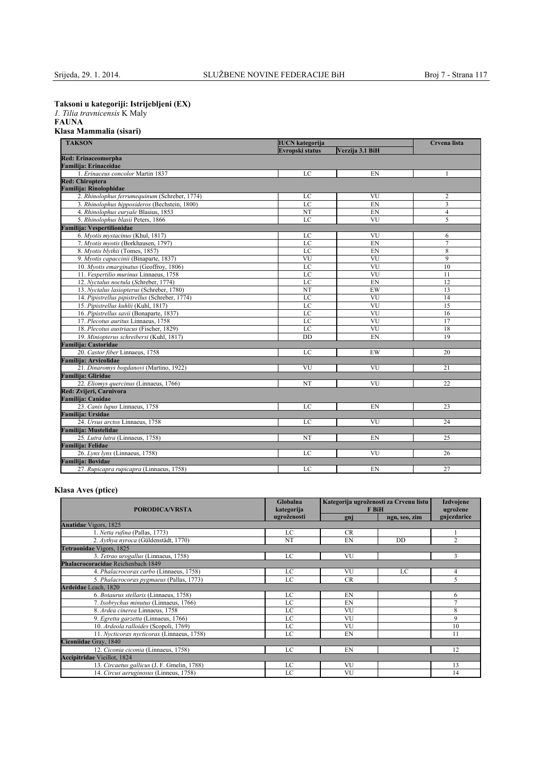**Taksoni u kategoriji: Istrijebljeni (EX)**

*1. Tilia travnicensis* K Maly

**FAUNA**

**Klasa Mammalia (sisari)**

| TAKSON | IUCN kategorija | | Crvena lista |
|---|---|---|---|
| | Evropski status | Verzija 3.1 BiH | |
| **Red: Erinaceomorpha** | | | |
| **Familija: Erinaceidae** | | | |
| 1. *Erinaceus concolor* Martin 1837 | LC | EN | 1 |
| **Red: Chiroptera** | | | |
| **Familija: Rinolophidae** | | | |
| 2. *Rhinolophus ferrumequinum* (Schreber, 1774) | LC | VU | 2 |
| 3. *Rhinolophus hipposideros* (Bechstein, 1800) | LC | EN | 3 |
| 4. *Rhinolophus euryale* Blasius, 1853 | NT | EN | 4 |
| 5. *Rhinolophus blasii* Peters, 1866 | LC | VU | 5 |
| **Familija: Vespertilionidae** | | | |
| 6. *Myotis mystacinus* (Khul, 1817) | LC | VU | 6 |
| 7. *Myotis myotis* (Borkhausen, 1797) | LC | EN | 7 |
| 8. *Myotis blythii* (Tomes, 1857) | LC | EN | 8 |
| 9. *Myotis capaccinii* (Binaparte, 1837) | VU | VU | 9 |
| 10. *Myotis emarginatus* (Geoffroy, 1806) | LC | VU | 10 |
| 11. *Vespertilio murinus* Linnaeus, 1758 | LC | VU | 11 |
| 12. *Nyctalus noctula* (Schreber, 1774) | LC | EN | 12 |
| 13. *Nyctalus lasiopterus* (Schreber, 1780) | NT | EW | 13 |
| 14. *Pipistrellus pipistrellus* (Schreber, 1774) | LC | VU | 14 |
| 15. *Pipistrellus kuhlii* (Kuhl, 1817) | LC | VU | 15 |
| 16. *Pipistrellus savii* (Bonaparte, 1837) | LC | VU | 16 |
| 17. *Plecotus auritus* Linnaeus, 1758 | LC | VU | 17 |
| 18. *Plecotus austriacus* (Fischer, 1829) | LC | VU | 18 |
| 19. *Miniopterus schreibersi* (Kuhl, 1817) | DD | EN | 19 |
| **Familija: Castoridae** | | | |
| 20. *Castor fiber* Linnaeus, 1758 | LC | EW | 20 |
| **Familija: Arvicolidae** | | | |
| 21. *Dinaromys bogdanovi* (Martino, 1922) | VU | VU | 21 |
| **Familija: Gliridae** | | | |
| 22. *Eliomys quercinus* (Linnaeus, 1766) | NT | VU | 22 |
| **Red: Zvijeri, Carnivora** | | | |
| **Familija: Canidae** | | | |
| 23. *Canis lupus* Linnaeus, 1758 | LC | EN | 23 |
| **Familija: Ursidae** | | | |
| 24. *Ursus arctos* Linnaeus, 1758 | LC | VU | 24 |
| **Familija: Mustelidae** | | | |
| 25. *Lutra lutra* (Linnaeus, 1758) | NT | EN | 25 |
| **Familija: Felidae** | | | |
| 26. *Lynx lynx* (Linnaeus, 1758) | LC | VU | 26 |
| **Familija: Bovidae** | | | |
| 27. *Rupicapra rupicapra* (Linnaeus, 1758) | LC | EN | 27 |

**Klasa Aves (ptice)**

| PORODICA/VRSTA | Globalna kategorija ugroženosti | Kategorija ugroženosti za Crvenu listu F BiH | | Izdvojene ugrožene gnjezdarice |
|---|---|---|---|---|
| | | gnj | ngn, seo, zim | |
| **Anatidae** Vigors, 1825 | | | | |
| 1. *Netta rufina* (Pallas, 1773) | LC | CR | | 1 |
| 2. *Aythya nyroca* (Güldenstädt, 1770) | NT | EN | DD | 2 |
| **Tetraonidae** Vigors, 1825 | | | | |
| 3. *Tetrao urogallus* (Linnaeus, 1758) | LC | VU | | 3 |
| **Phalacrocoracidae** Reichenbach 1849 | | | | |
| 4. *Phalacrocorax carbo* (Linnaeus, 1758) | LC | VU | LC | 4 |
| 5. *Phalacrocorax pygmaeus* (Pallas, 1773) | LC | CR | | 5 |
| **Ardeidae** Leach, 1820 | | | | |
| 6. *Botaurus stellaris* (Linnaeus, 1758) | LC | EN | | 6 |
| 7. *Ixobrychus minutus* (Linnaeus, 1766) | LC | EN | | 7 |
| 8. *Ardea cinerea* Linnaeus, 1758 | LC | VU | | 8 |
| 9. *Egretta garzetta* (Linnaeus, 1766) | LC | VU | | 9 |
| 10. *Ardeola ralloides* (Scopoli, 1769) | LC | VU | | 10 |
| 11. *Nycticorax nycticorax* (Linnaeus, 1758) | LC | EN | | 11 |
| **Ciconiidae** Gray, 1840 | | | | |
| 12. *Ciconia ciconia* (Linnaeus, 1758) | LC | EN | | 12 |
| **Accipitridae** Vieillot, 1824 | | | | |
| 13. *Circaetus gallicus* (J. F. Gmelin, 1788) | LC | VU | | 13 |
| 14. *Circus aeruginosus* (Linneus, 1758) | LC | VU | | 14 |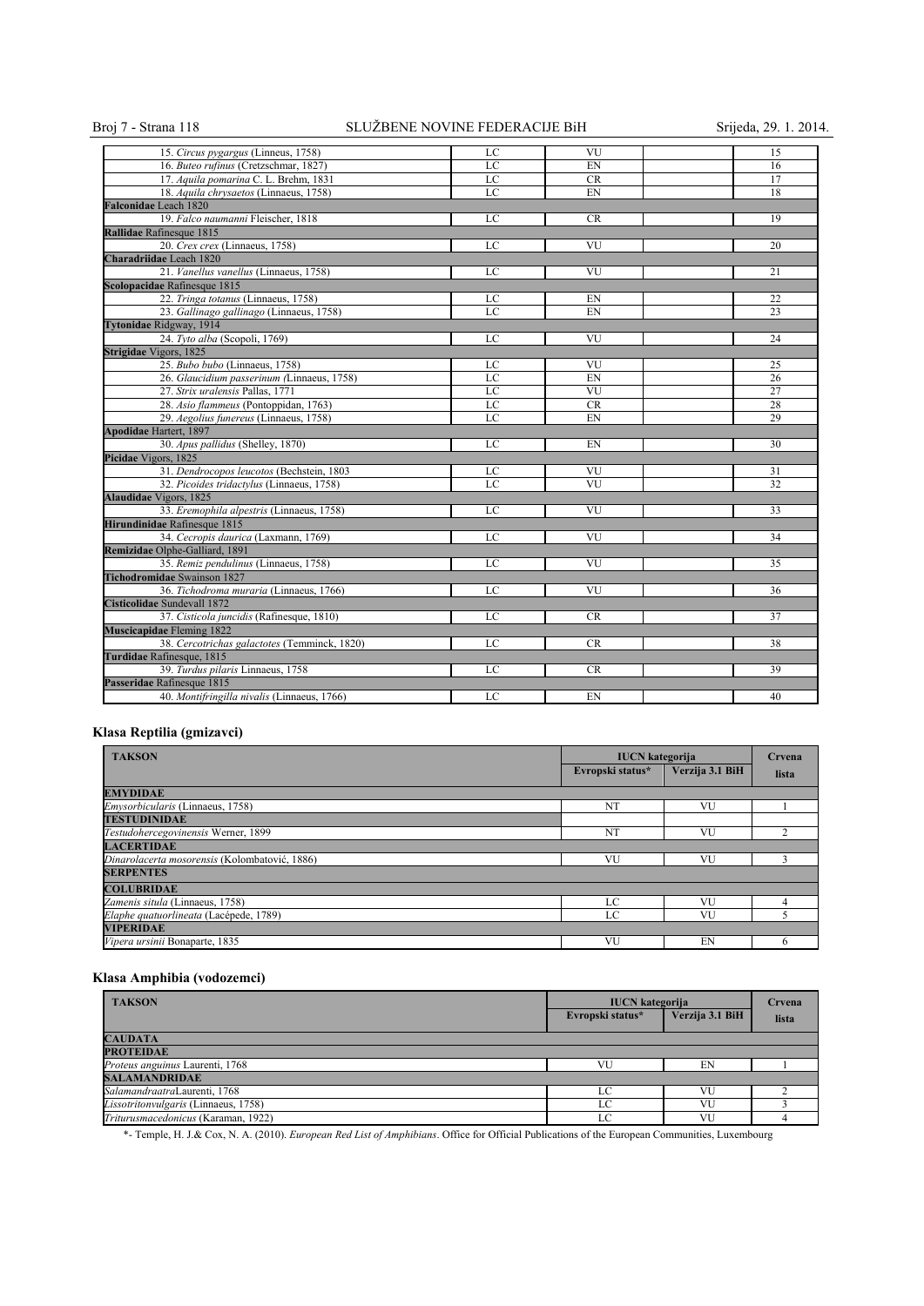| | | | | |
|---|---|---|---|---|
| 15. *Circus pygargus* (Linneus, 1758) | LC | VU | | 15 |
| 16. *Buteo rufinus* (Cretzschmar, 1827) | LC | EN | | 16 |
| 17. *Aquila pomarina* C. L. Brehm, 1831 | LC | CR | | 17 |
| 18. *Aquila chrysaetos* (Linnaeus, 1758) | LC | EN | | 18 |
| **Falconidae** Leach 1820 | | | | |
| 19. *Falco naumanni* Fleischer, 1818 | LC | CR | | 19 |
| **Rallidae** Rafinesque 1815 | | | | |
| 20. *Crex crex* (Linnaeus, 1758) | LC | VU | | 20 |
| **Charadriidae** Leach 1820 | | | | |
| 21. *Vanellus vanellus* (Linnaeus, 1758) | LC | VU | | 21 |
| **Scolopacidae** Rafinesque 1815 | | | | |
| 22. *Tringa totanus* (Linnaeus, 1758) | LC | EN | | 22 |
| 23. *Gallinago gallinago* (Linnaeus, 1758) | LC | EN | | 23 |
| **Tytonidae** Ridgway, 1914 | | | | |
| 24. *Tyto alba* (Scopoli, 1769) | LC | VU | | 24 |
| **Strigidae** Vigors, 1825 | | | | |
| 25. *Bubo bubo* (Linnaeus, 1758) | LC | VU | | 25 |
| 26. *Glaucidium passerinum (*Linnaeus, 1758) | LC | EN | | 26 |
| 27. *Strix uralensis* Pallas, 1771 | LC | VU | | 27 |
| 28. *Asio flammeus* (Pontoppidan, 1763) | LC | CR | | 28 |
| 29. *Aegolius funereus* (Linnaeus, 1758) | LC | EN | | 29 |
| **Apodidae** Hartert, 1897 | | | | |
| 30. *Apus pallidus* (Shelley, 1870) | LC | EN | | 30 |
| **Picidae** Vigors, 1825 | | | | |
| 31. *Dendrocopos leucotos* (Bechstein, 1803 | LC | VU | | 31 |
| 32. *Picoides tridactylus* (Linnaeus, 1758) | LC | VU | | 32 |
| **Alaudidae** Vigors, 1825 | | | | |
| 33. *Eremophila alpestris* (Linnaeus, 1758) | LC | VU | | 33 |
| **Hirundinidae** Rafinesque 1815 | | | | |
| 34. *Cecropis daurica* (Laxmann, 1769) | LC | VU | | 34 |
| **Remizidae** Olphe-Galliard, 1891 | | | | |
| 35. *Remiz pendulinus* (Linnaeus, 1758) | LC | VU | | 35 |
| **Tichodromidae** Swainson 1827 | | | | |
| 36. *Tichodroma muraria* (Linnaeus, 1766) | LC | VU | | 36 |
| **Cisticolidae** Sundevall 1872 | | | | |
| 37. *Cisticola juncidis* (Rafinesque, 1810) | LC | CR | | 37 |
| **Muscicapidae** Fleming 1822 | | | | |
| 38. *Cercotrichas galactotes* (Temminck, 1820) | LC | CR | | 38 |
| **Turdidae** Rafinesque, 1815 | | | | |
| 39. *Turdus pilaris* Linnaeus, 1758 | LC | CR | | 39 |
| **Passeridae** Rafinesque 1815 | | | | |
| 40. *Montifringilla nivalis* (Linnaeus, 1766) | LC | EN | | 40 |

## Klasa Reptilia (gmizavci)

| TAKSON | IUCN kategorija | | Crvena lista |
|---|---|---|---|
| | Evropski status* | Verzija 3.1 BiH | |
| **EMYDIDAE** | | | |
| *Emysorbicularis* (Linnaeus, 1758) | NT | VU | 1 |
| **TESTUDINIDAE** | | | |
| *Testudohercegovinensis* Werner, 1899 | NT | VU | 2 |
| **LACERTIDAE** | | | |
| *Dinarolacerta mosorensis* (Kolombatović, 1886) | VU | VU | 3 |
| **SERPENTES** | | | |
| **COLUBRIDAE** | | | |
| *Zamenis situla* (Linnaeus, 1758) | LC | VU | 4 |
| *Elaphe quatuorlineata* (Lacépede, 1789) | LC | VU | 5 |
| **VIPERIDAE** | | | |
| *Vipera ursinii* Bonaparte, 1835 | VU | EN | 6 |

## Klasa Amphibia (vodozemci)

| TAKSON | IUCN kategorija | | Crvena lista |
|---|---|---|---|
| | Evropski status* | Verzija 3.1 BiH | |
| **CAUDATA** | | | |
| **PROTEIDAE** | | | |
| *Proteus anguinus* Laurenti, 1768 | VU | EN | 1 |
| **SALAMANDRIDAE** | | | |
| *Salamandraatra*Laurenti, 1768 | LC | VU | 2 |
| *Lissotritonvulgaris* (Linnaeus, 1758) | LC | VU | 3 |
| *Triturusmacedonicus* (Karaman, 1922) | LC | VU | 4 |

*- Temple, H. J.& Cox, N. A. (2010). *European Red List of Amphibians*. Office for Official Publications of the European Communities, Luxembourg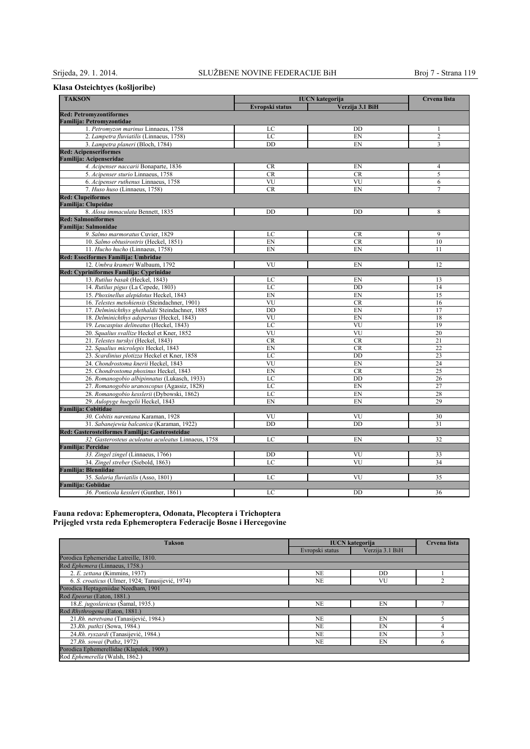## Klasa Osteichtyes (košljoribe)

| TAKSON | IUCN kategorija | | Crvena lista |
|---|---|---|---|
| | Evropski status | Verzija 3.1 BiH | |
| **Red: Petromyzontiformes Familija: Petromyzontidae** | | | |
| 1. *Petromyzon marinus* Linnaeus, 1758 | LC | DD | 1 |
| 2. *Lampetra fluviatilis* (Linnaeus, 1758) | LC | EN | 2 |
| 3. *Lampetra planeri* (Bloch, 1784) | DD | EN | 3 |
| **Red: Acipenseriformes Familija: Acipenseridae** | | | |
| 4. *Acipenser naccarii* Bonaparte, 1836 | CR | EN | 4 |
| 5. *Acipenser sturio* Linnaeus, 1758 | CR | CR | 5 |
| 6. *Acipenser ruthenus* Linnaeus, 1758 | VU | VU | 6 |
| 7. *Huso huso* (Linnaeus, 1758) | CR | EN | 7 |
| **Red: Clupeiformes Familija: Clupeidae** | | | |
| 8. *Alosa immaculata* Bennett, 1835 | DD | DD | 8 |
| **Red: Salmoniformes Familija: Salmonidae** | | | |
| 9. *Salmo marmoratus* Cuvier, 1829 | LC | CR | 9 |
| 10. *Salmo obtusirostris* (Heckel, 1851) | EN | CR | 10 |
| 11. *Hucho hucho* (Linnaeus, 1758) | EN | EN | 11 |
| **Red: Esociformes Familija: Umbridae** | | | |
| 12. *Umbra krameri* Walbaum, 1792 | VU | EN | 12 |
| **Red: Cypriniformes Familija: Cyprinidae** | | | |
| 13. *Rutilus basak* (Heckel, 1843) | LC | EN | 13 |
| 14. *Rutilus pigus* (La Cepede, 1803) | LC | DD | 14 |
| 15. *Phoxinellus alepidotus* Heckel, 1843 | EN | EN | 15 |
| 16. *Telestes metohiensis* (Steindachner, 1901) | VU | CR | 16 |
| 17. *Delminichthys ghethaldii* Steindachner, 1885 | DD | EN | 17 |
| 18. *Delminichthys adspersus* (Heckel, 1843) | VU | EN | 18 |
| 19. *Leucaspius delineatus* (Heckel, 1843) | LC | VU | 19 |
| 20. *Squalius svallize* Heckel et Kner, 1852 | VU | VU | 20 |
| 21. *Telestes turskyi* (Heckel, 1843) | CR | CR | 21 |
| 22. *Squalius microlepis* Heckel, 1843 | EN | CR | 22 |
| 23. *Scardinius plotizza* Heckel et Kner, 1858 | LC | DD | 23 |
| 24. *Chondrostoma knerii* Heckel, 1843 | VU | EN | 24 |
| 25. *Chondrostoma phoxinus* Heckel, 1843 | EN | CR | 25 |
| 26. *Romanogobio albipinnatus* (Lukasch, 1933) | LC | DD | 26 |
| 27. *Romanogobio uranoscopus* (Agassiz, 1828) | LC | EN | 27 |
| 28. *Romanogobio kesslerii* (Dybowski, 1862) | LC | EN | 28 |
| 29. *Aulopyge huegelii* Heckel, 1843 | EN | EN | 29 |
| **Familija: Cobitidae** | | | |
| 30. *Cobitis narentana* Karaman, 1928 | VU | VU | 30 |
| 31. *Sabanejewia balcanica* (Karaman, 1922) | DD | DD | 31 |
| **Red: Gasterosteiformes Familija: Gasterosteidae** | | | |
| 32. *Gasterosteus aculeatus aculeatus* Linnaeus, 1758 | LC | EN | 32 |
| **Familija: Percidae** | | | |
| 33. *Zingel zingel* (Linnaeus, 1766) | DD | VU | 33 |
| 34. *Zingel streber* (Siebold, 1863) | LC | VU | 34 |
| **Familija: Blenniidae** | | | |
| 35. *Salaria fluviatilis* (Asso, 1801) | LC | VU | 35 |
| **Familija: Gobiidae** | | | |
| 36. *Ponticola kessleri* (Gunther, 1861) | LC | DD | 36 |

## Fauna redova: Ephemeroptera, Odonata, Plecoptera i Trichoptera
## Prijegled vrsta reda Ephemeroptera Federacije Bosne i Hercegovine

| Takson | IUCN kategorija | | Crvena lista |
|---|---|---|---|
| | Evropski status | Verzija 3.1 BiH | |
| Porodica Ephemeridae Latreille, 1810. | | | |
| Rod *Ephemera* (Linnaeus, 1758.) | | | |
| 2. *E. zettana* (Kimmins, 1937) | NE | DD | 1 |
| 6. *S. croaticus* (Ulmer, 1924; Tanasijević, 1974) | NE | VU | 2 |
| Porodica Heptageniidae Needham, 1901 | | | |
| Rod *Epeorus* (Eaton, 1881.) | | | |
| 18.*E. jugoslavicus* (Šamal, 1935.) | NE | EN | 7 |
| Rod *Rhythrogena* (Eaton, 1881.) | | | |
| 21.*Rh. neretvana* (Tanasijević, 1984.) | NE | EN | 5 |
| 23.*Rh. puthzi* (Sowa, 1984.) | NE | EN | 4 |
| 24.*Rh. ryszardi* (Tanasijević, 1984.) | NE | EN | 3 |
| 27.*Rh. sowai* (Puthz, 1972) | NE | EN | 6 |
| Porodica Ephemerellidae (Klapalek, 1909.) | | | |
| Rod *Ephemerella* (Walsh, 1862.) | | | |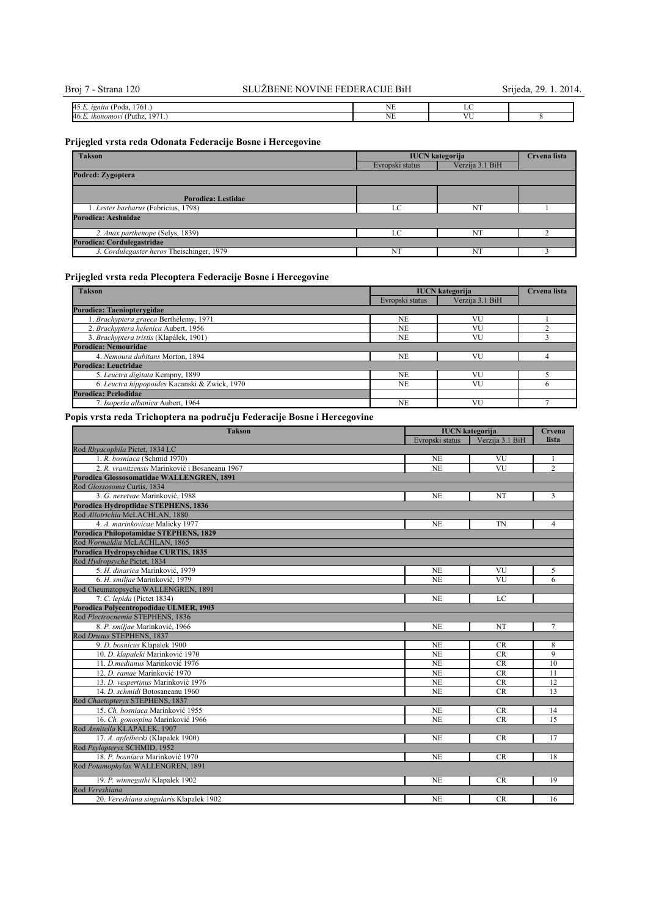| | | | |
|---|---|---|---|
| 45. *E. ignita* (Poda, 1761.) | NE | LC | |
| 46. *E. ikonomovi* (Puthz, 1971.) | NE | VU | 8 |

### Prijegled vrsta reda Odonata Federacije Bosne i Hercegovine

| Takson | IUCN kategorija | | Crvena lista |
|---|---|---|---|
| | Evropski status | Verzija 3.1 BiH | |
| **Podred: Zygoptera** | | | |
| **Porodica: Lestidae** | | | |
| 1. *Lestes barbarus* (Fabricius, 1798) | LC | NT | 1 |
| **Porodica: Aeshnidae** | | | |
| 2. *Anax parthenope* (Selys, 1839) | LC | NT | 2 |
| **Porodica: Cordulegastridae** | | | |
| 3. *Cordulegaster heros* Theischinger, 1979 | NT | NT | 3 |

### Prijegled vrsta reda Plecoptera Federacije Bosne i Hercegovine

| Takson | IUCN kategorija | | Crvena lista |
|---|---|---|---|
| | Evropski status | Verzija 3.1 BiH | |
| **Porodica: Taeniopterygidae** | | | |
| 1. *Brachyptera graeca* Berthélemy, 1971 | NE | VU | 1 |
| 2. *Brachyptera helenica* Aubert, 1956 | NE | VU | 2 |
| 3. *Brachyptera tristis* (Klapálek, 1901) | NE | VU | 3 |
| **Porodica: Nemouridae** | | | |
| 4. *Nemoura dubitans* Morton, 1894 | NE | VU | 4 |
| **Porodica: Leuctridae** | | | |
| 5. *Leuctra digitata* Kempny, 1899 | NE | VU | 5 |
| 6. *Leuctra hippopoides* Kacanski & Zwick, 1970 | NE | VU | 6 |
| **Porodica: Perlodidae** | | | |
| 7. *Isoperla albanica* Aubert, 1964 | NE | VU | 7 |

### Popis vrsta reda Trichoptera na području Federacije Bosne i Hercegovine

| Takson | IUCN kategorija | | Crvena lista |
|---|---|---|---|
| | Evropski status | Verzija 3.1 BiH | |
| Rod *Rhyacophila* Pictet, 1834 LC | | | |
| 1. *R. bosniaca* (Schmid 1970) | NE | VU | 1 |
| 2. *R. vranitzensis* Marinković i Bosaneanu 1967 | NE | VU | 2 |
| **Porodica Glossosomatidae WALLENGREN, 1891** | | | |
| Rod *Glossosoma* Curtis, 1834 | | | |
| 3. *G. neretvae* Marinković, 1988 | NE | NT | 3 |
| **Porodica Hydroptlidae STEPHENS, 1836** | | | |
| Rod *Allotrichia* McLACHLAN, 1880 | | | |
| 4. *A. marinkovicae* Malicky 1977 | NE | TN | 4 |
| **Porodica Philopotamidae STEPHENS, 1829** | | | |
| Rod *Wormaldia* McLACHLAN, 1865 | | | |
| **Porodica Hydropsychidae CURTIS, 1835** | | | |
| Rod *Hydropsyche* Pictet, 1834 | | | |
| 5. *H. dinarica* Marinković, 1979 | NE | VU | 5 |
| 6. *H. smiljae* Marinković, 1979 | NE | VU | 6 |
| Rod Cheumatopsyche WALLENGREN, 1891 | | | |
| 7. *C. lepida* (Pictet 1834) | NE | LC | |
| **Porodica Polycentropodidae ULMER, 1903** | | | |
| Rod *Plectrocnemia* STEPHENS, 1836 | | | |
| 8. *P. smiljae* Marinković, 1966 | NE | NT | 7 |
| Rod *Drusus* STEPHENS, 1837 | | | |
| 9. *D. bosnicus* Klapalek 1900 | NE | CR | 8 |
| 10. *D. klapaleki* Marinković 1970 | NE | CR | 9 |
| 11. *D.medianus* Marinković 1976 | NE | CR | 10 |
| 12. *D. ramae* Marinković 1970 | NE | CR | 11 |
| 13. *D. vespertinus* Marinković 1976 | NE | CR | 12 |
| 14. *D. schmidi* Botosaneanu 1960 | NE | CR | 13 |
| Rod *Chaetopteryx* STEPHENS, 1837 | | | |
| 15. *Ch. bosniaca* Marinković 1955 | NE | CR | 14 |
| 16. *Ch. gonospina* Marinković 1966 | NE | CR | 15 |
| Rod *Annitella* KLAPALEK, 1907 | | | |
| 17. *A. apfelbecki* (Klapalek 1900) | NE | CR | 17 |
| Rod *Psylopteryx* SCHMID, 1952 | | | |
| 18. *P. bosniaca* Marinković 1970 | NE | CR | 18 |
| Rod *Potamophylax* WALLENGREN, 1891 | | | |
| 19. *P. winneguthi* Klapalek 1902 | NE | CR | 19 |
| Rod *Vereshiana* | | | |
| 20. *Vereshiana singularis* Klapalek 1902 | NE | CR | 16 |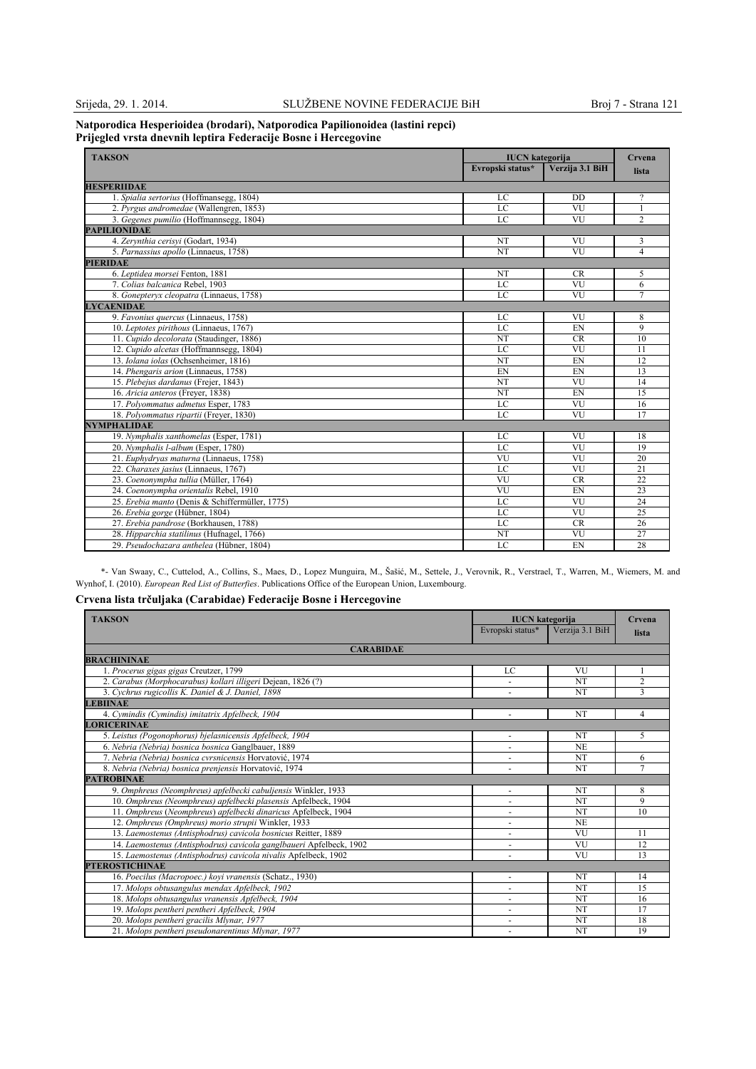**Natporodica Hesperioidea (brodari), Natporodica Papilionoidea (lastini repci)**
**Prijegled vrsta dnevnih leptira Federacije Bosne i Hercegovine**

| TAKSON | IUCN kategorija | | Crvena lista |
|---|---|---|---|
| | Evropski status* | Verzija 3.1 BiH | |
| **HESPERIIDAE** | | | |
| 1. *Spialia sertorius* (Hoffmansegg, 1804) | LC | DD | ? |
| 2. *Pyrgus andromedae* (Wallengren, 1853) | LC | VU | 1 |
| 3. *Gegenes pumilio* (Hoffmannsegg, 1804) | LC | VU | 2 |
| **PAPILIONIDAE** | | | |
| 4. *Zerynthia cerisyi* (Godart, 1934) | NT | VU | 3 |
| 5. *Parnassius apollo* (Linnaeus, 1758) | NT | VU | 4 |
| **PIERIDAE** | | | |
| 6. *Leptidea morsei* Fenton, 1881 | NT | CR | 5 |
| 7. *Colias balcanica* Rebel, 1903 | LC | VU | 6 |
| 8. *Gonepteryx cleopatra* (Linnaeus, 1758) | LC | VU | 7 |
| **LYCAENIDAE** | | | |
| 9. *Favonius quercus* (Linnaeus, 1758) | LC | VU | 8 |
| 10. *Leptotes pirithous* (Linnaeus, 1767) | LC | EN | 9 |
| 11. *Cupido decolorata* (Staudinger, 1886) | NT | CR | 10 |
| 12. *Cupido alcetas* (Hoffmannsegg, 1804) | LC | VU | 11 |
| 13. *Iolana iolas* (Ochsenheimer, 1816) | NT | EN | 12 |
| 14. *Phengaris arion* (Linnaeus, 1758) | EN | EN | 13 |
| 15. *Plebejus dardanus* (Frejer, 1843) | NT | VU | 14 |
| 16. *Aricia anteros* (Freyer, 1838) | NT | EN | 15 |
| 17. *Polyommatus admetus* Esper, 1783 | LC | VU | 16 |
| 18. *Polyommatus ripartii* (Freyer, 1830) | LC | VU | 17 |
| **NYMPHALIDAE** | | | |
| 19. *Nymphalis xanthomelas* (Esper, 1781) | LC | VU | 18 |
| 20. *Nymphalis l-album* (Esper, 1780) | LC | VU | 19 |
| 21. *Euphydryas maturna* (Linnaeus, 1758) | VU | VU | 20 |
| 22. *Charaxes jasius* (Linnaeus, 1767) | LC | VU | 21 |
| 23. *Coenonympha tullia* (Müller, 1764) | VU | CR | 22 |
| 24. *Coenonympha orientalis* Rebel, 1910 | VU | EN | 23 |
| 25. *Erebia manto* (Denis & Schiffermüller, 1775) | LC | VU | 24 |
| 26. *Erebia gorge* (Hübner, 1804) | LC | VU | 25 |
| 27. *Erebia pandrose* (Borkhausen, 1788) | LC | CR | 26 |
| 28. *Hipparchia statilinus* (Hufnagel, 1766) | NT | VU | 27 |
| 29. *Pseudochazara anthelea* (Hübner, 1804) | LC | EN | 28 |

*- Van Swaay, C., Cuttelod, A., Collins, S., Maes, D., Lopez Munguira, M., Šašić, M., Settele, J., Verovnik, R., Verstrael, T., Warren, M., Wiemers, M. and Wynhof, I. (2010). *European Red List of Butterfies*. Publications Office of the European Union, Luxembourg.

**Crvena lista trčuljaka (Carabidae) Federacije Bosne i Hercegovine**

| TAKSON | IUCN kategorija | | Crvena lista |
|---|---|---|---|
| | Evropski status* | Verzija 3.1 BiH | |
| **CARABIDAE** | | | |
| **BRACHININAE** | | | |
| 1. *Procerus gigas gigas* Creutzer, 1799 | LC | VU | 1 |
| 2. *Carabus (Morphocarabus) kollari illigeri* Dejean, 1826 (?) | - | NT | 2 |
| 3. *Cychrus rugicollis K. Daniel & J. Daniel, 1898* | - | NT | 3 |
| **LEBIINAE** | | | |
| 4. *Cymindis (Cymindis) imitatrix Apfelbeck, 1904* | - | NT | 4 |
| **LORICERINAE** | | | |
| 5. *Leistus (Pogonophorus) bjelasnicensis Apfelbeck, 1904* | - | NT | 5 |
| 6. *Nebria (Nebria) bosnica bosnica* Ganglbauer, 1889 | - | NE | |
| 7. *Nebria (Nebria) bosnica cvrsnicensis* Horvatović, 1974 | - | NT | 6 |
| 8. *Nebria (Nebria) bosnica prenjensis* Horvatović, 1974 | - | NT | 7 |
| **PATROBINAE** | | | |
| 9. *Omphreus (Neomphreus) apfelbecki cabuljensis* Winkler, 1933 | - | NT | 8 |
| 10. *Omphreus (Neomphreus) apfelbecki plasensis* Apfelbeck, 1904 | - | NT | 9 |
| 11. *Omphreus (Neomphreus) apfelbecki dinaricus* Apfelbeck, 1904 | - | NT | 10 |
| 12. *Omphreus (Omphreus) morio strupii* Winkler, 1933 | - | NE | |
| 13. *Laemostenus (Antisphodrus) cavicola bosnicus* Reitter, 1889 | - | VU | 11 |
| 14. *Laemostenus (Antisphodrus) cavicola ganglbaueri* Apfelbeck, 1902 | - | VU | 12 |
| 15. *Laemostenus (Antisphodrus) cavicola nivalis* Apfelbeck, 1902 | - | VU | 13 |
| **PTEROSTICHINAE** | | | |
| 16. *Poecilus (Macropoec.) koyi vranensis* (Schatz., 1930) | - | NT | 14 |
| 17. *Molops obtusangulus mendax Apfelbeck, 1902* | - | NT | 15 |
| 18. *Molops obtusangulus vranensis Apfelbeck, 1904* | - | NT | 16 |
| 19. *Molops pentheri pentheri Apfelbeck, 1904* | - | NT | 17 |
| 20. *Molops pentheri gracilis Mlynar, 1977* | - | NT | 18 |
| 21. *Molops pentheri pseudonarentinus Mlynar, 1977* | - | NT | 19 |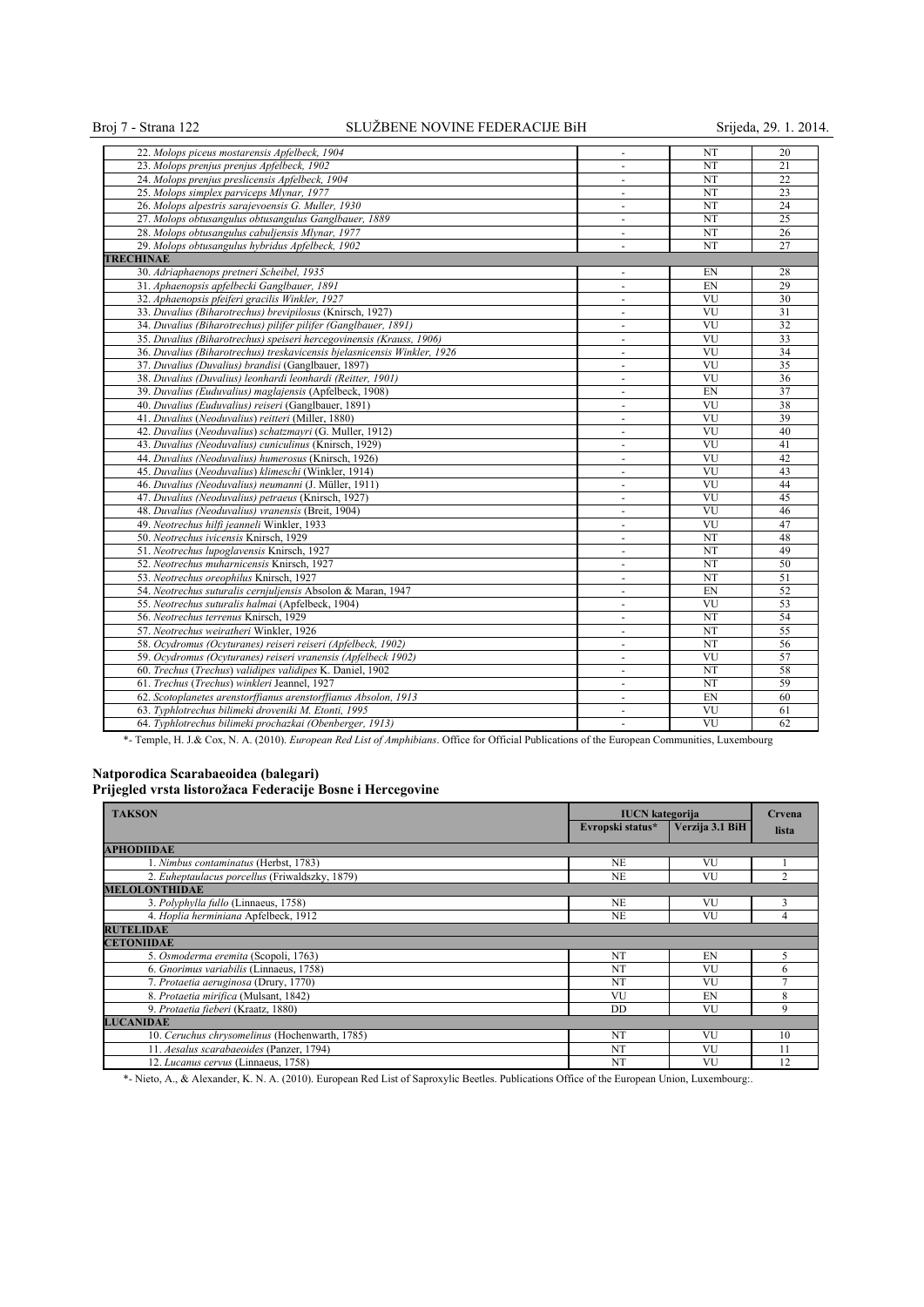| | | | |
|---|---|---|---|
| 22. *Molops piceus mostarensis Apfelbeck, 1904* | - | NT | 20 |
| 23. *Molops prenjus prenjus Apfelbeck, 1902* | - | NT | 21 |
| 24. *Molops prenjus preslicensis Apfelbeck, 1904* | - | NT | 22 |
| 25. *Molops simplex parviceps Mlynar, 1977* | - | NT | 23 |
| 26. *Molops alpestris sarajevoensis G. Muller, 1930* | - | NT | 24 |
| 27. *Molops obtusangulus obtusangulus Ganglbauer, 1889* | - | NT | 25 |
| 28. *Molops obtusangulus cabuljensis Mlynar, 1977* | - | NT | 26 |
| 29. *Molops obtusangulus hybridus Apfelbeck, 1902* | - | NT | 27 |
| **TRECHINAE** | | | |
| 30. *Adriaphaenops pretneri Scheibel, 1935* | - | EN | 28 |
| 31. *Aphaenopsis apfelbecki Ganglbauer, 1891* | - | EN | 29 |
| 32. *Aphaenopsis pfeiferi gracilis Winkler, 1927* | - | VU | 30 |
| 33. *Duvalius (Biharotrechus) brevipilosus* (Knirsch, 1927) | - | VU | 31 |
| 34. *Duvalius (Biharotrechus) pilifer pilifer (Ganglbauer, 1891)* | - | VU | 32 |
| 35. *Duvalius (Biharotrechus) speiseri hercegovinensis (Krauss, 1906)* | - | VU | 33 |
| 36. *Duvalius (Biharotrechus) treskavicensis bjelasnicensis Winkler, 1926* | - | VU | 34 |
| 37. *Duvalius (Duvalius) brandisi* (Ganglbauer, 1897) | - | VU | 35 |
| 38. *Duvalius (Duvalius) leonhardi leonhardi (Reitter, 1901)* | - | VU | 36 |
| 39. *Duvalius (Euduvalius) maglajensis* (Apfelbeck, 1908) | - | EN | 37 |
| 40. *Duvalius (Euduvalius) reiseri* (Ganglbauer, 1891) | - | VU | 38 |
| 41. *Duvalius* (*Neoduvalius*) *reitteri* (Miller, 1880) | - | VU | 39 |
| 42. *Duvalius* (*Neoduvalius*) *schatzmayri* (G. Muller, 1912) | - | VU | 40 |
| 43. *Duvalius (Neoduvalius) cuniculinus* (Knirsch, 1929) | - | VU | 41 |
| 44. *Duvalius (Neoduvalius) humerosus* (Knirsch, 1926) | - | VU | 42 |
| 45. *Duvalius* (*Neoduvalius*) *klimeschi* (Winkler, 1914) | - | VU | 43 |
| 46. *Duvalius (Neoduvalius) neumanni* (J. Müller, 1911) | - | VU | 44 |
| 47. *Duvalius (Neoduvalius) petraeus* (Knirsch, 1927) | - | VU | 45 |
| 48. *Duvalius (Neoduvalius) vranensis* (Breit, 1904) | - | VU | 46 |
| 49. *Neotrechus hilfi jeanneli* Winkler, 1933 | - | VU | 47 |
| 50. *Neotrechus ivicensis* Knirsch, 1929 | - | NT | 48 |
| 51. *Neotrechus lupoglavensis* Knirsch, 1927 | - | NT | 49 |
| 52. *Neotrechus muharnicensis* Knirsch, 1927 | - | NT | 50 |
| 53. *Neotrechus oreophilus* Knirsch, 1927 | - | NT | 51 |
| 54. *Neotrechus suturalis cernjuljensis* Absolon & Maran, 1947 | - | EN | 52 |
| 55. *Neotrechus suturalis halmai* (Apfelbeck, 1904) | - | VU | 53 |
| 56. *Neotrechus terrenus* Knirsch, 1929 | - | NT | 54 |
| 57. *Neotrechus weiratheri* Winkler, 1926 | - | NT | 55 |
| 58. *Ocydromus (Ocyturanes) reiseri reiseri (Apfelbeck, 1902)* | - | NT | 56 |
| 59. *Ocydromus (Ocyturanes) reiseri vranensis (Apfelbeck 1902)* | - | VU | 57 |
| 60. *Trechus* (*Trechus*) *validipes validipes* K. Daniel, 1902 | - | NT | 58 |
| 61. *Trechus* (*Trechus*) *winkleri* Jeannel, 1927 | - | NT | 59 |
| 62. *Scotoplanetes arenstorffianus arenstorffianus Absolon, 1913* | - | EN | 60 |
| 63. *Typhlotrechus bilimeki droveniki M. Etonti, 1995* | - | VU | 61 |
| 64. *Typhlotrechus bilimeki prochazkai (Obenberger, 1913)* | - | VU | 62 |

*- Temple, H. J.& Cox, N. A. (2010). *European Red List of Amphibians*. Office for Official Publications of the European Communities, Luxembourg

### Natporodica Scarabaeoidea (balegari)
### Prijegled vrsta listorožaca Federacije Bosne i Hercegovine

| TAKSON | IUCN kategorija | | Crvena lista |
|---|---|---|---|
| | Evropski status* | Verzija 3.1 BiH | |
| **APHODIIDAE** | | | |
| 1. *Nimbus contaminatus* (Herbst, 1783) | NE | VU | 1 |
| 2. *Euheptaulacus porcellus* (Friwaldszky, 1879) | NE | VU | 2 |
| **MELOLONTHIDAE** | | | |
| 3. *Polyphylla fullo* (Linnaeus, 1758) | NE | VU | 3 |
| 4. *Hoplia herminiana* Apfelbeck, 1912 | NE | VU | 4 |
| **RUTELIDAE** | | | |
| **CETONIIDAE** | | | |
| 5. *Osmoderma eremita* (Scopoli, 1763) | NT | EN | 5 |
| 6. *Gnorimus variabilis* (Linnaeus, 1758) | NT | VU | 6 |
| 7. *Protaetia aeruginosa* (Drury, 1770) | NT | VU | 7 |
| 8. *Protaetia mirifica* (Mulsant, 1842) | VU | EN | 8 |
| 9. *Protaetia fieberi* (Kraatz, 1880) | DD | VU | 9 |
| **LUCANIDAE** | | | |
| 10. *Ceruchus chrysomelinus* (Hochenwarth, 1785) | NT | VU | 10 |
| 11. *Aesalus scarabaeoides* (Panzer, 1794) | NT | VU | 11 |
| 12. *Lucanus cervus* (Linnaeus, 1758) | NT | VU | 12 |

*- Nieto, A., & Alexander, K. N. A. (2010). European Red List of Saproxylic Beetles. Publications Office of the European Union, Luxembourg:.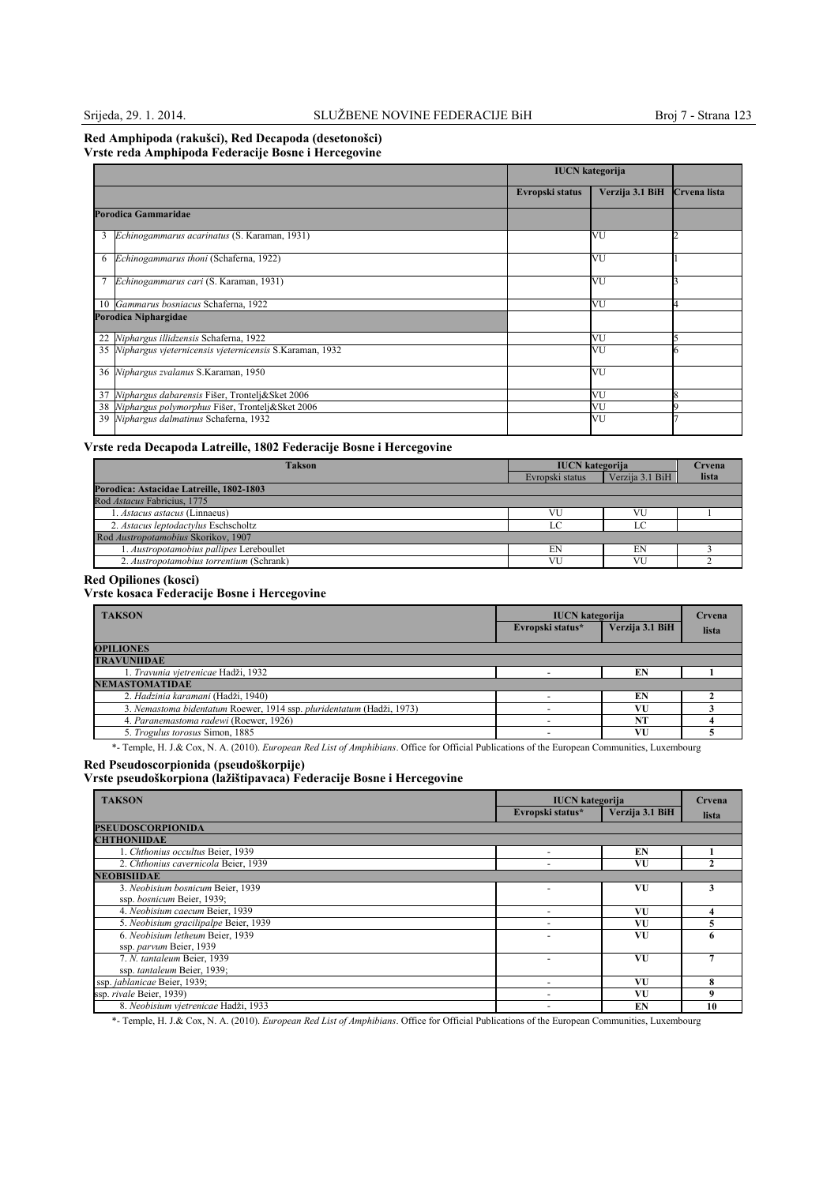**Red Amphipoda (rakušci), Red Decapoda (desetonošci)**
**Vrste reda Amphipoda Federacije Bosne i Hercegovine**

| | | IUCN kategorija | | |
|---|---|---|---|---|
| | | Evropski status | Verzija 3.1 BiH | Crvena lista |
| **Porodica Gammaridae** | | | | |
| 3 | *Echinogammarus acarinatus* (S. Karaman, 1931) | | VU | 2 |
| 6 | *Echinogammarus thoni* (Schaferna, 1922) | | VU | 1 |
| 7 | *Echinogammarus cari* (S. Karaman, 1931) | | VU | 3 |
| 10 | *Gammarus bosniacus* Schaferna, 1922 | | VU | 4 |
| **Porodica Niphargidae** | | | | |
| 22 | *Niphargus illidzensis* Schaferna, 1922 | | VU | 5 |
| 35 | *Niphargus vjeternicensis vjeternicensis* S.Karaman, 1932 | | VU | 6 |
| 36 | *Niphargus zvalanus* S.Karaman, 1950 | | VU | |
| 37 | *Niphargus dabarensis* Fišer, Trontelj&Sket 2006 | | VU | 8 |
| 38 | *Niphargus polymorphus* Fišer, Trontelj&Sket 2006 | | VU | 9 |
| 39 | *Niphargus dalmatinus* Schaferna, 1932 | | VU | 7 |

**Vrste reda Decapoda Latreille, 1802 Federacije Bosne i Hercegovine**

| Takson | IUCN kategorija | | Crvena lista |
|---|---|---|---|
| | Evropski status | Verzija 3.1 BiH | |
| **Porodica: Astacidae Latreille, 1802-1803** | | | |
| Rod *Astacus* Fabricius, 1775 | | | |
| 1. *Astacus astacus* (Linnaeus) | VU | VU | 1 |
| 2. *Astacus leptodactylus* Eschscholtz | LC | LC | |
| Rod *Austropotamobius* Skorikov, 1907 | | | |
| 1. *Austropotamobius pallipes* Lereboullet | EN | EN | 3 |
| 2. *Austropotamobius torrentium* (Schrank) | VU | VU | 2 |

**Red Opiliones (kosci)**
**Vrste kosaca Federacije Bosne i Hercegovine**

| TAKSON | IUCN kategorija | | Crvena lista |
|---|---|---|---|
| | Evropski status* | Verzija 3.1 BiH | |
| **OPILIONES** | | | |
| **TRAVUNIIDAE** | | | |
| 1. *Travunia vjetrenicae* Hadži, 1932 | - | **EN** | **1** |
| **NEMASTOMATIDAE** | | | |
| 2. *Hadzinia karamani* (Hadži, 1940) | - | **EN** | **2** |
| 3. *Nemastoma bidentatum* Roewer, 1914 ssp. *pluridentatum* (Hadži, 1973) | - | **VU** | **3** |
| 4. *Paranemastoma radewi* (Roewer, 1926) | - | **NT** | **4** |
| 5. *Trogulus torosus* Simon, 1885 | - | **VU** | **5** |

*- Temple, H. J.& Cox, N. A. (2010). *European Red List of Amphibians*. Office for Official Publications of the European Communities, Luxembourg

**Red Pseudoscorpionida (pseudoškorpije)**
**Vrste pseudoškorpiona (lažištipavaca) Federacije Bosne i Hercegovine**

| TAKSON | IUCN kategorija | | Crvena lista |
|---|---|---|---|
| | Evropski status* | Verzija 3.1 BiH | |
| **PSEUDOSCORPIONIDA** | | | |
| **CHTHONIIDAE** | | | |
| 1. *Chthonius occultus* Beier, 1939 | - | **EN** | **1** |
| 2. *Chthonius cavernicola* Beier, 1939 | - | **VU** | **2** |
| **NEOBISIIDAE** | | | |
| 3. *Neobisium bosnicum* Beier, 1939 ssp. *bosnicum* Beier, 1939; | - | **VU** | **3** |
| 4. *Neobisium caecum* Beier, 1939 | - | **VU** | **4** |
| 5. *Neobisium gracilipalpe* Beier, 1939 | - | **VU** | **5** |
| 6. *Neobisium letheum* Beier, 1939 ssp. *parvum* Beier, 1939 | - | **VU** | **6** |
| 7. *N. tantaleum* Beier, 1939 ssp. *tantaleum* Beier, 1939; | - | **VU** | **7** |
| ssp. *jablanicae* Beier, 1939; | - | **VU** | **8** |
| ssp. *rivale* Beier, 1939) | - | **VU** | **9** |
| 8. *Neobisium vjetrenicae* Hadži, 1933 | - | **EN** | **10** |

*- Temple, H. J.& Cox, N. A. (2010). *European Red List of Amphibians*. Office for Official Publications of the European Communities, Luxembourg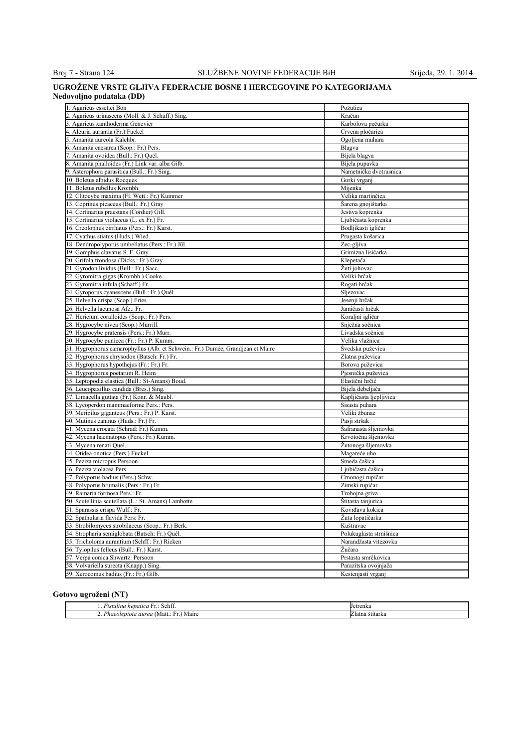## UGROŽENE VRSTE GLJIVA FEDERACIJE BOSNE I HERCEGOVINE PO KATEGORIJAMA

### Nedovoljno podataka (DD)

| | |
|---|---|
| 1. Agaricus essettei Bon | Požutica |
| 2. Agaricus urinascens (Moll. & J. Schäff.) Sing. | Kračun |
| 3. Agaricus xanthoderma Genevier | Karbolova pečurka |
| 4. Aleuria aurantia (Fr.) Fuckel | Crvena pločarica |
| 5. Amanita aureola Kalchbr. | Ogoljena muhara |
| 6. Amanita caesarea (Scop.: Fr.) Pers. | Blagva |
| 7. Amanita ovoidea (Bull.: Fr.) Quél. | Bijela blagva |
| 8. Amanita phalloides (Fr.) Link var. alba Gilb. | Bijela pupavka |
| 9. Asterophora parasitica (Bull.: Fr.) Sing. | Nametnička dvotrusnica |
| 10. Boletus albidus Rocques | Gorki vrganj |
| 11. Boletus rubellus Krombh. | Mijenka |
| 12. Clitocybe maxima (Fl. Wett.: Fr.) Kummer | Velika martinčica |
| 13. Coprinus picaceus (Bull.: Fr.) Gray | Šarena gnojištarka |
| 14. Cortinarius praestans (Cordier) Gill. | Jestiva koprenka |
| 15. Cortinarius violaceus (L. ex Fr.) Fr. | Ljubičasta koprenka |
| 16. Creolophus cirrhatus (Pers.: Fr.) Karst. | Bodljikasti igličar |
| 17. Cyathus stiatus (Huds.) Wied. | Prugasta košarica |
| 18. Dendropolyporus umbellatus (Pers.: Fr.) Jül. | Zec-gljiva |
| 19. Gomphus clavatus S. F. Gray | Grimizna lisičarka |
| 20. Grifola frondosa (Dicks.: Fr.) Gray | Klepetača |
| 21. Gyrodon lividus (Bull.: Fr.) Sacc. | Žuti johovac |
| 22. Gyromitra gigas (Krombh.) Cooke | Veliki hrčak |
| 23. Gyromitra infula (Schaff.) Fr. | Rogati hrčak |
| 24. Gyroporus cyanescens (Bull.: Fr.) Quél | Sljezovac |
| 25. Helvella crispa (Scop.) Fries | Jesenji hrčak |
| 26. Helvella lacunosa Afz.: Fr. | Jamičasti hrčak |
| 27. Hericium coralloides (Scop.: Fr.) Pers. | Koraljni igličar |
| 28. Hygrocybe nivea (Scop.) Murrill. | Snježna sočnica |
| 29. Hygrocybe pratensis (Pers.: Fr.) Murr. | Livadska sočnica |
| 30. Hygrocybe punicea (Fr.: Fr.) P. Kumm. | Velika vlažnica |
| 31. Hygrophorus camarophyllus (Alb. et Schwein.: Fr.) Dumée, Grandjean et Maire | Švedska puževica |
| 32. Hygrophorus chrysodon (Batsch: Fr.) Fr. | Zlatna puževica |
| 33. Hygrophorus hypothejus (Fr.: Fr.) Fr. | Borova puževica |
| 34. Hygrophorus poetarum R. Heim | Pjesnička puževica |
| 35. Leptopodia elastica (Bull.: St-Amans) Boud. | Elastični hrčić |
| 36. Leucopaxillus candida (Bres.) Sing. | Bijela debeljača |
| 37. Limacella guttata (Fr.) Konr. & Maubl. | Kapljičasta ljepljivica |
| 38. Lycoperdon mammaeforme Pers.: Pers. | Sisasta puhara |
| 39. Meripilus giganteus (Pers.: Fr.) P. Karst. | Veliki žbunac |
| 40. Mutinus caninus (Huds.: Fr.) Fr. | Pasji stršak |
| 41. Mycena crocata (Schrad: Fr.) Kumm. | Šafranasta šljemovka |
| 42. Mycena haematopus (Pers.: Fr.) Kumm. | Krvotočna šljemovka |
| 43. Mycena renati Quel. | Žutonoga šljemovka |
| 44. Otidea onotica (Pers.) Fuckel | Magareće uho |
| 45. Peziza micropus Persoon | Smeđa čašica |
| 46. Peziza violacea Pers. | Ljubičasta čašica |
| 47. Polyporus badius (Pers.) Schw. | Crnonogi rupičar |
| 48. Polyporus brumalis (Pers.: Fr.) Fr. | Zimski rupičar |
| 49. Ramaria formosa Pers.: Fr. | Trobojna griva |
| 50. Scutellinia scutellata (L.: St. Amans) Lambotte | Štitasta tanjurica |
| 51. Sparassis crispa Wulf.: Fr. | Kovrđava kokica |
| 52. Spathularia flavida Pers: Fr. | Žuta lopatičarka |
| 53. Strobilomyces strobilaceus (Scop.: Fr.) Berk. | Kuštravac |
| 54. Stropharia semiglobata (Batsch: Fr.) Quél. | Polukuglasta strnišnica |
| 55. Tricholoma aurantium (Schff.: Fr.) Ricken | Narandžasta vitezovka |
| 56. Tylopilus felleus (Bull.: Fr.) Karst. | Žučara |
| 57. Verpa conica Shwartz: Persoon | Prstasta smrčkovica |
| 58. Volvariella surecta (Knapp.) Sing. | Parazitska ovojnjača |
| 59. Xerocomus badius (Fr.: Fr.) Gilb. | Kestenjasti vrganj |

### Gotovo ugroženi (NT)

| | |
|---|---|
| 1. *Fistulina hepatica* Fr.: Schff. | Jetrenka |
| 2. *Phaeolepiota aurea* (Matt.: Fr.) Maire | Zlatna štitarka |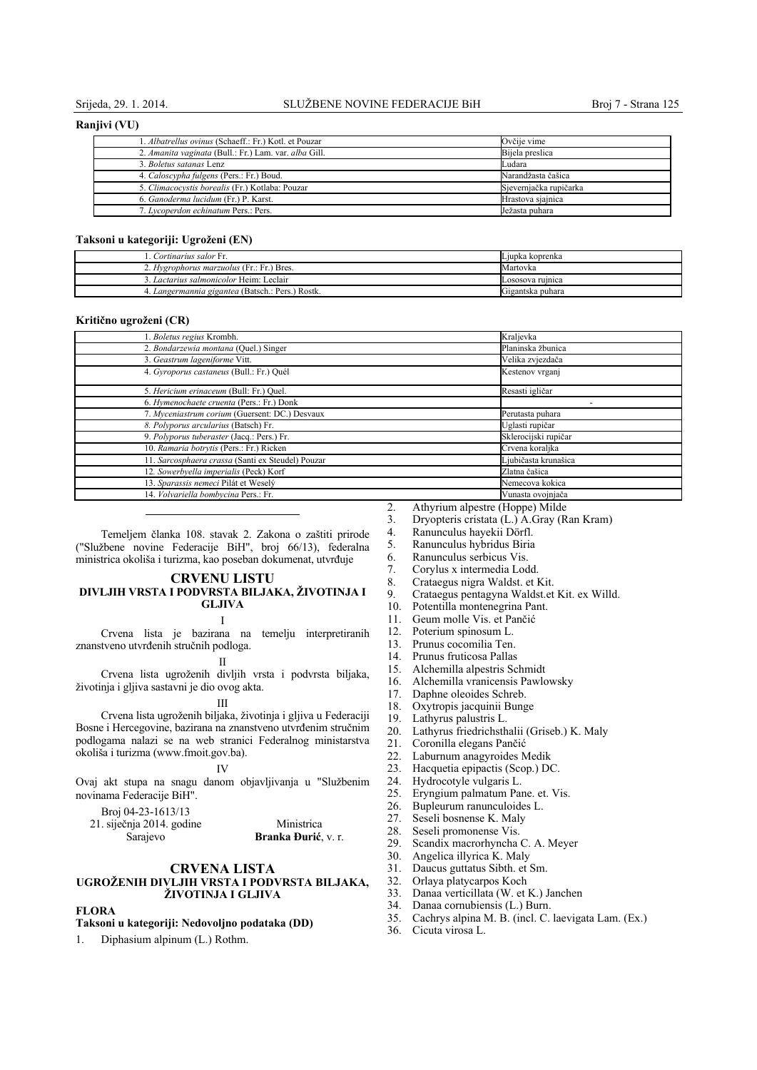**Ranjivi (VU)**

| | |
|---|---|
| 1. *Albatrellus ovinus* (Schaeff.: Fr.) Kotl. et Pouzar | Ovčije vime |
| 2. *Amanita vaginata* (Bull.: Fr.) Lam. var. *alba* Gill. | Bijela preslica |
| 3. *Boletus satanas* Lenz | Ludara |
| 4. *Caloscypha fulgens* (Pers.: Fr.) Boud. | Narandžasta čašica |
| 5. *Climacocystis borealis* (Fr.) Kotlaba: Pouzar | Sjevernjačka rupičarka |
| 6. *Ganoderma lucidum* (Fr.) P. Karst. | Hrastova sjajnica |
| 7. *Lycoperdon echinatum* Pers.: Pers. | Ježasta puhara |

**Taksoni u kategoriji: Ugroženi (EN)**

| | |
|---|---|
| 1. *Cortinarius salor* Fr. | Ljupka koprenka |
| 2. *Hygrophorus marzuolus* (Fr.: Fr.) Bres. | Martovka |
| 3. *Lactarius salmonicolor* Heim: Leclair | Lososova rujnica |
| 4. *Langermannia gigantea* (Batsch.: Pers.) Rostk. | Gigantska puhara |

**Kritično ugroženi (CR)**

| | |
|---|---|
| 1. *Boletus regius* Krombh. | Kraljevka |
| 2. *Bondarzewia montana* (Quel.) Singer | Planinska žbunica |
| 3. *Geastrum lageniforme* Vitt. | Velika zvjezdača |
| 4. *Gyroporus castaneus* (Bull.: Fr.) Quél | Kestenov vrganj |
| 5. *Hericium erinaceum* (Bull: Fr.) Quel. | Resasti igličar |
| 6. *Hymenochaete cruenta* (Pers.: Fr.) Donk | - |
| 7. *Myceniastrum corium* (Guersent: DC.) Desvaux | Perutasta puhara |
| 8. *Polyporus arcularius* (Batsch) Fr. | Uglasti rupičar |
| 9. *Polyporus tuberaster* (Jacq.: Pers.) Fr. | Sklerocijski rupičar |
| 10. *Ramaria botrytis* (Pers.: Fr.) Ricken | Crvena koraljka |
| 11. *Sarcosphaera crassa* (Santi ex Steudel) Pouzar | Ljubičasta krunašica |
| 12. *Sowerbyella imperialis* (Peck) Korf | Zlatna čašica |
| 13. *Sparassis nemeci* Pilát et Weselý | Nemecova kokica |
| 14. *Volvariella bombycina* Pers.: Fr. | Vunasta ovojnjača |

---

Temeljem članka 108. stavak 2. Zakona o zaštiti prirode ("Službene novine Federacije BiH", broj 66/13), federalna ministrica okoliša i turizma, kao poseban dokument, utvrđuje

## CRVENU LISTU
### DIVLJIH VRSTA I PODVRSTA BILJAKA, ŽIVOTINJA I GLJIVA

I

Crvena lista je bazirana na temelju interpretiranih znanstveno utvrđenih stručnih podloga.

II

Crvena lista ugroženih divljih vrsta i podvrsta biljaka, životinja i gljiva sastavni je dio ovog akta.

III

Crvena lista ugroženih biljaka, životinja i gljiva u Federaciji Bosne i Hercegovine, bazirana na znanstveno utvrđenim stručnim podlogama nalazi se na web stranici Federalnog ministarstva okoliša i turizma (www.fmoit.gov.ba).

IV

Ovaj akt stupa na snagu danom objavljivanja u "Službenim novinama Federacije BiH".

Broj 04-23-1613/13
21. siječnja 2014. godine
Sarajevo

Ministrica
**Branka Đurić**, v. r.

## CRVENA LISTA
### UGROŽENIH DIVLJIH VRSTA I PODVRSTA BILJAKA, ŽIVOTINJA I GLJIVA

**FLORA**

**Taksoni u kategoriji: Nedovoljno podataka (DD)**

1. Diphasium alpinum (L.) Rothm.
2. Athyrium alpestre (Hoppe) Milde
3. Dryopteris cristata (L.) A.Gray (Ran Kram)
4. Ranunculus hayekii Dörfl.
5. Ranunculus hybridus Biria
6. Ranunculus serbicus Vis.
7. Corylus x intermedia Lodd.
8. Crataegus nigra Waldst. et Kit.
9. Crataegus pentagyna Waldst.et Kit. ex Willd.
10. Potentilla montenegrina Pant.
11. Geum molle Vis. et Pančić
12. Poterium spinosum L.
13. Prunus cocomilia Ten.
14. Prunus fruticosa Pallas
15. Alchemilla alpestris Schmidt
16. Alchemilla vranicensis Pawlowsky
17. Daphne oleoides Schreb.
18. Oxytropis jacquinii Bunge
19. Lathyrus palustris L.
20. Lathyrus friedrichsthalii (Griseb.) K. Maly
21. Coronilla elegans Pančić
22. Laburnum anagyroides Medik
23. Hacquetia epipactis (Scop.) DC.
24. Hydrocotyle vulgaris L.
25. Eryngium palmatum Pane. et. Vis.
26. Bupleurum ranunculoides L.
27. Seseli bosnense K. Maly
28. Seseli promonense Vis.
29. Scandix macrorhyncha C. A. Meyer
30. Angelica illyrica K. Maly
31. Daucus guttatus Sibth. et Sm.
32. Orlaya platycarpos Koch
33. Danaa verticillata (W. et K.) Janchen
34. Danaa cornubiensis (L.) Burn.
35. Cachrys alpina M. B. (incl. C. laevigata Lam. (Ex.)
36. Cicuta virosa L.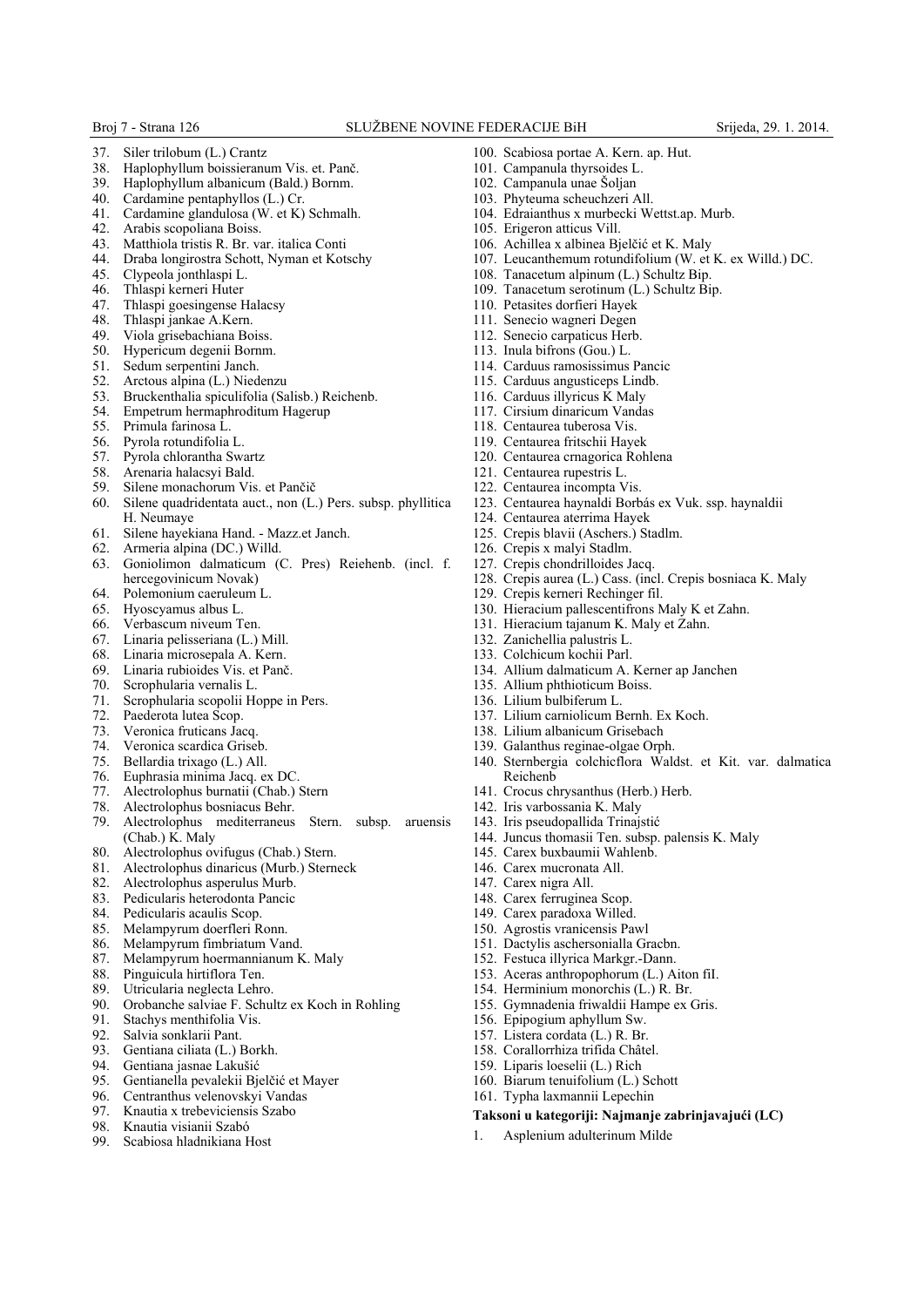37. Siler trilobum (L.) Crantz
38. Haplophyllum boissieranum Vis. et. Panč.
39. Haplophyllum albanicum (Bald.) Bornm.
40. Cardamine pentaphyllos (L.) Cr.
41. Cardamine glandulosa (W. et K) Schmalh.
42. Arabis scopoliana Boiss.
43. Matthiola tristis R. Br. var. italica Conti
44. Draba longirostra Schott, Nyman et Kotschy
45. Clypeola jonthlaspi L.
46. Thlaspi kerneri Huter
47. Thlaspi goesingense Halacsy
48. Thlaspi jankae A.Kern.
49. Viola grisebachiana Boiss.
50. Hypericum degenii Bornm.
51. Sedum serpentini Janch.
52. Arctous alpina (L.) Niedenzu
53. Bruckenthalia spiculifolia (Salisb.) Reichenb.
54. Empetrum hermaphroditum Hagerup
55. Primula farinosa L.
56. Pyrola rotundifolia L.
57. Pyrola chlorantha Swartz
58. Arenaria halacsyi Bald.
59. Silene monachorum Vis. et Pančič
60. Silene quadridentata auct., non (L.) Pers. subsp. phyllitica H. Neumaye
61. Silene hayekiana Hand. - Mazz.et Janch.
62. Armeria alpina (DC.) Willd.
63. Goniolimon dalmaticum (C. Pres) Reiehenb. (incl. f. hercegovinicum Novak)
64. Polemonium caeruleum L.
65. Hyoscyamus albus L.
66. Verbascum niveum Ten.
67. Linaria pelisseriana (L.) Mill.
68. Linaria microsepala A. Kern.
69. Linaria rubioides Vis. et Panč.
70. Scrophularia vernalis L.
71. Scrophularia scopolii Hoppe in Pers.
72. Paederota lutea Scop.
73. Veronica fruticans Jacq.
74. Veronica scardica Griseb.
75. Bellardia trixago (L.) All.
76. Euphrasia minima Jacq. ex DC.
77. Alectrolophus burnatii (Chab.) Stern
78. Alectrolophus bosniacus Behr.
79. Alectrolophus mediterraneus Stern. subsp. aruensis (Chab.) K. Maly
80. Alectrolophus ovifugus (Chab.) Stern.
81. Alectrolophus dinaricus (Murb.) Sterneck
82. Alectrolophus asperulus Murb.
83. Pedicularis heterodonta Pancic
84. Pedicularis acaulis Scop.
85. Melampyrum doerfleri Ronn.
86. Melampyrum fimbriatum Vand.
87. Melampyrum hoermannianum K. Maly
88. Pinguicula hirtiflora Ten.
89. Utricularia neglecta Lehro.
90. Orobanche salviae F. Schultz ex Koch in Rohling
91. Stachys menthifolia Vis.
92. Salvia sonklarii Pant.
93. Gentiana ciliata (L.) Borkh.
94. Gentiana jasnae Lakušić
95. Gentianella pevalekii Bjelčić et Mayer
96. Centranthus velenovskyi Vandas
97. Knautia x trebeviciensis Szabo
98. Knautia visianii Szabó
99. Scabiosa hladnikiana Host
100. Scabiosa portae A. Kern. ap. Hut.
101. Campanula thyrsoides L.
102. Campanula unae Šoljan
103. Phyteuma scheuchzeri All.
104. Edraianthus x murbecki Wettst.ap. Murb.
105. Erigeron atticus Vill.
106. Achillea x albinea Bjelčić et K. Maly
107. Leucanthemum rotundifolium (W. et K. ex Willd.) DC.
108. Tanacetum alpinum (L.) Schultz Bip.
109. Tanacetum serotinum (L.) Schultz Bip.
110. Petasites dorfieri Hayek
111. Senecio wagneri Degen
112. Senecio carpaticus Herb.
113. Inula bifrons (Gou.) L.
114. Carduus ramosissimus Pancic
115. Carduus angusticeps Lindb.
116. Carduus illyricus K Maly
117. Cirsium dinaricum Vandas
118. Centaurea tuberosa Vis.
119. Centaurea fritschii Hayek
120. Centaurea crnagorica Rohlena
121. Centaurea rupestris L.
122. Centaurea incompta Vis.
123. Centaurea haynaldii Borbás ex Vuk. ssp. haynaldii
124. Centaurea aterrima Hayek
125. Crepis blavii (Aschers.) Stadlm.
126. Crepis x malyi Stadlm.
127. Crepis chondrilloides Jacq.
128. Crepis aurea (L.) Cass. (incl. Crepis bosniaca K. Maly
129. Crepis kerneri Rechinger fil.
130. Hieracium pallescentifrons Maly K et Zahn.
131. Hieracium tajanum K. Maly et Zahn.
132. Zanichellia palustris L.
133. Colchicum kochii Parl.
134. Allium dalmaticum A. Kerner ap Janchen
135. Allium phthioticum Boiss.
136. Lilium bulbiferum L.
137. Lilium carniolicum Bernh. Ex Koch.
138. Lilium albanicum Grisebach
139. Galanthus reginae-olgae Orph.
140. Sternbergia colchicflora Waldst. et Kit. var. dalmatica Reichenb
141. Crocus chrysanthus (Herb.) Herb.
142. Iris varbossania K. Maly
143. Iris pseudopallida Trinajstić
144. Juncus thomasii Ten. subsp. palensis K. Maly
145. Carex buxbaumii Wahlenb.
146. Carex mucronata All.
147. Carex nigra All.
148. Carex ferruginea Scop.
149. Carex paradoxa Willed.
150. Agrostis vranicensis Pawl
151. Dactylis aschersonialla Gracbn.
152. Festuca illyrica Markgr.-Dann.
153. Aceras anthropophorum (L.) Aiton fil.
154. Herminium monorchis (L.) R. Br.
155. Gymnadenia friwaldii Hampe ex Gris.
156. Epipogium aphyllum Sw.
157. Listera cordata (L.) R. Br.
158. Corallorrhiza trifida Châtel.
159. Liparis loeselii (L.) Rich
160. Biarum tenuifolium (L.) Schott
161. Typha laxmannii Lepechin

**Taksoni u kategoriji: Najmanje zabrinjavajući (LC)**

1. Asplenium adulterinum Milde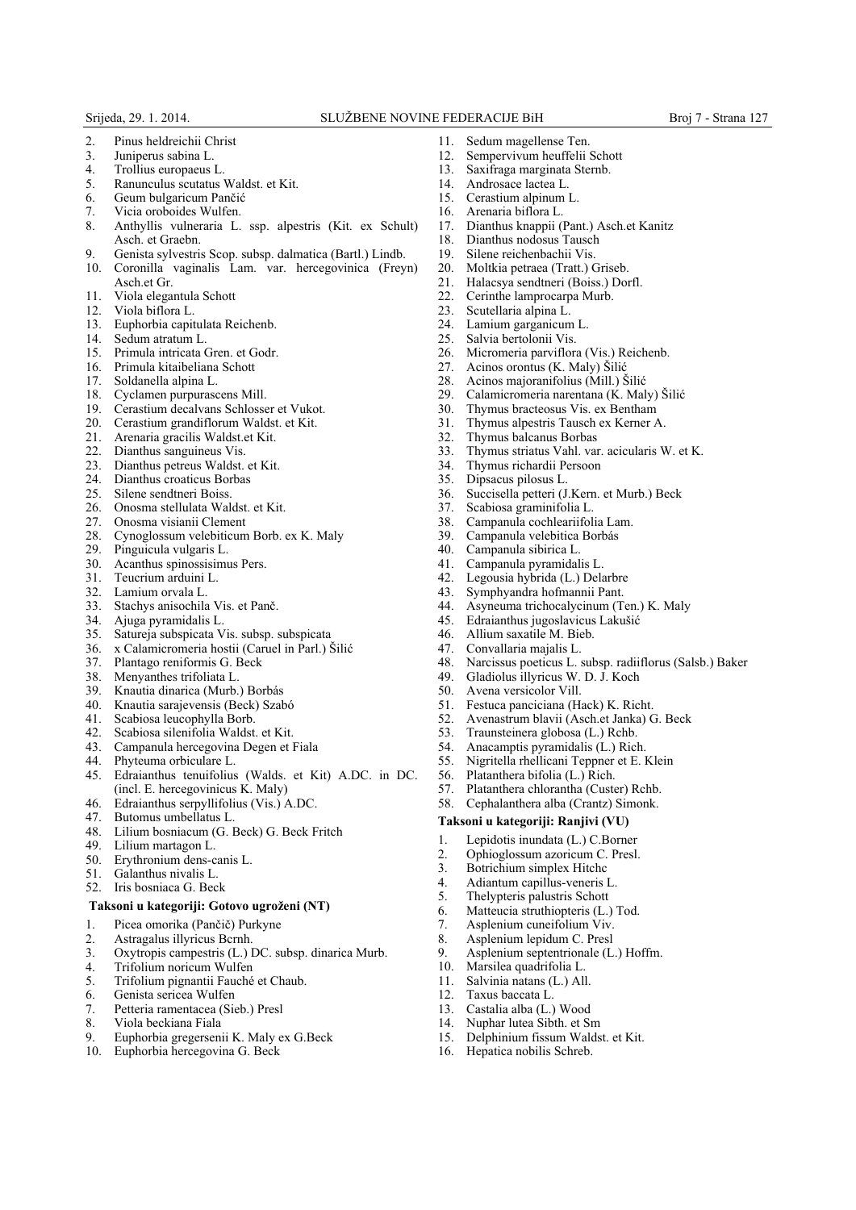2. Pinus heldreichii Christ
3. Juniperus sabina L.
4. Trollius europaeus L.
5. Ranunculus scutatus Waldst. et Kit.
6. Geum bulgaricum Pančić
7. Vicia oroboides Wulfen.
8. Anthyllis vulneraria L. ssp. alpestris (Kit. ex Schult) Asch. et Graebn.
9. Genista sylvestris Scop. subsp. dalmatica (Bartl.) Lindb.
10. Coronilla vaginalis Lam. var. hercegovinica (Freyn) Asch.et Gr.
11. Viola elegantula Schott
12. Viola biflora L.
13. Euphorbia capitulata Reichenb.
14. Sedum atratum L.
15. Primula intricata Gren. et Godr.
16. Primula kitaibeliana Schott
17. Soldanella alpina L.
18. Cyclamen purpurascens Mill.
19. Cerastium decalvans Schlosser et Vukot.
20. Cerastium grandiflorum Waldst. et Kit.
21. Arenaria gracilis Waldst.et Kit.
22. Dianthus sanguineus Vis.
23. Dianthus petreus Waldst. et Kit.
24. Dianthus croaticus Borbas
25. Silene sendtneri Boiss.
26. Onosma stellulata Waldst. et Kit.
27. Onosma visianii Clement
28. Cynoglossum velebiticum Borb. ex K. Maly
29. Pinguicula vulgaris L.
30. Acanthus spinossisimus Pers.
31. Teucrium arduini L.
32. Lamium orvala L.
33. Stachys anisochila Vis. et Panč.
34. Ajuga pyramidalis L.
35. Satureja subspicata Vis. subsp. subspicata
36. x Calamicromeria hostii (Caruel in Parl.) Šilić
37. Plantago reniformis G. Beck
38. Menyanthes trifoliata L.
39. Knautia dinarica (Murb.) Borbás
40. Knautia sarajevensis (Beck) Szabó
41. Scabiosa leucophylla Borb.
42. Scabiosa silenifolia Waldst. et Kit.
43. Campanula hercegovina Degen et Fiala
44. Phyteuma orbiculare L.
45. Edraianthus tenuifolius (Walds. et Kit) A.DC. in DC. (incl. E. hercegovinicus K. Maly)
46. Edraianthus serpyllifolius (Vis.) A.DC.
47. Butomus umbellatus L.
48. Lilium bosniacum (G. Beck) G. Beck Fritch
49. Lilium martagon L.
50. Erythronium dens-canis L.
51. Galanthus nivalis L.
52. Iris bosniaca G. Beck

**Taksoni u kategoriji: Gotovo ugroženi (NT)**

1. Picea omorika (Pančič) Purkyne
2. Astragalus illyricus Bcrnh.
3. Oxytropis campestris (L.) DC. subsp. dinarica Murb.
4. Trifolium noricum Wulfen
5. Trifolium pignantii Fauché et Chaub.
6. Genista sericea Wulfen
7. Petteria ramentacea (Sieb.) Presl
8. Viola beckiana Fiala
9. Euphorbia gregersenii K. Maly ex G.Beck
10. Euphorbia hercegovina G. Beck
11. Sedum magellense Ten.
12. Sempervivum heuffelii Schott
13. Saxifraga marginata Sternb.
14. Androsace lactea L.
15. Cerastium alpinum L.
16. Arenaria biflora L.
17. Dianthus knappii (Pant.) Asch.et Kanitz
18. Dianthus nodosus Tausch
19. Silene reichenbachii Vis.
20. Moltkia petraea (Tratt.) Griseb.
21. Halacsya sendtneri (Boiss.) Dorfl.
22. Cerinthe lamprocarpa Murb.
23. Scutellaria alpina L.
24. Lamium garganicum L.
25. Salvia bertolonii Vis.
26. Micromeria parviflora (Vis.) Reichenb.
27. Acinos orontus (K. Maly) Šilić
28. Acinos majoranifolius (Mill.) Šilić
29. Calamicromeria narentana (K. Maly) Šilić
30. Thymus bracteosus Vis. ex Bentham
31. Thymus alpestris Tausch ex Kerner A.
32. Thymus balcanus Borbas
33. Thymus striatus Vahl. var. acicularis W. et K.
34. Thymus richardii Persoon
35. Dipsacus pilosus L.
36. Succisella petteri (J.Kern. et Murb.) Beck
37. Scabiosa graminifolia L.
38. Campanula cochleariifolia Lam.
39. Campanula velebitica Borbás
40. Campanula sibirica L.
41. Campanula pyramidalis L.
42. Legousia hybrida (L.) Delarbre
43. Symphyandra hofmannii Pant.
44. Asyneuma trichocalycinum (Ten.) K. Maly
45. Edraianthus jugoslavicus Lakušić
46. Allium saxatile M. Bieb.
47. Convallaria majalis L.
48. Narcissus poeticus L. subsp. radiiflorus (Salsb.) Baker
49. Gladiolus illyricus W. D. J. Koch
50. Avena versicolor Vill.
51. Festuca panciciana (Hack) K. Richt.
52. Avenastrum blavii (Asch.et Janka) G. Beck
53. Traunsteinera globosa (L.) Rchb.
54. Anacamptis pyramidalis (L.) Rich.
55. Nigritella rhellicani Teppner et E. Klein
56. Platanthera bifolia (L.) Rich.
57. Platanthera chlorantha (Custer) Rchb.
58. Cephalanthera alba (Crantz) Simonk.

**Taksoni u kategoriji: Ranjivi (VU)**

1. Lepidotis inundata (L.) C.Borner
2. Ophioglossum azoricum C. Presl.
3. Botrichium simplex Hitchc
4. Adiantum capillus-veneris L.
5. Thelypteris palustris Schott
6. Matteucia struthiopteris (L.) Tod.
7. Asplenium cuneifolium Viv.
8. Asplenium lepidum C. Presl
9. Asplenium septentrionale (L.) Hoffm.
10. Marsilea quadrifolia L.
11. Salvinia natans (L.) All.
12. Taxus baccata L.
13. Castalia alba (L.) Wood
14. Nuphar lutea Sibth. et Sm
15. Delphinium fissum Waldst. et Kit.
16. Hepatica nobilis Schreb.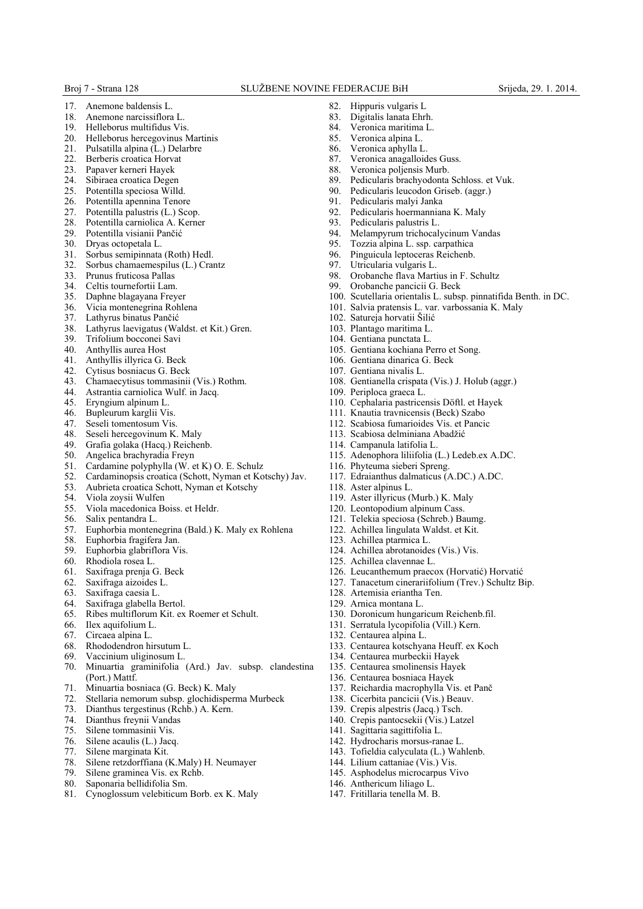17. Anemone baldensis L.
18. Anemone narcissiflora L.
19. Helleborus multifidus Vis.
20. Helleborus hercegovinus Martinis
21. Pulsatilla alpina (L.) Delarbre
22. Berberis croatica Horvat
23. Papaver kerneri Hayek
24. Sibiraea croatica Degen
25. Potentilla speciosa Willd.
26. Potentilla apennina Tenore
27. Potentilla palustris (L.) Scop.
28. Potentilla carniolica A. Kerner
29. Potentilla visianii Pančić
30. Dryas octopetala L.
31. Sorbus semipinnata (Roth) Hedl.
32. Sorbus chamaemespilus (L.) Crantz
33. Prunus fruticosa Pallas
34. Celtis tournefortii Lam.
35. Daphne blagayana Freyer
36. Vicia montenegrina Rohlena
37. Lathyrus binatus Pančić
38. Lathyrus laevigatus (Waldst. et Kit.) Gren.
39. Trifolium bocconei Savi
40. Anthyllis aurea Host
41. Anthyllis illyrica G. Beck
42. Cytisus bosniacus G. Beck
43. Chamaecytisus tommasinii (Vis.) Rothm.
44. Astrantia carniolica Wulf. in Jacq.
45. Eryngium alpinum L.
46. Bupleurum karglii Vis.
47. Seseli tomentosum Vis.
48. Seseli hercegovinum K. Maly
49. Grafia golaka (Hacq.) Reichenb.
50. Angelica brachyradia Freyn
51. Cardamine polyphylla (W. et K) O. E. Schulz
52. Cardaminopsis croatica (Schott, Nyman et Kotschy) Jav.
53. Aubrieta croatica Schott, Nyman et Kotschy
54. Viola zoysii Wulfen
55. Viola macedonica Boiss. et Heldr.
56. Salix pentandra L.
57. Euphorbia montenegrina (Bald.) K. Maly ex Rohlena
58. Euphorbia fragifera Jan.
59. Euphorbia glabriflora Vis.
60. Rhodiola rosea L.
61. Saxifraga prenja G. Beck
62. Saxifraga aizoides L.
63. Saxifraga caesia L.
64. Saxifraga glabella Bertol.
65. Ribes multiflorum Kit. ex Roemer et Schult.
66. Ilex aquifolium L.
67. Circaea alpina L.
68. Rhododendron hirsutum L.
69. Vaccinium uliginosum L.
70. Minuartia graminifolia (Ard.) Jav. subsp. clandestina (Port.) Mattf.
71. Minuartia bosniaca (G. Beck) K. Maly
72. Stellaria nemorum subsp. glochidisperma Murbeck
73. Dianthus tergestinus (Rchb.) A. Kern.
74. Dianthus freynii Vandas
75. Silene tommasinii Vis.
76. Silene acaulis (L.) Jacq.
77. Silene marginata Kit.
78. Silene retzdorffiana (K.Maly) H. Neumayer
79. Silene graminea Vis. ex Rchb.
80. Saponaria bellidifolia Sm.
81. Cynoglossum velebiticum Borb. ex K. Maly
82. Hippuris vulgaris L
83. Digitalis lanata Ehrh.
84. Veronica maritima L.
85. Veronica alpina L.
86. Veronica aphylla L.
87. Veronica anagalloides Guss.
88. Veronica poljensis Murb.
89. Pedicularis brachyodonta Schloss. et Vuk.
90. Pedicularis leucodon Griseb. (aggr.)
91. Pedicularis malyi Janka
92. Pedicularis hoermanniana K. Maly
93. Pedicularis palustris L.
94. Melampyrum trichocalycinum Vandas
95. Tozzia alpina L. ssp. carpathica
96. Pinguicula leptoceras Reichenb.
97. Utricularia vulgaris L.
98. Orobanche flava Martius in F. Schultz
99. Orobanche pancicii G. Beck
100. Scutellaria orientalis L. subsp. pinnatifida Benth. in DC.
101. Salvia pratensis L. var. varbossania K. Maly
102. Satureja horvatii Šilić
103. Plantago maritima L.
104. Gentiana punctata L.
105. Gentiana kochiana Perro et Song.
106. Gentiana dinarica G. Beck
107. Gentiana nivalis L.
108. Gentianella crispata (Vis.) J. Holub (aggr.)
109. Periploca graeca L.
110. Cephalaria pastricensis Döftl. et Hayek
111. Knautia travnicensis (Beck) Szabo
112. Scabiosa fumarioides Vis. et Pancic
113. Scabiosa delminiana Abadžić
114. Campanula latifolia L.
115. Adenophora liliifolia (L.) Ledeb.ex A.DC.
116. Phyteuma sieberi Spreng.
117. Edraianthus dalmaticus (A.DC.) A.DC.
118. Aster alpinus L.
119. Aster illyricus (Murb.) K. Maly
120. Leontopodium alpinum Cass.
121. Telekia speciosa (Schreb.) Baumg.
122. Achillea lingulata Waldst. et Kit.
123. Achillea ptarmica L.
124. Achillea abrotanoides (Vis.) Vis.
125. Achillea clavennae L.
126. Leucanthemum praecox (Horvatić) Horvatić
127. Tanacetum cinerariifolium (Trev.) Schultz Bip.
128. Artemisia eriantha Ten.
129. Arnica montana L.
130. Doronicum hungaricum Reichenb.fil.
131. Serratula lycopifolia (Vill.) Kern.
132. Centaurea alpina L.
133. Centaurea kotschyana Heuff. ex Koch
134. Centaurea murbeckii Hayek
135. Centaurea smolinensis Hayek
136. Centaurea bosniaca Hayek
137. Reichardia macrophylla Vis. et Panč
138. Cicerbita pancicii (Vis.) Beauv.
139. Crepis alpestris (Jacq.) Tsch.
140. Crepis pantocsekii (Vis.) Latzel
141. Sagittaria sagittifolia L.
142. Hydrocharis morsus-ranae L.
143. Tofieldia calyculata (L.) Wahlenb.
144. Lilium cattaniae (Vis.) Vis.
145. Asphodelus microcarpus Vivo
146. Anthericum liliago L.
147. Fritillaria tenella M. B.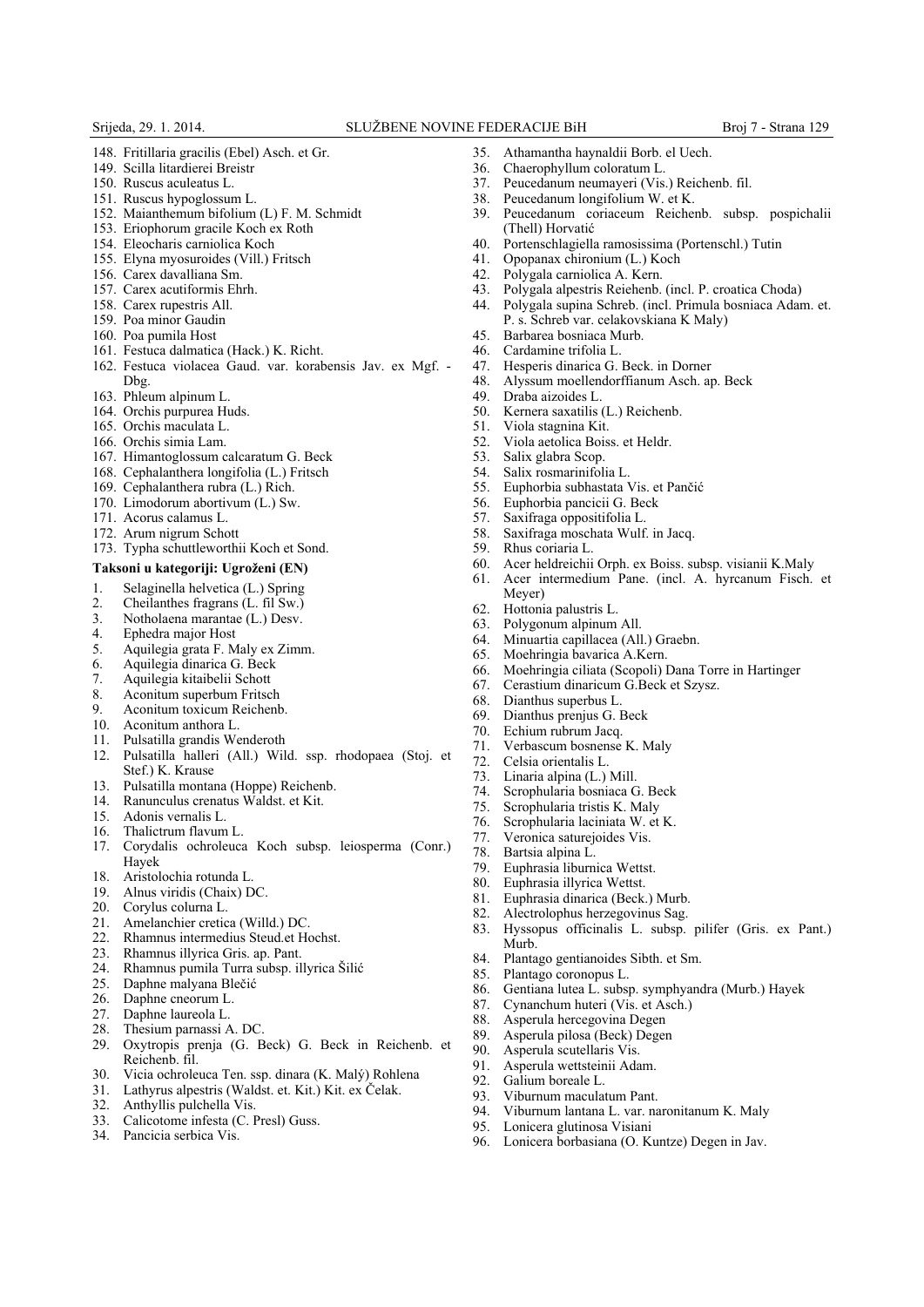148. Fritillaria gracilis (Ebel) Asch. et Gr.
149. Scilla litardierei Breistr
150. Ruscus aculeatus L.
151. Ruscus hypoglossum L.
152. Maianthemum bifolium (L) F. M. Schmidt
153. Eriophorum gracile Koch ex Roth
154. Eleocharis carniolica Koch
155. Elyna myosuroides (Vill.) Fritsch
156. Carex davalliana Sm.
157. Carex acutiformis Ehrh.
158. Carex rupestris All.
159. Poa minor Gaudin
160. Poa pumila Host
161. Festuca dalmatica (Hack.) K. Richt.
162. Festuca violacea Gaud. var. korabensis Jav. ex Mgf. - Dbg.
163. Phleum alpinum L.
164. Orchis purpurea Huds.
165. Orchis maculata L.
166. Orchis simia Lam.
167. Himantoglossum calcaratum G. Beck
168. Cephalanthera longifolia (L.) Fritsch
169. Cephalanthera rubra (L.) Rich.
170. Limodorum abortivum (L.) Sw.
171. Acorus calamus L.
172. Arum nigrum Schott
173. Typha schuttleworthii Koch et Sond.

**Taksoni u kategoriji: Ugroženi (EN)**

1. Selaginella helvetica (L.) Spring
2. Cheilanthes fragrans (L. fil Sw.)
3. Notholaena marantae (L.) Desv.
4. Ephedra major Host
5. Aquilegia grata F. Maly ex Zimm.
6. Aquilegia dinarica G. Beck
7. Aquilegia kitaibelii Schott
8. Aconitum superbum Fritsch
9. Aconitum toxicum Reichenb.
10. Aconitum anthora L.
11. Pulsatilla grandis Wenderoth
12. Pulsatilla halleri (All.) Wild. ssp. rhodopaea (Stoj. et Stef.) K. Krause
13. Pulsatilla montana (Hoppe) Reichenb.
14. Ranunculus crenatus Waldst. et Kit.
15. Adonis vernalis L.
16. Thalictrum flavum L.
17. Corydalis ochroleuca Koch subsp. leiosperma (Conr.) Hayek
18. Aristolochia rotunda L.
19. Alnus viridis (Chaix) DC.
20. Corylus colurna L.
21. Amelanchier cretica (Willd.) DC.
22. Rhamnus intermedius Steud.et Hochst.
23. Rhamnus illyrica Gris. ap. Pant.
24. Rhamnus pumila Turra subsp. illyrica Šilić
25. Daphne malyana Blečić
26. Daphne cneorum L.
27. Daphne laureola L.
28. Thesium parnassi A. DC.
29. Oxytropis prenja (G. Beck) G. Beck in Reichenb. et Reichenb. fil.
30. Vicia ochroleuca Ten. ssp. dinara (K. Malý) Rohlena
31. Lathyrus alpestris (Waldst. et. Kit.) Kit. ex Čelak.
32. Anthyllis pulchella Vis.
33. Calicotome infesta (C. Presl) Guss.
34. Pancicia serbica Vis.
35. Athamantha haynaldii Borb. el Uech.
36. Chaerophyllum coloratum L.
37. Peucedanum neumayeri (Vis.) Reichenb. fil.
38. Peucedanum longifolium W. et K.
39. Peucedanum coriaceum Reichenb. subsp. pospichalii (Thell) Horvatić
40. Portenschlagiella ramosissima (Portenschl.) Tutin
41. Opopanax chironium (L.) Koch
42. Polygala carniolica A. Kern.
43. Polygala alpestris Reiehenb. (incl. P. croatica Choda)
44. Polygala supina Schreb. (incl. Primula bosniaca Adam. et. P. s. Schreb var. celakovskiana K Maly)
45. Barbarea bosniaca Murb.
46. Cardamine trifolia L.
47. Hesperis dinarica G. Beck. in Dorner
48. Alyssum moellendorffianum Asch. ap. Beck
49. Draba aizoides L.
50. Kernera saxatilis (L.) Reichenb.
51. Viola stagnina Kit.
52. Viola aetolica Boiss. et Heldr.
53. Salix glabra Scop.
54. Salix rosmarinifolia L.
55. Euphorbia subhastata Vis. et Pančić
56. Euphorbia pancicii G. Beck
57. Saxifraga oppositifolia L.
58. Saxifraga moschata Wulf. in Jacq.
59. Rhus coriaria L.
60. Acer heldreichii Orph. ex Boiss. subsp. visianii K.Maly
61. Acer intermedium Pane. (incl. A. hyrcanum Fisch. et Meyer)
62. Hottonia palustris L.
63. Polygonum alpinum All.
64. Minuartia capillacea (All.) Graebn.
65. Moehringia bavarica A.Kern.
66. Moehringia ciliata (Scopoli) Dana Torre in Hartinger
67. Cerastium dinaricum G.Beck et Szysz.
68. Dianthus superbus L.
69. Dianthus prenjus G. Beck
70. Echium rubrum Jacq.
71. Verbascum bosnense K. Maly
72. Celsia orientalis L.
73. Linaria alpina (L.) Mill.
74. Scrophularia bosniaca G. Beck
75. Scrophularia tristis K. Maly
76. Scrophularia laciniata W. et K.
77. Veronica saturejoides Vis.
78. Bartsia alpina L.
79. Euphrasia liburnica Wettst.
80. Euphrasia illyrica Wettst.
81. Euphrasia dinarica (Beck.) Murb.
82. Alectrolophus herzegovinus Sag.
83. Hyssopus officinalis L. subsp. pilifer (Gris. ex Pant.) Murb.
84. Plantago gentianoides Sibth. et Sm.
85. Plantago coronopus L.
86. Gentiana lutea L. subsp. symphyandra (Murb.) Hayek
87. Cynanchum huteri (Vis. et Asch.)
88. Asperula hercegovina Degen
89. Asperula pilosa (Beck) Degen
90. Asperula scutellaris Vis.
91. Asperula wettsteinii Adam.
92. Galium boreale L.
93. Viburnum maculatum Pant.
94. Viburnum lantana L. var. naronitanum K. Maly
95. Lonicera glutinosa Visiani
96. Lonicera borbasiana (O. Kuntze) Degen in Jav.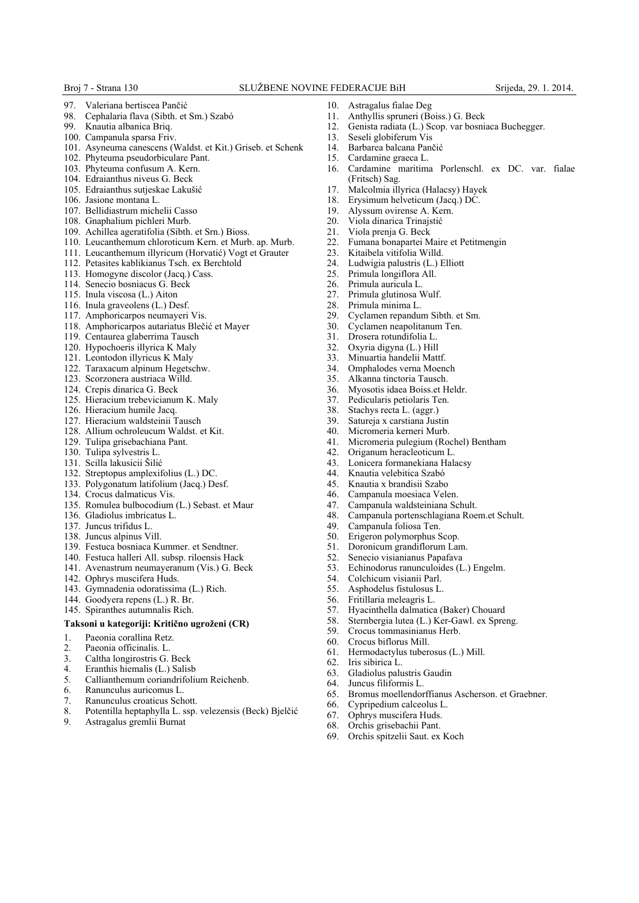97. Valeriana bertiscea Pančić
98. Cephalaria flava (Sibth. et Sm.) Szabó
99. Knautia albanica Briq.
100. Campanula sparsa Friv.
101. Asyneuma canescens (Waldst. et Kit.) Griseb. et Schenk
102. Phyteuma pseudorbiculare Pant.
103. Phyteuma confusum A. Kern.
104. Edraianthus niveus G. Beck
105. Edraianthus sutjeskae Lakušić
106. Jasione montana L.
107. Bellidiastrum michelii Casso
108. Gnaphalium pichleri Murb.
109. Achillea ageratifolia (Sibth. et Srn.) Bioss.
110. Leucanthemum chloroticum Kern. et Murb. ap. Murb.
111. Leucanthemum illyricum (Horvatić) Vogt et Grauter
112. Petasites kablikianus Tsch. ex Berchtold
113. Homogyne discolor (Jacq.) Cass.
114. Senecio bosniacus G. Beck
115. Inula viscosa (L.) Aiton
116. Inula graveolens (L.) Desf.
117. Amphoricarpos neumayeri Vis.
118. Amphoricarpos autariatus Blečić et Mayer
119. Centaurea glaberrima Tausch
120. Hypochoeris illyrica K Maly
121. Leontodon illyricus K Maly
122. Taraxacum alpinum Hegetschw.
123. Scorzonera austriaca Willd.
124. Crepis dinarica G. Beck
125. Hieracium trebevicianum K. Maly
126. Hieracium humile Jacq.
127. Hieracium waldsteinii Tausch
128. Allium ochroleucum Waldst. et Kit.
129. Tulipa grisebachiana Pant.
130. Tulipa sylvestris L.
131. Scilla lakusicii Šilić
132. Streptopus amplexifolius (L.) DC.
133. Polygonatum latifolium (Jacq.) Desf.
134. Crocus dalmaticus Vis.
135. Romulea bulbocodium (L.) Sebast. et Maur
136. Gladiolus imbricatus L.
137. Juncus trifidus L.
138. Juncus alpinus Vill.
139. Festuca bosniaca Kummer. et Sendtner.
140. Festuca halleri All. subsp. riloensis Hack
141. Avenastrum neumayeranum (Vis.) G. Beck
142. Ophrys muscifera Huds.
143. Gymnadenia odoratissima (L.) Rich.
144. Goodyera repens (L.) R. Br.
145. Spiranthes autumnalis Rich.

**Taksoni u kategoriji: Kritično ugroženi (CR)**

1. Paeonia corallina Retz.
2. Paeonia officinalis. L.
3. Caltha longirostris G. Beck
4. Eranthis hiemalis (L.) Salisb
5. Callianthemum coriandrifolium Reichenb.
6. Ranunculus auricomus L.
7. Ranunculus croaticus Schott.
8. Potentilla heptaphylla L. ssp. velezensis (Beck) Bjelčić
9. Astragalus gremlii Burnat
10. Astragalus fialae Deg
11. Anthyllis spruneri (Boiss.) G. Beck
12. Genista radiata (L.) Scop. var bosniaca Buchegger.
13. Seseli globiferum Vis
14. Barbarea balcana Pančić
15. Cardamine graeca L.
16. Cardamine maritima Porlenschl. ex DC. var. fialae (Fritsch) Sag.
17. Malcolmia illyrica (Halacsy) Hayek
18. Erysimum helveticum (Jacq.) DC.
19. Alyssum ovirense A. Kern.
20. Viola dinarica Trinajstić
21. Viola prenja G. Beck
22. Fumana bonapartei Maire et Petitmengin
23. Kitaibela vitifolia Willd.
24. Ludwigia palustris (L.) Elliott
25. Primula longiflora All.
26. Primula auricula L.
27. Primula glutinosa Wulf.
28. Primula minima L.
29. Cyclamen repandum Sibth. et Sm.
30. Cyclamen neapolitanum Ten.
31. Drosera rotundifolia L.
32. Oxyria digyna (L.) Hill
33. Minuartia handelii Mattf.
34. Omphalodes verna Moench
35. Alkanna tinctoria Tausch.
36. Myosotis idaea Boiss.et Heldr.
37. Pedicularis petiolaris Ten.
38. Stachys recta L. (aggr.)
39. Satureja x carstiana Justin
40. Micromeria kerneri Murb.
41. Micromeria pulegium (Rochel) Bentham
42. Origanum heracleoticum L.
43. Lonicera formanekiana Halacsy
44. Knautia velebitica Szabó
45. Knautia x brandisii Szabo
46. Campanula moesiaca Velen.
47. Campanula waldsteiniana Schult.
48. Campanula portenschlagiana Roem.et Schult.
49. Campanula foliosa Ten.
50. Erigeron polymorphus Scop.
51. Doronicum grandiflorum Lam.
52. Senecio visianianus Papafava
53. Echinodorus ranunculoides (L.) Engelm.
54. Colchicum visianii Parl.
55. Asphodelus fistulosus L.
56. Fritillaria meleagris L.
57. Hyacinthella dalmatica (Baker) Chouard
58. Sternbergia lutea (L.) Ker-Gawl. ex Spreng.
59. Crocus tommasinianus Herb.
60. Crocus biflorus Mill.
61. Hermodactylus tuberosus (L.) Mill.
62. Iris sibirica L.
63. Gladiolus palustris Gaudin
64. Juncus filiformis L.
65. Bromus moellendorffianus Ascherson. et Graebner.
66. Cypripedium calceolus L.
67. Ophrys muscifera Huds.
68. Orchis grisebachii Pant.
69. Orchis spitzelii Saut. ex Koch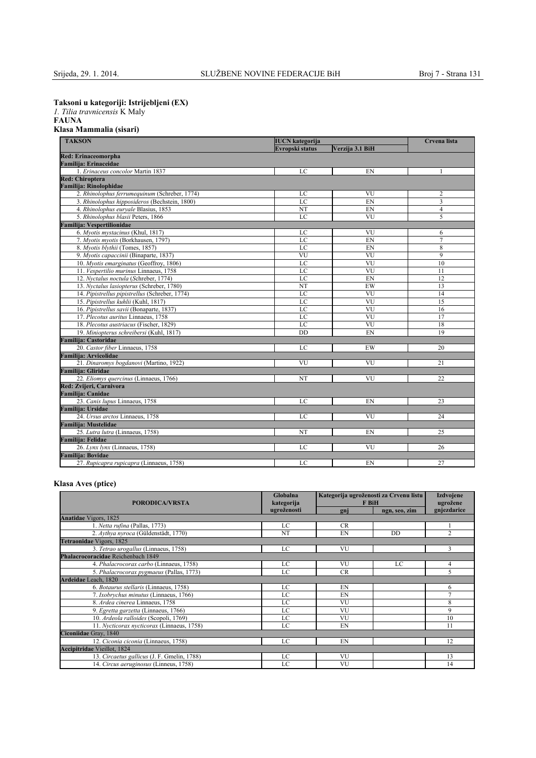**Taksoni u kategoriji: Istrijebljeni (EX)**

*1. Tilia travnicensis* K Maly

**FAUNA**

**Klasa Mammalia (sisari)**

| TAKSON | IUCN kategorija | | Crvena lista |
|---|---|---|---|
| | Evropski status | Verzija 3.1 BiH | |
| **Red: Erinaceomorpha** | | | |
| **Familija: Erinaceidae** | | | |
| 1. *Erinaceus concolor* Martin 1837 | LC | EN | 1 |
| **Red: Chiroptera** | | | |
| **Familija: Rinolophidae** | | | |
| 2. *Rhinolophus ferrumequinum* (Schreber, 1774) | LC | VU | 2 |
| 3. *Rhinolophus hipposideros* (Bechstein, 1800) | LC | EN | 3 |
| 4. *Rhinolophus euryale* Blasius, 1853 | NT | EN | 4 |
| 5. *Rhinolophus blasii* Peters, 1866 | LC | VU | 5 |
| **Familija: Vespertilionidae** | | | |
| 6. *Myotis mystacinus* (Khul, 1817) | LC | VU | 6 |
| 7. *Myotis myotis* (Borkhausen, 1797) | LC | EN | 7 |
| 8. *Myotis blythii* (Tomes, 1857) | LC | EN | 8 |
| 9. *Myotis capaccinii* (Binaparte, 1837) | VU | VU | 9 |
| 10. *Myotis emarginatus* (Geoffroy, 1806) | LC | VU | 10 |
| 11. *Vespertilio murinus* Linnaeus, 1758 | LC | VU | 11 |
| 12. *Nyctalus noctula* (Schreber, 1774) | LC | EN | 12 |
| 13. *Nyctalus lasiopterus* (Schreber, 1780) | NT | EW | 13 |
| 14. *Pipistrellus pipistrellus* (Schreber, 1774) | LC | VU | 14 |
| 15. *Pipistrellus kuhlii* (Kuhl, 1817) | LC | VU | 15 |
| 16. *Pipistrellus savii* (Bonaparte, 1837) | LC | VU | 16 |
| 17. *Plecotus auritus* Linnaeus, 1758 | LC | VU | 17 |
| 18. *Plecotus austriacus* (Fischer, 1829) | LC | VU | 18 |
| 19. *Miniopterus schreibersi* (Kuhl, 1817) | DD | EN | 19 |
| **Familija: Castoridae** | | | |
| 20. *Castor fiber* Linnaeus, 1758 | LC | EW | 20 |
| **Familija: Arvicolidae** | | | |
| 21. *Dinaromys bogdanovi* (Martino, 1922) | VU | VU | 21 |
| **Familija: Gliridae** | | | |
| 22. *Eliomys quercinus* (Linnaeus, 1766) | NT | VU | 22 |
| **Red: Zvijeri, Carnivora** | | | |
| **Familija: Canidae** | | | |
| 23. *Canis lupus* Linnaeus, 1758 | LC | EN | 23 |
| **Familija: Ursidae** | | | |
| 24. *Ursus arctos* Linnaeus, 1758 | LC | VU | 24 |
| **Familija: Mustelidae** | | | |
| 25. *Lutra lutra* (Linnaeus, 1758) | NT | EN | 25 |
| **Familija: Felidae** | | | |
| 26. *Lynx lynx* (Linnaeus, 1758) | LC | VU | 26 |
| **Familija: Bovidae** | | | |
| 27. *Rupicapra rupicapra* (Linnaeus, 1758) | LC | EN | 27 |

**Klasa Aves (ptice)**

| PORODICA/VRSTA | Globalna kategorija ugroženosti | Kategorija ugroženosti za Crvenu listu F BiH | | Izdvojene ugrožene gnjezdarice |
|---|---|---|---|---|
| | | gnj | ngn, seo, zim | |
| **Anatidae** Vigors, 1825 | | | | |
| 1. *Netta rufina* (Pallas, 1773) | LC | CR | | 1 |
| 2. *Aythya nyroca* (Güldenstädt, 1770) | NT | EN | DD | 2 |
| **Tetraonidae** Vigors, 1825 | | | | |
| 3. *Tetrao urogallus* (Linnaeus, 1758) | LC | VU | | 3 |
| **Phalacrocoracidae** Reichenbach 1849 | | | | |
| 4. *Phalacrocorax carbo* (Linnaeus, 1758) | LC | VU | LC | 4 |
| 5. *Phalacrocorax pygmaeus* (Pallas, 1773) | LC | CR | | 5 |
| **Ardeidae** Leach, 1820 | | | | |
| 6. *Botaurus stellaris* (Linnaeus, 1758) | LC | EN | | 6 |
| 7. *Ixobrychus minutus* (Linnaeus, 1766) | LC | EN | | 7 |
| 8. *Ardea cinerea* Linnaeus, 1758 | LC | VU | | 8 |
| 9. *Egretta garzetta* (Linnaeus, 1766) | LC | VU | | 9 |
| 10. *Ardeola ralloides* (Scopoli, 1769) | LC | VU | | 10 |
| 11. *Nycticorax nycticorax* (Linnaeus, 1758) | LC | EN | | 11 |
| **Ciconiidae** Gray, 1840 | | | | |
| 12. *Ciconia ciconia* (Linnaeus, 1758) | LC | EN | | 12 |
| **Accipitridae** Vieillot, 1824 | | | | |
| 13. *Circaetus gallicus* (J. F. Gmelin, 1788) | LC | VU | | 13 |
| 14. *Circus aeruginosus* (Linneus, 1758) | LC | VU | | 14 |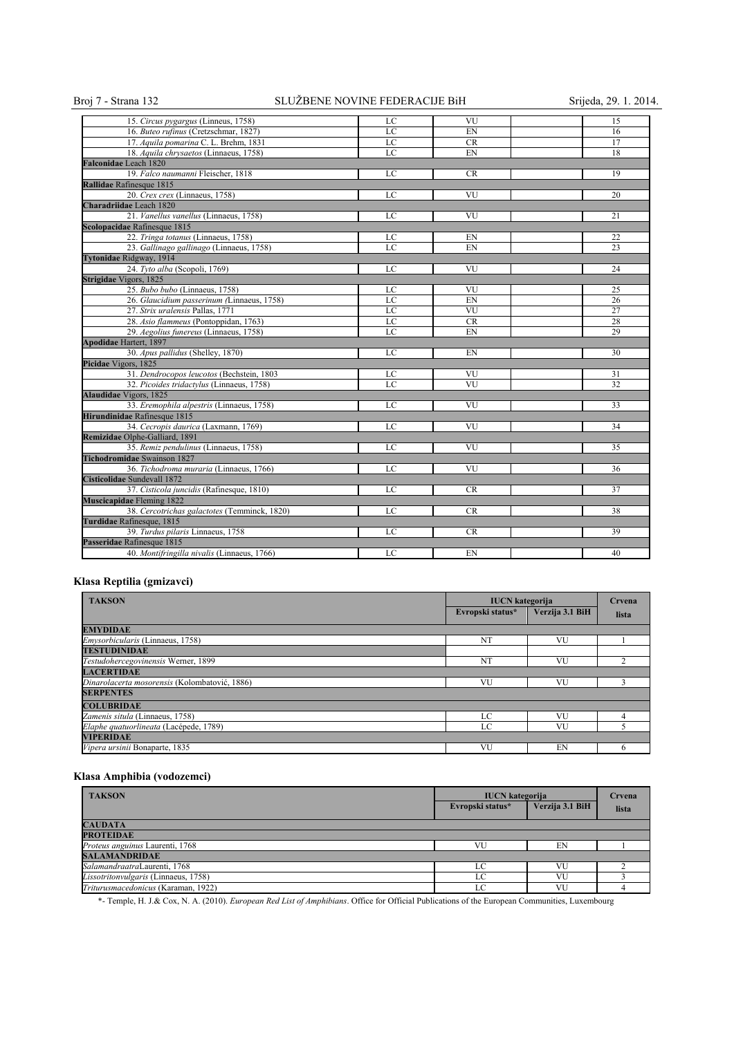| | | | | |
|---|---|---|---|---|
| 15. *Circus pygargus* (Linneus, 1758) | LC | VU | | 15 |
| 16. *Buteo rufinus* (Cretzschmar, 1827) | LC | EN | | 16 |
| 17. *Aquila pomarina* C. L. Brehm, 1831 | LC | CR | | 17 |
| 18. *Aquila chrysaetos* (Linnaeus, 1758) | LC | EN | | 18 |
| **Falconidae** Leach 1820 | | | | |
| 19. *Falco naumanni* Fleischer, 1818 | LC | CR | | 19 |
| **Rallidae** Rafinesque 1815 | | | | |
| 20. *Crex crex* (Linnaeus, 1758) | LC | VU | | 20 |
| **Charadriidae** Leach 1820 | | | | |
| 21. *Vanellus vanellus* (Linnaeus, 1758) | LC | VU | | 21 |
| **Scolopacidae** Rafinesque 1815 | | | | |
| 22. *Tringa totanus* (Linnaeus, 1758) | LC | EN | | 22 |
| 23. *Gallinago gallinago* (Linnaeus, 1758) | LC | EN | | 23 |
| **Tytonidae** Ridgway, 1914 | | | | |
| 24. *Tyto alba* (Scopoli, 1769) | LC | VU | | 24 |
| **Strigidae** Vigors, 1825 | | | | |
| 25. *Bubo bubo* (Linnaeus, 1758) | LC | VU | | 25 |
| 26. *Glaucidium passerinum (*Linnaeus, 1758) | LC | EN | | 26 |
| 27. *Strix uralensis* Pallas, 1771 | LC | VU | | 27 |
| 28. *Asio flammeus* (Pontoppidan, 1763) | LC | CR | | 28 |
| 29. *Aegolius funereus* (Linnaeus, 1758) | LC | EN | | 29 |
| **Apodidae** Hartert, 1897 | | | | |
| 30. *Apus pallidus* (Shelley, 1870) | LC | EN | | 30 |
| **Picidae** Vigors, 1825 | | | | |
| 31. *Dendrocopos leucotos* (Bechstein, 1803 | LC | VU | | 31 |
| 32. *Picoides tridactylus* (Linnaeus, 1758) | LC | VU | | 32 |
| **Alaudidae** Vigors, 1825 | | | | |
| 33. *Eremophila alpestris* (Linnaeus, 1758) | LC | VU | | 33 |
| **Hirundinidae** Rafinesque 1815 | | | | |
| 34. *Cecropis daurica* (Laxmann, 1769) | LC | VU | | 34 |
| **Remizidae** Olphe-Galliard, 1891 | | | | |
| 35. *Remiz pendulinus* (Linnaeus, 1758) | LC | VU | | 35 |
| **Tichodromidae** Swainson 1827 | | | | |
| 36. *Tichodroma muraria* (Linnaeus, 1766) | LC | VU | | 36 |
| **Cisticolidae** Sundevall 1872 | | | | |
| 37. *Cisticola juncidis* (Rafinesque, 1810) | LC | CR | | 37 |
| **Muscicapidae** Fleming 1822 | | | | |
| 38. *Cercotrichas galactotes* (Temminck, 1820) | LC | CR | | 38 |
| **Turdidae** Rafinesque, 1815 | | | | |
| 39. *Turdus pilaris* Linnaeus, 1758 | LC | CR | | 39 |
| **Passeridae** Rafinesque 1815 | | | | |
| 40. *Montifringilla nivalis* (Linnaeus, 1766) | LC | EN | | 40 |

## Klasa Reptilia (gmizavci)

| TAKSON | IUCN kategorija | | Crvena lista |
|---|---|---|---|
| | Evropski status* | Verzija 3.1 BiH | |
| **EMYDIDAE** | | | |
| *Emysorbicularis* (Linnaeus, 1758) | NT | VU | 1 |
| **TESTUDINIDAE** | | | |
| *Testudohercegovinensis* Werner, 1899 | NT | VU | 2 |
| **LACERTIDAE** | | | |
| *Dinarolacerta mosorensis* (Kolombatović, 1886) | VU | VU | 3 |
| **SERPENTES** | | | |
| **COLUBRIDAE** | | | |
| *Zamenis situla* (Linnaeus, 1758) | LC | VU | 4 |
| *Elaphe quatuorlineata* (Lacépede, 1789) | LC | VU | 5 |
| **VIPERIDAE** | | | |
| *Vipera ursinii* Bonaparte, 1835 | VU | EN | 6 |

## Klasa Amphibia (vodozemci)

| TAKSON | IUCN kategorija | | Crvena lista |
|---|---|---|---|
| | Evropski status* | Verzija 3.1 BiH | |
| **CAUDATA** | | | |
| **PROTEIDAE** | | | |
| *Proteus anguinus* Laurenti, 1768 | VU | EN | 1 |
| **SALAMANDRIDAE** | | | |
| *Salamandraatra*Laurenti, 1768 | LC | VU | 2 |
| *Lissotritonvulgaris* (Linnaeus, 1758) | LC | VU | 3 |
| *Triturusmacedonicus* (Karaman, 1922) | LC | VU | 4 |

*- Temple, H. J.& Cox, N. A. (2010). *European Red List of Amphibians*. Office for Official Publications of the European Communities, Luxembourg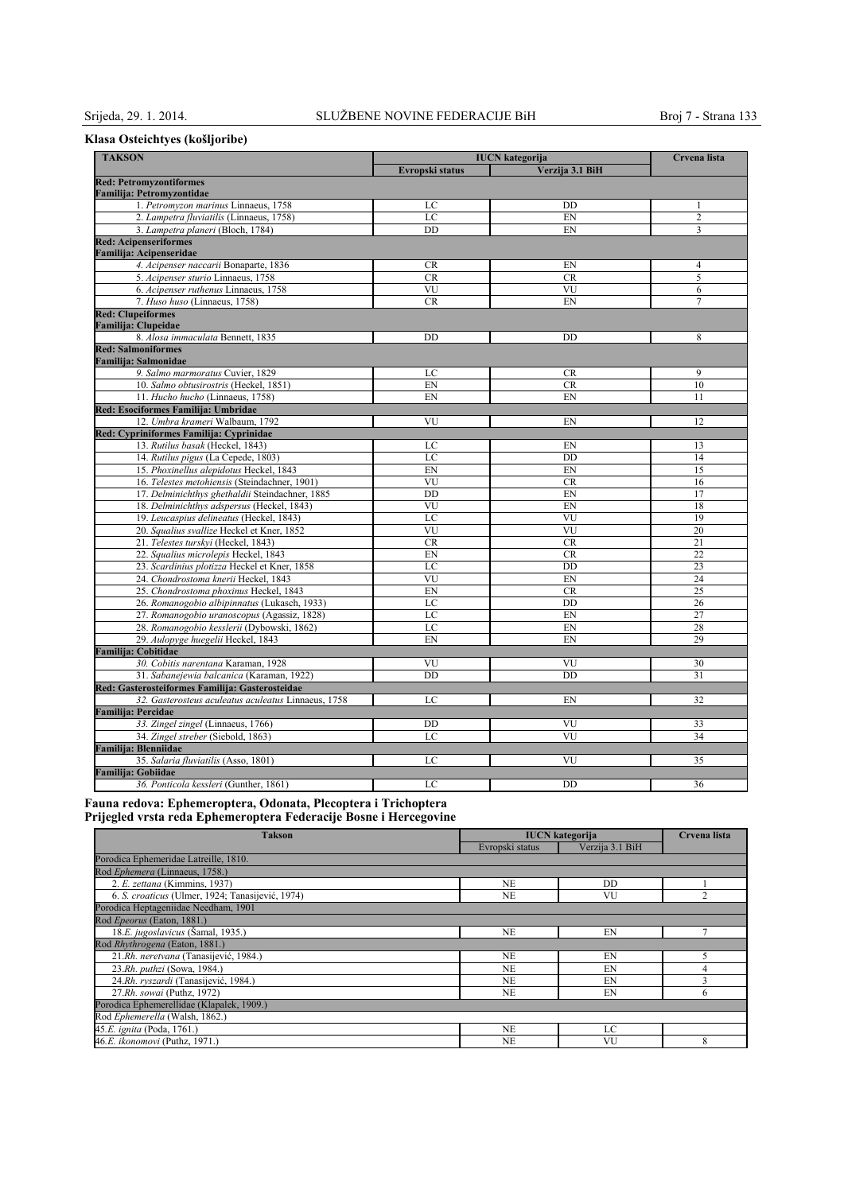## Klasa Osteichtyes (košljoribe)

| TAKSON | IUCN kategorija | | Crvena lista |
|---|---|---|---|
| | Evropski status | Verzija 3.1 BiH | |
| **Red: Petromyzontiformes** **Familija: Petromyzontidae** | | | |
| 1. *Petromyzon marinus* Linnaeus, 1758 | LC | DD | 1 |
| 2. *Lampetra fluviatilis* (Linnaeus, 1758) | LC | EN | 2 |
| 3. *Lampetra planeri* (Bloch, 1784) | DD | EN | 3 |
| **Red: Acipenseriformes** **Familija: Acipenseridae** | | | |
| 4. *Acipenser naccarii* Bonaparte, 1836 | CR | EN | 4 |
| 5. *Acipenser sturio* Linnaeus, 1758 | CR | CR | 5 |
| 6. *Acipenser ruthenus* Linnaeus, 1758 | VU | VU | 6 |
| 7. *Huso huso* (Linnaeus, 1758) | CR | EN | 7 |
| **Red: Clupeiformes** **Familija: Clupeidae** | | | |
| 8. *Alosa immaculata* Bennett, 1835 | DD | DD | 8 |
| **Red: Salmoniformes** **Familija: Salmonidae** | | | |
| 9. *Salmo marmoratus* Cuvier, 1829 | LC | CR | 9 |
| 10. *Salmo obtusirostris* (Heckel, 1851) | EN | CR | 10 |
| 11. *Hucho hucho* (Linnaeus, 1758) | EN | EN | 11 |
| **Red: Esociformes Familija: Umbridae** | | | |
| 12. *Umbra krameri* Walbaum, 1792 | VU | EN | 12 |
| **Red: Cypriniformes Familija: Cyprinidae** | | | |
| 13. *Rutilus basak* (Heckel, 1843) | LC | EN | 13 |
| 14. *Rutilus pigus* (La Cepede, 1803) | LC | DD | 14 |
| 15. *Phoxinellus alepidotus* Heckel, 1843 | EN | EN | 15 |
| 16. *Telestes metohiensis* (Steindachner, 1901) | VU | CR | 16 |
| 17. *Delminichthys ghethaldii* Steindachner, 1885 | DD | EN | 17 |
| 18. *Delminichthys adspersus* (Heckel, 1843) | VU | EN | 18 |
| 19. *Leucaspius delineatus* (Heckel, 1843) | LC | VU | 19 |
| 20. *Squalius svallize* Heckel et Kner, 1852 | VU | VU | 20 |
| 21. *Telestes turskyi* (Heckel, 1843) | CR | CR | 21 |
| 22. *Squalius microlepis* Heckel, 1843 | EN | CR | 22 |
| 23. *Scardinius plotizza* Heckel et Kner, 1858 | LC | DD | 23 |
| 24. *Chondrostoma knerii* Heckel, 1843 | VU | EN | 24 |
| 25. *Chondrostoma phoxinus* Heckel, 1843 | EN | CR | 25 |
| 26. *Romanogobio albipinnatus* (Lukasch, 1933) | LC | DD | 26 |
| 27. *Romanogobio uranoscopus* (Agassiz, 1828) | LC | EN | 27 |
| 28. *Romanogobio kesslerii* (Dybowski, 1862) | LC | EN | 28 |
| 29. *Aulopyge huegelii* Heckel, 1843 | EN | EN | 29 |
| **Familija: Cobitidae** | | | |
| 30. *Cobitis narentana* Karaman, 1928 | VU | VU | 30 |
| 31. *Sabanejewia balcanica* (Karaman, 1922) | DD | DD | 31 |
| **Red: Gasterosteiformes Familija: Gasterosteidae** | | | |
| 32. *Gasterosteus aculeatus aculeatus* Linnaeus, 1758 | LC | EN | 32 |
| **Familija: Percidae** | | | |
| 33. *Zingel zingel* (Linnaeus, 1766) | DD | VU | 33 |
| 34. *Zingel streber* (Siebold, 1863) | LC | VU | 34 |
| **Familija: Blenniidae** | | | |
| 35. *Salaria fluviatilis* (Asso, 1801) | LC | VU | 35 |
| **Familija: Gobiidae** | | | |
| 36. *Ponticola kessleri* (Gunther, 1861) | LC | DD | 36 |

## Fauna redova: Ephemeroptera, Odonata, Plecoptera i Trichoptera
### Prijegled vrsta reda Ephemeroptera Federacije Bosne i Hercegovine

| Takson | IUCN kategorija | | Crvena lista |
|---|---|---|---|
| | Evropski status | Verzija 3.1 BiH | |
| Porodica Ephemeridae Latreille, 1810. | | | |
| Rod *Ephemera* (Linnaeus, 1758.) | | | |
| 2. *E. zettana* (Kimmins, 1937) | NE | DD | 1 |
| 6. *S. croaticus* (Ulmer, 1924; Tanasijević, 1974) | NE | VU | 2 |
| Porodica Heptageniidae Needham, 1901 | | | |
| Rod *Epeorus* (Eaton, 1881.) | | | |
| 18.*E. jugoslavicus* (Šamal, 1935.) | NE | EN | 7 |
| Rod *Rhythrogena* (Eaton, 1881.) | | | |
| 21.*Rh. neretvana* (Tanasijević, 1984.) | NE | EN | 5 |
| 23.*Rh. puthzi* (Sowa, 1984.) | NE | EN | 4 |
| 24.*Rh. ryszardi* (Tanasijević, 1984.) | NE | EN | 3 |
| 27.*Rh. sowai* (Puthz, 1972) | NE | EN | 6 |
| Porodica Ephemerellidae (Klapalek, 1909.) | | | |
| Rod *Ephemerella* (Walsh, 1862.) | | | |
| 45.*E. ignita* (Poda, 1761.) | NE | LC | |
| 46.*E. ikonomovi* (Puthz, 1971.) | NE | VU | 8 |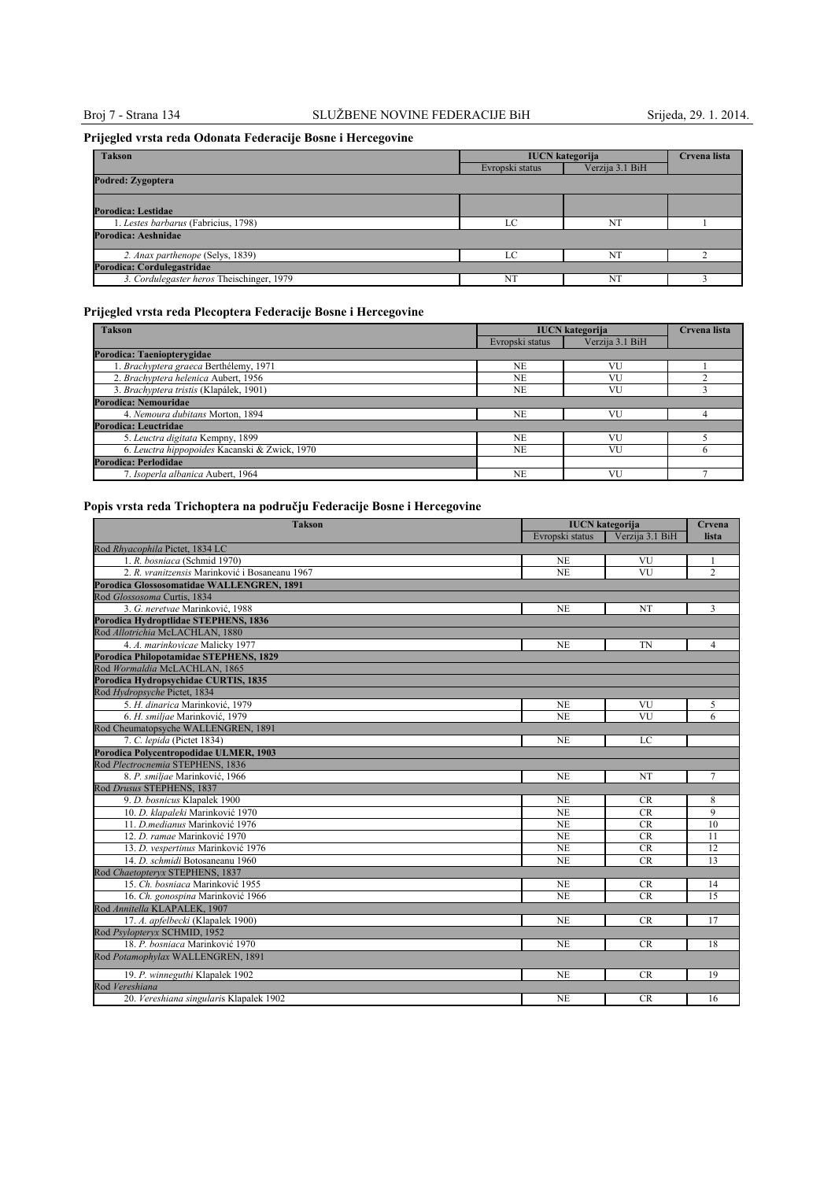### Prijegled vrsta reda Odonata Federacije Bosne i Hercegovine

| Takson | IUCN kategorija | | Crvena lista |
|---|---|---|---|
| | Evropski status | Verzija 3.1 BiH | |
| **Podred: Zygoptera** | | | |
| **Porodica: Lestidae** | | | |
| 1. *Lestes barbarus* (Fabricius, 1798) | LC | NT | 1 |
| **Porodica: Aeshnidae** | | | |
| *2. Anax parthenope* (Selys, 1839) | LC | NT | 2 |
| **Porodica: Cordulegastridae** | | | |
| *3. Cordulegaster heros* Theischinger, 1979 | NT | NT | 3 |

### Prijegled vrsta reda Plecoptera Federacije Bosne i Hercegovine

| Takson | IUCN kategorija | | Crvena lista |
|---|---|---|---|
| | Evropski status | Verzija 3.1 BiH | |
| **Porodica: Taeniopterygidae** | | | |
| 1. *Brachyptera graeca* Berthélemy, 1971 | NE | VU | 1 |
| 2. *Brachyptera helenica* Aubert, 1956 | NE | VU | 2 |
| 3. *Brachyptera tristis* (Klapálek, 1901) | NE | VU | 3 |
| **Porodica: Nemouridae** | | | |
| 4. *Nemoura dubitans* Morton, 1894 | NE | VU | 4 |
| **Porodica: Leuctridae** | | | |
| 5. *Leuctra digitata* Kempny, 1899 | NE | VU | 5 |
| 6. *Leuctra hippopoides* Kacanski & Zwick, 1970 | NE | VU | 6 |
| **Porodica: Perlodidae** | | | |
| 7. *Isoperla albanica* Aubert, 1964 | NE | VU | 7 |

### Popis vrsta reda Trichoptera na području Federacije Bosne i Hercegovine

| Takson | IUCN kategorija | | Crvena lista |
|---|---|---|---|
| | Evropski status | Verzija 3.1 BiH | |
| Rod *Rhyacophila* Pictet, 1834 LC | | | |
| 1. *R. bosniaca* (Schmid 1970) | NE | VU | 1 |
| 2. *R. vranitzensis* Marinković i Bosaneanu 1967 | NE | VU | 2 |
| **Porodica Glossosomatidae WALLENGREN, 1891** | | | |
| Rod *Glossosoma* Curtis, 1834 | | | |
| 3. *G. neretvae* Marinković, 1988 | NE | NT | 3 |
| **Porodica Hydroptlidae STEPHENS, 1836** | | | |
| Rod *Allotrichia* McLACHLAN, 1880 | | | |
| 4. *A. marinkovicae* Malicky 1977 | NE | TN | 4 |
| **Porodica Philopotamidae STEPHENS, 1829** | | | |
| Rod *Wormaldia* McLACHLAN, 1865 | | | |
| **Porodica Hydropsychidae CURTIS, 1835** | | | |
| Rod *Hydropsyche* Pictet, 1834 | | | |
| 5. *H. dinarica* Marinković, 1979 | NE | VU | 5 |
| 6. *H. smiljae* Marinković, 1979 | NE | VU | 6 |
| Rod Cheumatopsyche WALLENGREN, 1891 | | | |
| 7. *C. lepida* (Pictet 1834) | NE | LC | |
| **Porodica Polycentropodidae ULMER, 1903** | | | |
| Rod *Plectrocnemia* STEPHENS, 1836 | | | |
| 8. *P. smiljae* Marinković, 1966 | NE | NT | 7 |
| Rod *Drusus* STEPHENS, 1837 | | | |
| 9. *D. bosnicus* Klapalek 1900 | NE | CR | 8 |
| 10. *D. klapaleki* Marinković 1970 | NE | CR | 9 |
| 11. *D.medianus* Marinković 1976 | NE | CR | 10 |
| 12. *D. ramae* Marinković 1970 | NE | CR | 11 |
| 13. *D. vespertinus* Marinković 1976 | NE | CR | 12 |
| 14. *D. schmidi* Botosaneanu 1960 | NE | CR | 13 |
| Rod *Chaetopteryx* STEPHENS, 1837 | | | |
| 15. *Ch. bosniaca* Marinković 1955 | NE | CR | 14 |
| 16. *Ch. gonospina* Marinković 1966 | NE | CR | 15 |
| Rod *Annitella* KLAPALEK, 1907 | | | |
| 17. *A. apfelbecki* (Klapalek 1900) | NE | CR | 17 |
| Rod *Psylopteryx* SCHMID, 1952 | | | |
| 18. *P. bosniaca* Marinković 1970 | NE | CR | 18 |
| Rod *Potamophylax* WALLENGREN, 1891 | | | |
| 19. *P. winneguthi* Klapalek 1902 | NE | CR | 19 |
| Rod *Vereshiana* | | | |
| 20. *Vereshiana singularis* Klapalek 1902 | NE | CR | 16 |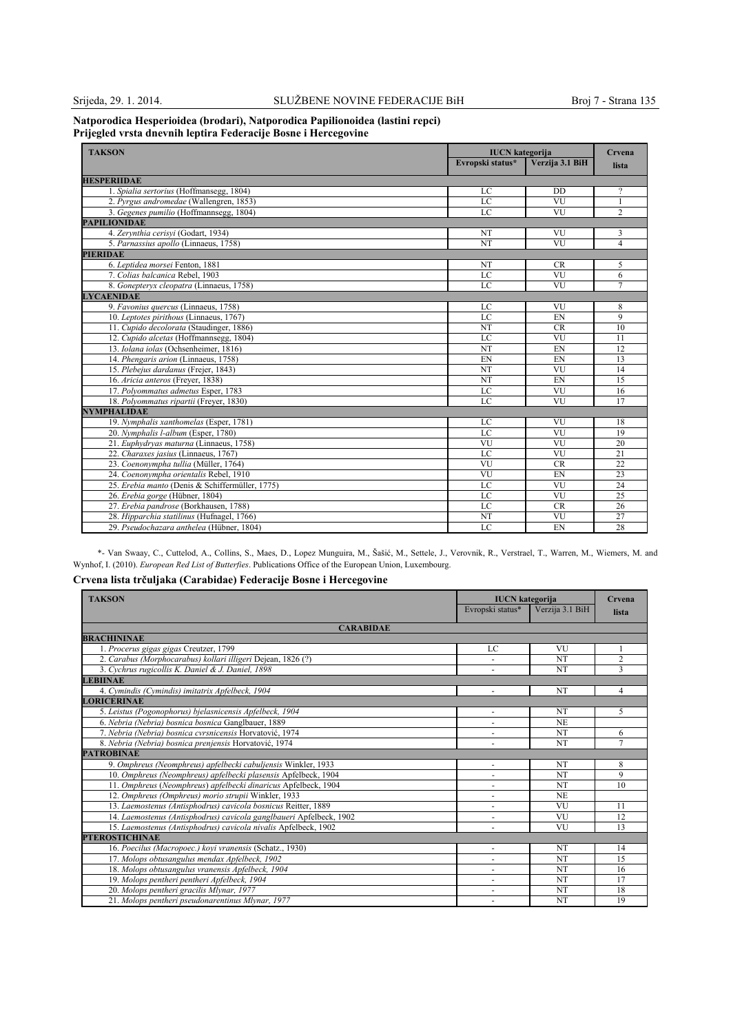**Natporodica Hesperioidea (brodari), Natporodica Papilionoidea (lastini repci)**
**Prijegled vrsta dnevnih leptira Federacije Bosne i Hercegovine**

| TAKSON | IUCN kategorija | | Crvena lista |
|---|---|---|---|
| | Evropski status* | Verzija 3.1 BiH | |
| **HESPERIIDAE** | | | |
| 1. *Spialia sertorius* (Hoffmansegg, 1804) | LC | DD | ? |
| 2. *Pyrgus andromedae* (Wallengren, 1853) | LC | VU | 1 |
| 3. *Gegenes pumilio* (Hoffmannsegg, 1804) | LC | VU | 2 |
| **PAPILIONIDAE** | | | |
| 4. *Zerynthia cerisyi* (Godart, 1934) | NT | VU | 3 |
| 5. *Parnassius apollo* (Linnaeus, 1758) | NT | VU | 4 |
| **PIERIDAE** | | | |
| 6. *Leptidea morsei* Fenton, 1881 | NT | CR | 5 |
| 7. *Colias balcanica* Rebel, 1903 | LC | VU | 6 |
| 8. *Gonepteryx cleopatra* (Linnaeus, 1758) | LC | VU | 7 |
| **LYCAENIDAE** | | | |
| 9. *Favonius quercus* (Linnaeus, 1758) | LC | VU | 8 |
| 10. *Leptotes pirithous* (Linnaeus, 1767) | LC | EN | 9 |
| 11. *Cupido decolorata* (Staudinger, 1886) | NT | CR | 10 |
| 12. *Cupido alcetas* (Hoffmannsegg, 1804) | LC | VU | 11 |
| 13. *Iolana iolas* (Ochsenheimer, 1816) | NT | EN | 12 |
| 14. *Phengaris arion* (Linnaeus, 1758) | EN | EN | 13 |
| 15. *Plebejus dardanus* (Frejer, 1843) | NT | VU | 14 |
| 16. *Aricia anteros* (Freyer, 1838) | NT | EN | 15 |
| 17. *Polyommatus admetus* Esper, 1783 | LC | VU | 16 |
| 18. *Polyommatus ripartii* (Freyer, 1830) | LC | VU | 17 |
| **NYMPHALIDAE** | | | |
| 19. *Nymphalis xanthomelas* (Esper, 1781) | LC | VU | 18 |
| 20. *Nymphalis l-album* (Esper, 1780) | LC | VU | 19 |
| 21. *Euphydryas maturna* (Linnaeus, 1758) | VU | VU | 20 |
| 22. *Charaxes jasius* (Linnaeus, 1767) | LC | VU | 21 |
| 23. *Coenonympha tullia* (Müller, 1764) | VU | CR | 22 |
| 24. *Coenonympha orientalis* Rebel, 1910 | VU | EN | 23 |
| 25. *Erebia manto* (Denis & Schiffermüller, 1775) | LC | VU | 24 |
| 26. *Erebia gorge* (Hübner, 1804) | LC | VU | 25 |
| 27. *Erebia pandrose* (Borkhausen, 1788) | LC | CR | 26 |
| 28. *Hipparchia statilinus* (Hufnagel, 1766) | NT | VU | 27 |
| 29. *Pseudochazara anthelea* (Hübner, 1804) | LC | EN | 28 |

*- Van Swaay, C., Cuttelod, A., Collins, S., Maes, D., Lopez Munguira, M., Šašić, M., Settele, J., Verovnik, R., Verstrael, T., Warren, M., Wiemers, M. and Wynhof, I. (2010). *European Red List of Butterfies*. Publications Office of the European Union, Luxembourg.

**Crvena lista trčuljaka (Carabidae) Federacije Bosne i Hercegovine**

| TAKSON | IUCN kategorija | | Crvena lista |
|---|---|---|---|
| | Evropski status* | Verzija 3.1 BiH | |
| **CARABIDAE** | | | |
| **BRACHININAE** | | | |
| 1. *Procerus gigas gigas* Creutzer, 1799 | LC | VU | 1 |
| 2. *Carabus (Morphocarabus) kollari illigeri* Dejean, 1826 (?) | - | NT | 2 |
| 3. *Cychrus rugicollis K. Daniel & J. Daniel, 1898* | - | NT | 3 |
| **LEBIINAE** | | | |
| 4. *Cymindis (Cymindis) imitatrix Apfelbeck, 1904* | - | NT | 4 |
| **LORICERINAE** | | | |
| 5. *Leistus (Pogonophorus) bjelasnicensis Apfelbeck, 1904* | - | NT | 5 |
| 6. *Nebria (Nebria) bosnica bosnica* Ganglbauer, 1889 | - | NE | |
| 7. *Nebria (Nebria) bosnica cvrsnicensis* Horvatović, 1974 | - | NT | 6 |
| 8. *Nebria (Nebria) bosnica prenjensis* Horvatović, 1974 | - | NT | 7 |
| **PATROBINAE** | | | |
| 9. *Omphreus (Neomphreus) apfelbecki cabuljensis* Winkler, 1933 | - | NT | 8 |
| 10. *Omphreus (Neomphreus) apfelbecki plasensis* Apfelbeck, 1904 | - | NT | 9 |
| 11. *Omphreus (Neomphreus) apfelbecki dinaricus* Apfelbeck, 1904 | - | NT | 10 |
| 12. *Omphreus (Omphreus) morio strupii* Winkler, 1933 | - | NE | |
| 13. *Laemostenus (Antisphodrus) cavicola bosnicus* Reitter, 1889 | - | VU | 11 |
| 14. *Laemostenus (Antisphodrus) cavicola ganglbaueri* Apfelbeck, 1902 | - | VU | 12 |
| 15. *Laemostenus (Antisphodrus) cavicola nivalis* Apfelbeck, 1902 | - | VU | 13 |
| **PTEROSTICHINAE** | | | |
| 16. *Poecilus (Macropoec.) koyi vranensis* (Schatz., 1930) | - | NT | 14 |
| 17. *Molops obtusangulus mendax Apfelbeck, 1902* | - | NT | 15 |
| 18. *Molops obtusangulus vranensis Apfelbeck, 1904* | - | NT | 16 |
| 19. *Molops pentheri pentheri Apfelbeck, 1904* | - | NT | 17 |
| 20. *Molops pentheri gracilis Mlynar, 1977* | - | NT | 18 |
| 21. *Molops pentheri pseudonarentinus Mlynar, 1977* | - | NT | 19 |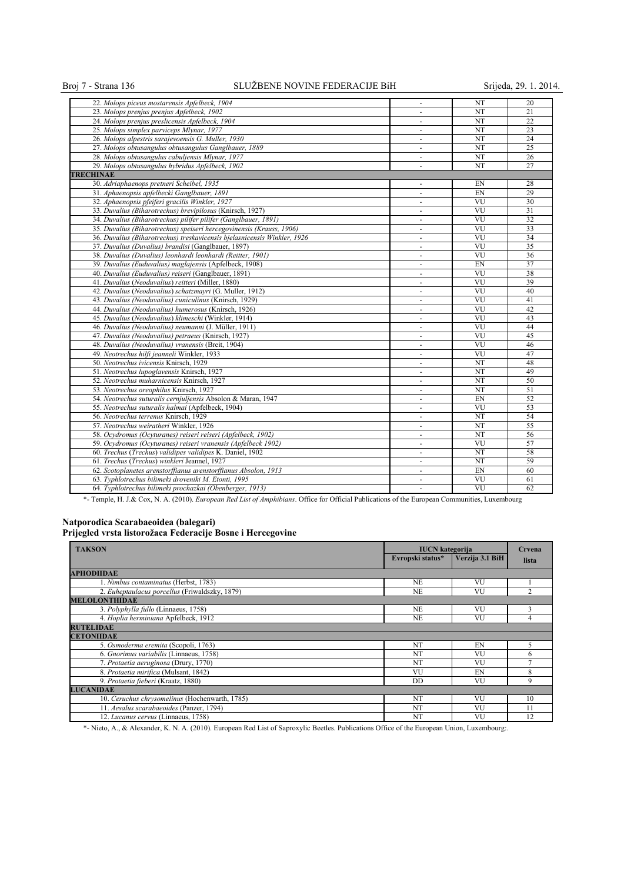| | | | |
|---|---|---|---|
| 22. *Molops piceus mostarensis Apfelbeck, 1904* | - | NT | 20 |
| 23. *Molops prenjus prenjus Apfelbeck, 1902* | - | NT | 21 |
| 24. *Molops prenjus preslicensis Apfelbeck, 1904* | - | NT | 22 |
| 25. *Molops simplex parviceps Mlynar, 1977* | - | NT | 23 |
| 26. *Molops alpestris sarajevoensis G. Muller, 1930* | - | NT | 24 |
| 27. *Molops obtusangulus obtusangulus Ganglbauer, 1889* | - | NT | 25 |
| 28. *Molops obtusangulus cabuljensis Mlynar, 1977* | - | NT | 26 |
| 29. *Molops obtusangulus hybridus Apfelbeck, 1902* | - | NT | 27 |
| **TRECHINAE** | | | |
| 30. *Adriaphaenops pretneri Scheibel, 1935* | - | EN | 28 |
| 31. *Aphaenopsis apfelbecki Ganglbauer, 1891* | - | EN | 29 |
| 32. *Aphaenopsis pfeiferi gracilis Winkler, 1927* | - | VU | 30 |
| 33. *Duvalius (Biharotrechus) brevipilosus* (Knirsch, 1927) | - | VU | 31 |
| 34. *Duvalius (Biharotrechus) pilifer pilifer (Ganglbauer, 1891)* | - | VU | 32 |
| 35. *Duvalius (Biharotrechus) speiseri hercegovinensis (Krauss, 1906)* | - | VU | 33 |
| 36. *Duvalius (Biharotrechus) treskavicensis bjelasnicensis Winkler, 1926* | - | VU | 34 |
| 37. *Duvalius (Duvalius) brandisi* (Ganglbauer, 1897) | - | VU | 35 |
| 38. *Duvalius (Duvalius) leonhardi leonhardi (Reitter, 1901)* | - | VU | 36 |
| 39. *Duvalius (Euduvalius) maglajensis* (Apfelbeck, 1908) | - | EN | 37 |
| 40. *Duvalius (Euduvalius) reiseri* (Ganglbauer, 1891) | - | VU | 38 |
| 41. *Duvalius* (*Neoduvalius*) *reitteri* (Miller, 1880) | - | VU | 39 |
| 42. *Duvalius* (*Neoduvalius*) *schatzmayri* (G. Muller, 1912) | - | VU | 40 |
| 43. *Duvalius (Neoduvalius) cuniculinus* (Knirsch, 1929) | - | VU | 41 |
| 44. *Duvalius (Neoduvalius) humerosus* (Knirsch, 1926) | - | VU | 42 |
| 45. *Duvalius* (*Neoduvalius*) *klimeschi* (Winkler, 1914) | - | VU | 43 |
| 46. *Duvalius (Neoduvalius) neumanni* (J. Müller, 1911) | - | VU | 44 |
| 47. *Duvalius (Neoduvalius) petraeus* (Knirsch, 1927) | - | VU | 45 |
| 48. *Duvalius (Neoduvalius) vranensis* (Breit, 1904) | - | VU | 46 |
| 49. *Neotrechus hilfi jeanneli* Winkler, 1933 | - | VU | 47 |
| 50. *Neotrechus ivicensis* Knirsch, 1929 | - | NT | 48 |
| 51. *Neotrechus lupoglavensis* Knirsch, 1927 | - | NT | 49 |
| 52. *Neotrechus muharnicensis* Knirsch, 1927 | - | NT | 50 |
| 53. *Neotrechus oreophilus* Knirsch, 1927 | - | NT | 51 |
| 54. *Neotrechus suturalis cernjuljensis* Absolon & Maran, 1947 | - | EN | 52 |
| 55. *Neotrechus suturalis halmai* (Apfelbeck, 1904) | - | VU | 53 |
| 56. *Neotrechus terrenus* Knirsch, 1929 | - | NT | 54 |
| 57. *Neotrechus weiratheri* Winkler, 1926 | - | NT | 55 |
| 58. *Ocydromus (Ocyturanes) reiseri reiseri (Apfelbeck, 1902)* | - | NT | 56 |
| 59. *Ocydromus (Ocyturanes) reiseri vranensis (Apfelbeck 1902)* | - | VU | 57 |
| 60. *Trechus* (*Trechus*) *validipes validipes* K. Daniel, 1902 | - | NT | 58 |
| 61. *Trechus* (*Trechus*) *winkleri* Jeannel, 1927 | - | NT | 59 |
| 62. *Scotoplanetes arenstorffianus arenstorffianus Absolon, 1913* | - | EN | 60 |
| 63. *Typhlotrechus bilimeki droveniki M. Etonti, 1995* | - | VU | 61 |
| 64. *Typhlotrechus bilimeki prochazkai (Obenberger, 1913)* | - | VU | 62 |

*- Temple, H. J.& Cox, N. A. (2010). *European Red List of Amphibians*. Office for Official Publications of the European Communities, Luxembourg

**Natporodica Scarabaeoidea (balegari)**
**Prijegled vrsta listorožaca Federacije Bosne i Hercegovine**

| TAKSON | IUCN kategorija | | Crvena lista |
|---|---|---|---|
| | Evropski status* | Verzija 3.1 BiH | |
| **APHODIIDAE** | | | |
| 1. *Nimbus contaminatus* (Herbst, 1783) | NE | VU | 1 |
| 2. *Euheptaulacus porcellus* (Friwaldszky, 1879) | NE | VU | 2 |
| **MELOLONTHIDAE** | | | |
| 3. *Polyphylla fullo* (Linnaeus, 1758) | NE | VU | 3 |
| 4. *Hoplia herminiana* Apfelbeck, 1912 | NE | VU | 4 |
| **RUTELIDAE** | | | |
| **CETONIIDAE** | | | |
| 5. *Osmoderma eremita* (Scopoli, 1763) | NT | EN | 5 |
| 6. *Gnorimus variabilis* (Linnaeus, 1758) | NT | VU | 6 |
| 7. *Protaetia aeruginosa* (Drury, 1770) | NT | VU | 7 |
| 8. *Protaetia mirifica* (Mulsant, 1842) | VU | EN | 8 |
| 9. *Protaetia fieberi* (Kraatz, 1880) | DD | VU | 9 |
| **LUCANIDAE** | | | |
| 10. *Ceruchus chrysomelinus* (Hochenwarth, 1785) | NT | VU | 10 |
| 11. *Aesalus scarabaeoides* (Panzer, 1794) | NT | VU | 11 |
| 12. *Lucanus cervus* (Linnaeus, 1758) | NT | VU | 12 |

*- Nieto, A., & Alexander, K. N. A. (2010). European Red List of Saproxylic Beetles. Publications Office of the European Union, Luxembourg:.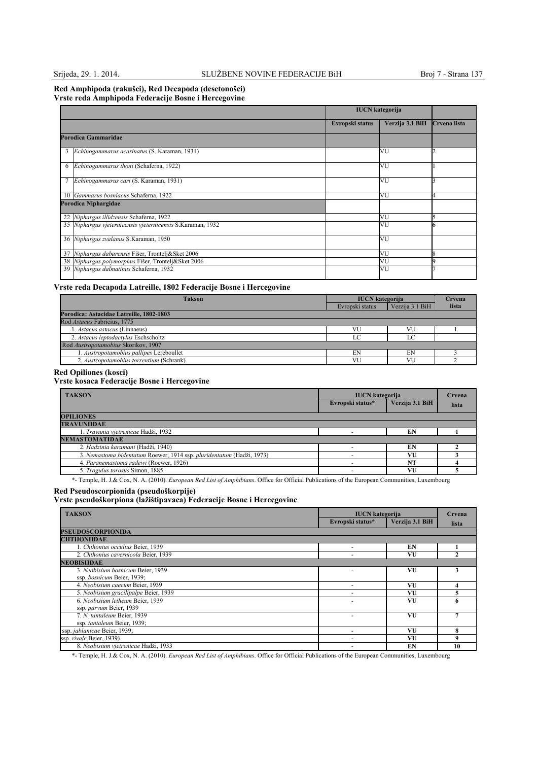**Red Amphipoda (rakušci), Red Decapoda (desetonošci)**
**Vrste reda Amphipoda Federacije Bosne i Hercegovine**

| | | IUCN kategorija | | |
|---|---|---|---|---|
| | | Evropski status | Verzija 3.1 BiH | Crvena lista |
| **Porodica Gammaridae** | | | | |
| 3 | *Echinogammarus acarinatus* (S. Karaman, 1931) | | VU | 2 |
| 6 | *Echinogammarus thoni* (Schaferna, 1922) | | VU | 1 |
| 7 | *Echinogammarus cari* (S. Karaman, 1931) | | VU | 3 |
| 10 | *Gammarus bosniacus* Schaferna, 1922 | | VU | 4 |
| **Porodica Niphargidae** | | | | |
| 22 | *Niphargus illidzensis* Schaferna, 1922 | | VU | 5 |
| 35 | *Niphargus vjeternicensis vjeternicensis* S.Karaman, 1932 | | VU | 6 |
| 36 | *Niphargus zvalanus* S.Karaman, 1950 | | VU | |
| 37 | *Niphargus dabarensis* Fišer, Trontelj&Sket 2006 | | VU | 8 |
| 38 | *Niphargus polymorphus* Fišer, Trontelj&Sket 2006 | | VU | 9 |
| 39 | *Niphargus dalmatinus* Schaferna, 1932 | | VU | 7 |

**Vrste reda Decapoda Latreille, 1802 Federacije Bosne i Hercegovine**

| Takson | IUCN kategorija | | Crvena lista |
|---|---|---|---|
| | Evropski status | Verzija 3.1 BiH | |
| **Porodica: Astacidae Latreille, 1802-1803** | | | |
| Rod *Astacus* Fabricius, 1775 | | | |
| 1. *Astacus astacus* (Linnaeus) | VU | VU | 1 |
| 2. *Astacus leptodactylus* Eschscholtz | LC | LC | |
| Rod *Austropotamobius* Skorikov, 1907 | | | |
| 1. *Austropotamobius pallipes* Lereboullet | EN | EN | 3 |
| 2. *Austropotamobius torrentium* (Schrank) | VU | VU | 2 |

**Red Opiliones (kosci)**
**Vrste kosaca Federacije Bosne i Hercegovine**

| TAKSON | IUCN kategorija | | Crvena lista |
|---|---|---|---|
| | Evropski status* | Verzija 3.1 BiH | |
| **OPILIONES** | | | |
| **TRAVUNIIDAE** | | | |
| 1. *Travunia vjetrenicae* Hadži, 1932 | - | **EN** | **1** |
| **NEMASTOMATIDAE** | | | |
| 2. *Hadzinia karamani* (Hadži, 1940) | - | **EN** | **2** |
| 3. *Nemastoma bidentatum* Roewer, 1914 ssp. *pluridentatum* (Hadži, 1973) | - | **VU** | **3** |
| 4. *Paranemastoma radewi* (Roewer, 1926) | - | **NT** | **4** |
| 5. *Trogulus torosus* Simon, 1885 | - | **VU** | **5** |

*- Temple, H. J.& Cox, N. A. (2010). *European Red List of Amphibians*. Office for Official Publications of the European Communities, Luxembourg

**Red Pseudoscorpionida (pseudoškorpije)**
**Vrste pseudoškorpiona (lažištipavaca) Federacije Bosne i Hercegovine**

| TAKSON | IUCN kategorija | | Crvena lista |
|---|---|---|---|
| | Evropski status* | Verzija 3.1 BiH | |
| **PSEUDOSCORPIONIDA** | | | |
| **CHTHONIIDAE** | | | |
| 1. *Chthonius occultus* Beier, 1939 | - | **EN** | **1** |
| 2. *Chthonius cavernicola* Beier, 1939 | - | **VU** | **2** |
| **NEOBISIIDAE** | | | |
| 3. *Neobisium bosnicum* Beier, 1939 ssp. *bosnicum* Beier, 1939; | - | **VU** | **3** |
| 4. *Neobisium caecum* Beier, 1939 | - | **VU** | **4** |
| 5. *Neobisium gracilipalpe* Beier, 1939 | - | **VU** | **5** |
| 6. *Neobisium letheum* Beier, 1939 ssp. *parvum* Beier, 1939 | - | **VU** | **6** |
| 7. *N. tantaleum* Beier, 1939 ssp. *tantaleum* Beier, 1939; | - | **VU** | **7** |
| ssp. *jablanicae* Beier, 1939; | - | **VU** | **8** |
| ssp. *rivale* Beier, 1939) | - | **VU** | **9** |
| 8. *Neobisium vjetrenicae* Hadži, 1933 | - | **EN** | **10** |

*- Temple, H. J.& Cox, N. A. (2010). *European Red List of Amphibians*. Office for Official Publications of the European Communities, Luxembourg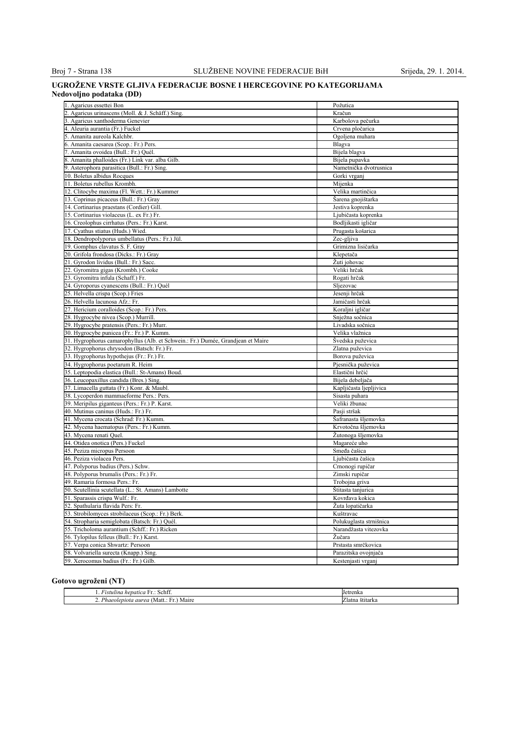## UGROŽENE VRSTE GLJIVA FEDERACIJE BOSNE I HERCEGOVINE PO KATEGORIJAMA

### Nedovoljno podataka (DD)

| | |
|---|---|
| 1. Agaricus essettei Bon | Požutica |
| 2. Agaricus urinascens (Moll. & J. Schäff.) Sing. | Kračun |
| 3. Agaricus xanthoderma Genevier | Karbolova pečurka |
| 4. Aleuria aurantia (Fr.) Fuckel | Crvena pločarica |
| 5. Amanita aureola Kalchbr. | Ogoljena muhara |
| 6. Amanita caesarea (Scop.: Fr.) Pers. | Blagva |
| 7. Amanita ovoidea (Bull.: Fr.) Quél. | Bijela blagva |
| 8. Amanita phalloides (Fr.) Link var. alba Gilb. | Bijela pupavka |
| 9. Asterophora parasitica (Bull.: Fr.) Sing. | Nametnička dvotrusnica |
| 10. Boletus albidus Rocques | Gorki vrganj |
| 11. Boletus rubellus Krombh. | Mijenka |
| 12. Clitocybe maxima (Fl. Wett.: Fr.) Kummer | Velika martinčica |
| 13. Coprinus picaceus (Bull.: Fr.) Gray | Šarena gnojištarka |
| 14. Cortinarius praestans (Cordier) Gill. | Jestiva koprenka |
| 15. Cortinarius violaceus (L. ex Fr.) Fr. | Ljubičasta koprenka |
| 16. Creolophus cirrhatus (Pers.: Fr.) Karst. | Bodljikasti igličar |
| 17. Cyathus stiatus (Huds.) Wied. | Prugasta košarica |
| 18. Dendropolyporus umbellatus (Pers.: Fr.) Jül. | Zec-gljiva |
| 19. Gomphus clavatus S. F. Gray | Grimizna lisičarka |
| 20. Grifola frondosa (Dicks.: Fr.) Gray | Klepetača |
| 21. Gyrodon lividus (Bull.: Fr.) Sacc. | Žuti johovac |
| 22. Gyromitra gigas (Krombh.) Cooke | Veliki hrčak |
| 23. Gyromitra infula (Schaff.) Fr. | Rogati hrčak |
| 24. Gyroporus cyanescens (Bull.: Fr.) Quél | Sljezovac |
| 25. Helvella crispa (Scop.) Fries | Jesenji hrčak |
| 26. Helvella lacunosa Afz.: Fr. | Jamičasti hrčak |
| 27. Hericium coralloides (Scop.: Fr.) Pers. | Koraljni igličar |
| 28. Hygrocybe nivea (Scop.) Murrill. | Snježna sočnica |
| 29. Hygrocybe pratensis (Pers.: Fr.) Murr. | Livadska sočnica |
| 30. Hygrocybe punicea (Fr.: Fr.) P. Kumm. | Velika vlažnica |
| 31. Hygrophorus camarophyllus (Alb. et Schwein.: Fr.) Dumée, Grandjean et Maire | Švedska puževica |
| 32. Hygrophorus chrysodon (Batsch: Fr.) Fr. | Zlatna puževica |
| 33. Hygrophorus hypothejus (Fr.: Fr.) Fr. | Borova puževica |
| 34. Hygrophorus poetarum R. Heim | Pjesnička puževica |
| 35. Leptopodia elastica (Bull.: St-Amans) Boud. | Elastični hrčić |
| 36. Leucopaxillus candida (Bres.) Sing. | Bijela debeljača |
| 37. Limacella guttata (Fr.) Konr. & Maubl. | Kapljičasta ljepljivica |
| 38. Lycoperdon mammaeforme Pers.: Pers. | Sisasta puhara |
| 39. Meripilus giganteus (Pers.: Fr.) P. Karst. | Veliki žbunac |
| 40. Mutinus caninus (Huds.: Fr.) Fr. | Pasji stršak |
| 41. Mycena crocata (Schrad: Fr.) Kumm. | Šafranasta šljemovka |
| 42. Mycena haematopus (Pers.: Fr.) Kumm. | Krvotočna šljemovka |
| 43. Mycena renati Quel. | Žutonoga šljemovka |
| 44. Otidea onotica (Pers.) Fuckel | Magareće uho |
| 45. Peziza micropus Persoon | Smeđa čašica |
| 46. Peziza violacea Pers. | Ljubičasta čašica |
| 47. Polyporus badius (Pers.) Schw. | Crnonogi rupičar |
| 48. Polyporus brumalis (Pers.: Fr.) Fr. | Zimski rupičar |
| 49. Ramaria formosa Pers.: Fr. | Trobojna griva |
| 50. Scutellinia scutellata (L.: St. Amans) Lambotte | Štitasta tanjurica |
| 51. Sparassis crispa Wulf.: Fr. | Kovrđava kokica |
| 52. Spathularia flavida Pers: Fr. | Žuta lopatičarka |
| 53. Strobilomyces strobilaceus (Scop.: Fr.) Berk. | Kuštravac |
| 54. Stropharia semiglobata (Batsch: Fr.) Quél. | Polukuglasta strnišnica |
| 55. Tricholoma aurantium (Schff.: Fr.) Ricken | Narandžasta vitezovka |
| 56. Tylopilus felleus (Bull.: Fr.) Karst. | Žučara |
| 57. Verpa conica Shwartz: Persoon | Prstasta smrčkovica |
| 58. Volvariella surecta (Knapp.) Sing. | Parazitska ovojnjača |
| 59. Xerocomus badius (Fr.: Fr.) Gilb. | Kestenjasti vrganj |

### Gotovo ugroženi (NT)

| | |
|---|---|
| 1. *Fistulina hepatica* Fr.: Schff. | Jetrenka |
| 2. *Phaeolepiota aurea* (Matt.: Fr.) Maire | Zlatna štitarka |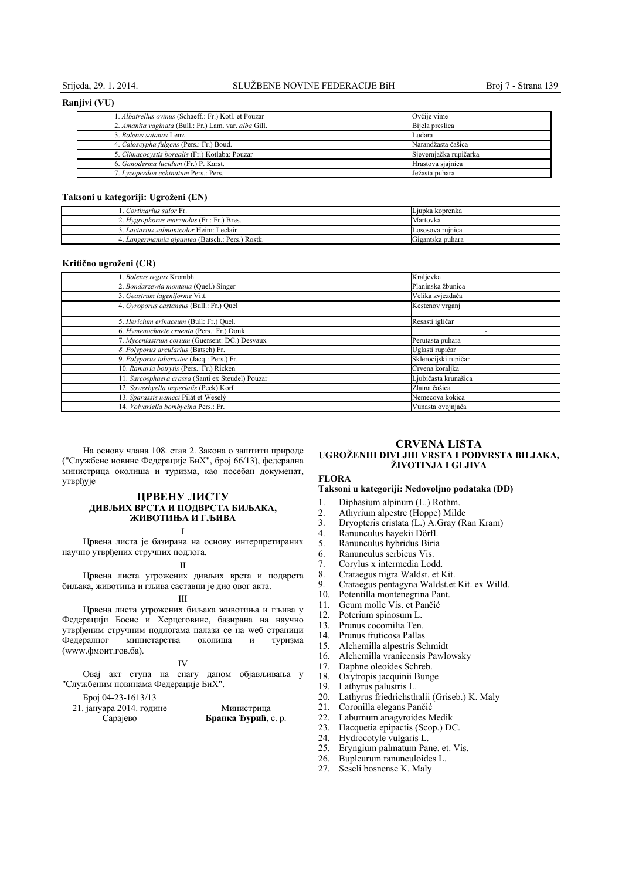**Ranjivi (VU)**

| | |
|---|---|
| 1. *Albatrellus ovinus* (Schaeff.: Fr.) Kotl. et Pouzar | Ovčije vime |
| 2. *Amanita vaginata* (Bull.: Fr.) Lam. var. *alba* Gill. | Bijela preslica |
| 3. *Boletus satanas* Lenz | Ludara |
| 4. *Caloscypha fulgens* (Pers.: Fr.) Boud. | Narandžasta čašica |
| 5. *Climacocystis borealis* (Fr.) Kotlaba: Pouzar | Sjevernjačka rupičarka |
| 6. *Ganoderma lucidum* (Fr.) P. Karst. | Hrastova sjajnica |
| 7. *Lycoperdon echinatum* Pers.: Pers. | Ježasta puhara |

**Taksoni u kategoriji: Ugroženi (EN)**

| | |
|---|---|
| 1. *Cortinarius salor* Fr. | Ljupka koprenka |
| 2. *Hygrophorus marzuolus* (Fr.: Fr.) Bres. | Martovka |
| 3. *Lactarius salmonicolor* Heim: Leclair | Lososova rujnica |
| 4. *Langermannia gigantea* (Batsch.: Pers.) Rostk. | Gigantska puhara |

**Kritično ugroženi (CR)**

| | |
|---|---|
| 1. *Boletus regius* Krombh. | Kraljevka |
| 2. *Bondarzewia montana* (Quel.) Singer | Planinska žbunica |
| 3. *Geastrum lageniforme* Vitt. | Velika zvjezdača |
| 4. *Gyroporus castaneus* (Bull.: Fr.) Quél | Kestenov vrganj |
| 5. *Hericium erinaceum* (Bull: Fr.) Quel. | Resasti igličar |
| 6. *Hymenochaete cruenta* (Pers.: Fr.) Donk | - |
| 7. *Myceniastrum corium* (Guersent: DC.) Desvaux | Perutasta puhara |
| 8. *Polyporus arcularius* (Batsch) Fr. | Uglasti rupičar |
| 9. *Polyporus tuberaster* (Jacq.: Pers.) Fr. | Sklerocijski rupičar |
| 10. *Ramaria botrytis* (Pers.: Fr.) Ricken | Crvena koraljka |
| 11. *Sarcosphaera crassa* (Santi ex Steudel) Pouzar | Ljubičasta krunašica |
| 12. *Sowerbyella imperialis* (Peck) Korf | Zlatna čašica |
| 13. *Sparassis nemeci* Pilát et Weselý | Nemecova kokica |
| 14. *Volvariella bombycina* Pers.: Fr. | Vunasta ovojnjača |

---

На основу члана 108. став 2. Закона о заштити природе ("Службене новине Федерације БиХ", број 66/13), федерална министрица околиша и туризма, као посебан документ, утврђује

## ЦРВЕНУ ЛИСТУ
## ДИВЉИХ ВРСТА И ПОДВРСТА БИЉАКА, ЖИВОТИЊА И ГЉИВА

I

Црвена листа је базирана на основу интерпретираних научно утврђених стручних подлога.

II

Црвена листа угрожених дивљих врста и подврста биљака, животиња и гљива саставни је дио овог акта.

III

Црвена листа угрожених биљака животиња и гљива у Федерацији Босне и Херцеговине, базирана на научно утврђеним стручним подлогама налази се на web страници Федералног министарства околиша и туризма (www.фмоит.гов.ба).

IV

Овај акт ступа на снагу даном објављивања у "Службеним новинама Федерације БиХ".

Број 04-23-1613/13
21. јануара 2014. године
Сарајево

Министрица
**Бранка Ђурић**, с. р.

## CRVENA LISTA
## UGROŽENIH DIVLJIH VRSTA I PODVRSTA BILJAKA, ŽIVOTINJA I GLJIVA

**FLORA**

**Taksoni u kategoriji: Nedovoljno podataka (DD)**

1. Diphasium alpinum (L.) Rothm.
2. Athyrium alpestre (Hoppe) Milde
3. Dryopteris cristata (L.) A.Gray (Ran Kram)
4. Ranunculus hayekii Dörfl.
5. Ranunculus hybridus Biria
6. Ranunculus serbicus Vis.
7. Corylus x intermedia Lodd.
8. Crataegus nigra Waldst. et Kit.
9. Crataegus pentagyna Waldst.et Kit. ex Willd.
10. Potentilla montenegrina Pant.
11. Geum molle Vis. et Pančić
12. Poterium spinosum L.
13. Prunus cocomilia Ten.
14. Prunus fruticosa Pallas
15. Alchemilla alpestris Schmidt
16. Alchemilla vranicensis Pawlowsky
17. Daphne oleoides Schreb.
18. Oxytropis jacquinii Bunge
19. Lathyrus palustris L.
20. Lathyrus friedrichsthalii (Griseb.) K. Maly
21. Coronilla elegans Pančić
22. Laburnum anagyroides Medik
23. Hacquetia epipactis (Scop.) DC.
24. Hydrocotyle vulgaris L.
25. Eryngium palmatum Pane. et. Vis.
26. Bupleurum ranunculoides L.
27. Seseli bosnense K. Maly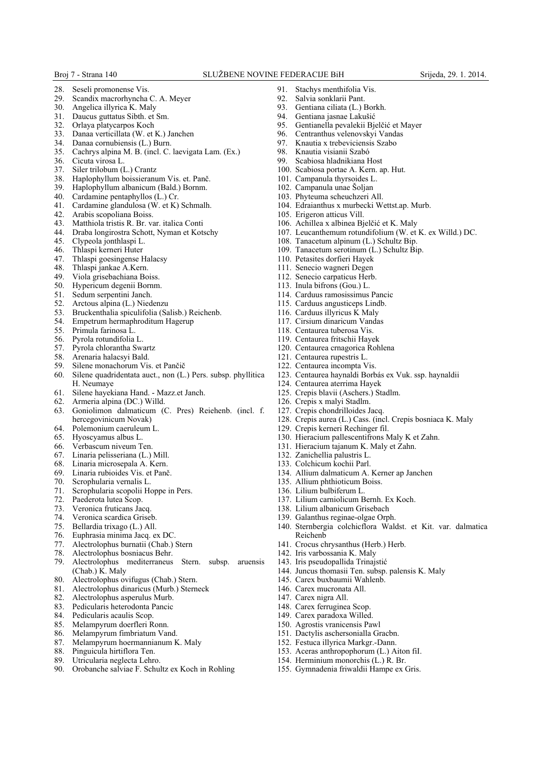28. Seseli promonense Vis.
29. Scandix macrorhyncha C. A. Meyer
30. Angelica illyrica K. Maly
31. Daucus guttatus Sibth. et Sm.
32. Orlaya platycarpos Koch
33. Danaa verticillata (W. et K.) Janchen
34. Danaa cornubiensis (L.) Burn.
35. Cachrys alpina M. B. (incl. C. laevigata Lam. (Ex.)
36. Cicuta virosa L.
37. Siler trilobum (L.) Crantz
38. Haplophyllum boissieranum Vis. et. Panč.
39. Haplophyllum albanicum (Bald.) Bornm.
40. Cardamine pentaphyllos (L.) Cr.
41. Cardamine glandulosa (W. et K) Schmalh.
42. Arabis scopoliana Boiss.
43. Matthiola tristis R. Br. var. italica Conti
44. Draba longirostra Schott, Nyman et Kotschy
45. Clypeola jonthlaspi L.
46. Thlaspi kerneri Huter
47. Thlaspi goesingense Halacsy
48. Thlaspi jankae A.Kern.
49. Viola grisebachiana Boiss.
50. Hypericum degenii Bornm.
51. Sedum serpentini Janch.
52. Arctous alpina (L.) Niedenzu
53. Bruckenthalia spiculifolia (Salisb.) Reichenb.
54. Empetrum hermaphroditum Hagerup
55. Primula farinosa L.
56. Pyrola rotundifolia L.
57. Pyrola chlorantha Swartz
58. Arenaria halacsyi Bald.
59. Silene monachorum Vis. et Pančič
60. Silene quadridentata auct., non (L.) Pers. subsp. phyllitica H. Neumaye
61. Silene hayekiana Hand. - Mazz.et Janch.
62. Armeria alpina (DC.) Willd.
63. Goniolimon dalmaticum (C. Pres) Reiehenb. (incl. f. hercegovinicum Novak)
64. Polemonium caeruleum L.
65. Hyoscyamus albus L.
66. Verbascum niveum Ten.
67. Linaria pelisseriana (L.) Mill.
68. Linaria microsepala A. Kern.
69. Linaria rubioides Vis. et Panč.
70. Scrophularia vernalis L.
71. Scrophularia scopolii Hoppe in Pers.
72. Paederota lutea Scop.
73. Veronica fruticans Jacq.
74. Veronica scardica Griseb.
75. Bellardia trixago (L.) All.
76. Euphrasia minima Jacq. ex DC.
77. Alectrolophus burnatii (Chab.) Stern
78. Alectrolophus bosniacus Behr.
79. Alectrolophus mediterraneus Stern. subsp. aruensis (Chab.) K. Maly
80. Alectrolophus ovifugus (Chab.) Stern.
81. Alectrolophus dinaricus (Murb.) Sterneck
82. Alectrolophus asperulus Murb.
83. Pedicularis heterodonta Pancic
84. Pedicularis acaulis Scop.
85. Melampyrum doerfleri Ronn.
86. Melampyrum fimbriatum Vand.
87. Melampyrum hoermannianum K. Maly
88. Pinguicula hirtiflora Ten.
89. Utricularia neglecta Lehro.
90. Orobanche salviae F. Schultz ex Koch in Rohling
91. Stachys menthifolia Vis.
92. Salvia sonklarii Pant.
93. Gentiana ciliata (L.) Borkh.
94. Gentiana jasnae Lakušić
95. Gentianella pevalekii Bjelčić et Mayer
96. Centranthus velenovskyi Vandas
97. Knautia x trebeviciensis Szabo
98. Knautia visianii Szabó
99. Scabiosa hladnikiana Host
100. Scabiosa portae A. Kern. ap. Hut.
101. Campanula thyrsoides L.
102. Campanula unae Šoljan
103. Phyteuma scheuchzeri All.
104. Edraianthus x murbecki Wettst.ap. Murb.
105. Erigeron atticus Vill.
106. Achillea x albinea Bjelčić et K. Maly
107. Leucanthemum rotundifolium (W. et K. ex Willd.) DC.
108. Tanacetum alpinum (L.) Schultz Bip.
109. Tanacetum serotinum (L.) Schultz Bip.
110. Petasites dorfieri Hayek
111. Senecio wagneri Degen
112. Senecio carpaticus Herb.
113. Inula bifrons (Gou.) L.
114. Carduus ramosissimus Pancic
115. Carduus angusticeps Lindb.
116. Carduus illyricus K Maly
117. Cirsium dinaricum Vandas
118. Centaurea tuberosa Vis.
119. Centaurea fritschii Hayek
120. Centaurea crnagorica Rohlena
121. Centaurea rupestris L.
122. Centaurea incompta Vis.
123. Centaurea haynaldi Borbás ex Vuk. ssp. haynaldii
124. Centaurea aterrima Hayek
125. Crepis blavii (Aschers.) Stadlm.
126. Crepis x malyi Stadlm.
127. Crepis chondrilloides Jacq.
128. Crepis aurea (L.) Cass. (incl. Crepis bosniaca K. Maly
129. Crepis kerneri Rechinger fil.
130. Hieracium pallescentifrons Maly K et Zahn.
131. Hieracium tajanum K. Maly et Zahn.
132. Zanichellia palustris L.
133. Colchicum kochii Parl.
134. Allium dalmaticum A. Kerner ap Janchen
135. Allium phthioticum Boiss.
136. Lilium bulbiferum L.
137. Lilium carniolicum Bernh. Ex Koch.
138. Lilium albanicum Grisebach
139. Galanthus reginae-olgae Orph.
140. Sternbergia colchicflora Waldst. et Kit. var. dalmatica Reichenb
141. Crocus chrysanthus (Herb.) Herb.
142. Iris varbossania K. Maly
143. Iris pseudopallida Trinajstić
144. Juncus thomasii Ten. subsp. palensis K. Maly
145. Carex buxbaumii Wahlenb.
146. Carex mucronata All.
147. Carex nigra All.
148. Carex ferruginea Scop.
149. Carex paradoxa Willed.
150. Agrostis vranicensis Pawl
151. Dactylis aschersonialla Gracbn.
152. Festuca illyrica Markgr.-Dann.
153. Aceras anthropophorum (L.) Aiton fiI.
154. Herminium monorchis (L.) R. Br.
155. Gymnadenia friwaldii Hampe ex Gris.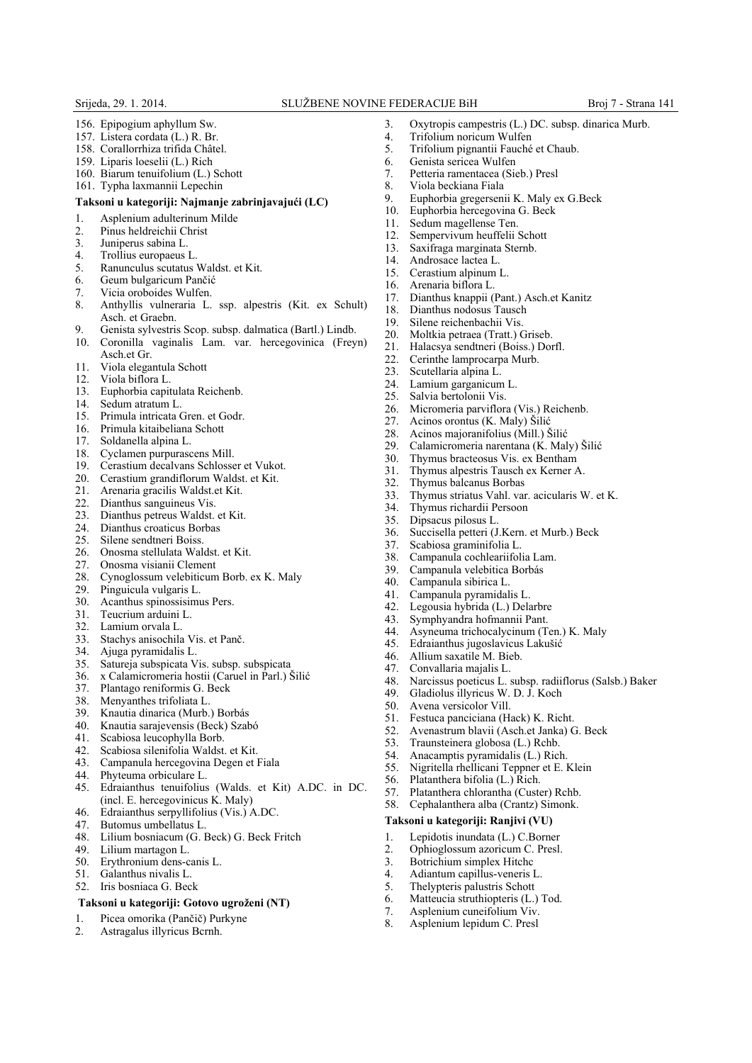156. Epipogium aphyllum Sw.
157. Listera cordata (L.) R. Br.
158. Corallorrhiza trifida Châtel.
159. Liparis loeselii (L.) Rich
160. Biarum tenuifolium (L.) Schott
161. Typha laxmannii Lepechin

**Taksoni u kategoriji: Najmanje zabrinjavajući (LC)**

1. Asplenium adulterinum Milde
2. Pinus heldreichii Christ
3. Juniperus sabina L.
4. Trollius europaeus L.
5. Ranunculus scutatus Waldst. et Kit.
6. Geum bulgaricum Pančić
7. Vicia oroboides Wulfen.
8. Anthyllis vulneraria L. ssp. alpestris (Kit. ex Schult) Asch. et Graebn.
9. Genista sylvestris Scop. subsp. dalmatica (Bartl.) Lindb.
10. Coronilla vaginalis Lam. var. hercegovinica (Freyn) Asch.et Gr.
11. Viola elegantula Schott
12. Viola biflora L.
13. Euphorbia capitulata Reichenb.
14. Sedum atratum L.
15. Primula intricata Gren. et Godr.
16. Primula kitaibeliana Schott
17. Soldanella alpina L.
18. Cyclamen purpurascens Mill.
19. Cerastium decalvans Schlosser et Vukot.
20. Cerastium grandiflorum Waldst. et Kit.
21. Arenaria gracilis Waldst.et Kit.
22. Dianthus sanguineus Vis.
23. Dianthus petreus Waldst. et Kit.
24. Dianthus croaticus Borbas
25. Silene sendtneri Boiss.
26. Onosma stellulata Waldst. et Kit.
27. Onosma visianii Clement
28. Cynoglossum velebiticum Borb. ex K. Maly
29. Pinguicula vulgaris L.
30. Acanthus spinossisimus Pers.
31. Teucrium arduini L.
32. Lamium orvala L.
33. Stachys anisochila Vis. et Panč.
34. Ajuga pyramidalis L.
35. Satureja subspicata Vis. subsp. subspicata
36. x Calamicromeria hostii (Caruel in Parl.) Šilić
37. Plantago reniformis G. Beck
38. Menyanthes trifoliata L.
39. Knautia dinarica (Murb.) Borbás
40. Knautia sarajevensis (Beck) Szabó
41. Scabiosa leucophylla Borb.
42. Scabiosa silenifolia Waldst. et Kit.
43. Campanula hercegovina Degen et Fiala
44. Phyteuma orbiculare L.
45. Edraianthus tenuifolius (Walds. et Kit) A.DC. in DC. (incl. E. hercegovinicus K. Maly)
46. Edraianthus serpyllifolius (Vis.) A.DC.
47. Butomus umbellatus L.
48. Lilium bosniacum (G. Beck) G. Beck Fritch
49. Lilium martagon L.
50. Erythronium dens-canis L.
51. Galanthus nivalis L.
52. Iris bosniaca G. Beck

**Taksoni u kategoriji: Gotovo ugroženi (NT)**

1. Picea omorika (Pančič) Purkyne
2. Astragalus illyricus Bernh.
3. Oxytropis campestris (L.) DC. subsp. dinarica Murb.
4. Trifolium noricum Wulfen
5. Trifolium pignantii Fauché et Chaub.
6. Genista sericea Wulfen
7. Petteria ramentacea (Sieb.) Presl
8. Viola beckiana Fiala
9. Euphorbia gregersenii K. Maly ex G.Beck
10. Euphorbia hercegovina G. Beck
11. Sedum magellense Ten.
12. Sempervivum heuffelii Schott
13. Saxifraga marginata Sternb.
14. Androsace lactea L.
15. Cerastium alpinum L.
16. Arenaria biflora L.
17. Dianthus knappii (Pant.) Asch.et Kanitz
18. Dianthus nodosus Tausch
19. Silene reichenbachii Vis.
20. Moltkia petraea (Tratt.) Griseb.
21. Halacsya sendtneri (Boiss.) Dorfl.
22. Cerinthe lamprocarpa Murb.
23. Scutellaria alpina L.
24. Lamium garganicum L.
25. Salvia bertolonii Vis.
26. Micromeria parviflora (Vis.) Reichenb.
27. Acinos orontus (K. Maly) Šilić
28. Acinos majoranifolius (Mill.) Šilić
29. Calamicromeria narentana (K. Maly) Šilić
30. Thymus bracteosus Vis. ex Bentham
31. Thymus alpestris Tausch ex Kerner A.
32. Thymus balcanus Borbas
33. Thymus striatus Vahl. var. acicularis W. et K.
34. Thymus richardii Persoon
35. Dipsacus pilosus L.
36. Succisella petteri (J.Kern. et Murb.) Beck
37. Scabiosa graminifolia L.
38. Campanula cochleariifolia Lam.
39. Campanula velebitica Borbás
40. Campanula sibirica L.
41. Campanula pyramidalis L.
42. Legousia hybrida (L.) Delarbre
43. Symphyandra hofmannii Pant.
44. Asyneuma trichocalycinum (Ten.) K. Maly
45. Edraianthus jugoslavicus Lakušić
46. Allium saxatile M. Bieb.
47. Convallaria majalis L.
48. Narcissus poeticus L. subsp. radiiflorus (Salsb.) Baker
49. Gladiolus illyricus W. D. J. Koch
50. Avena versicolor Vill.
51. Festuca panciciana (Hack) K. Richt.
52. Avenastrum blavii (Asch.et Janka) G. Beck
53. Traunsteinera globosa (L.) Rchb.
54. Anacamptis pyramidalis (L.) Rich.
55. Nigritella rhellicani Teppner et E. Klein
56. Platanthera bifolia (L.) Rich.
57. Platanthera chlorantha (Custer) Rchb.
58. Cephalanthera alba (Crantz) Simonk.

**Taksoni u kategoriji: Ranjivi (VU)**

1. Lepidotis inundata (L.) C.Borner
2. Ophioglossum azoricum C. Presl.
3. Botrichium simplex Hitchc
4. Adiantum capillus-veneris L.
5. Thelypteris palustris Schott
6. Matteucia struthiopteris (L.) Tod.
7. Asplenium cuneifolium Viv.
8. Asplenium lepidum C. Presl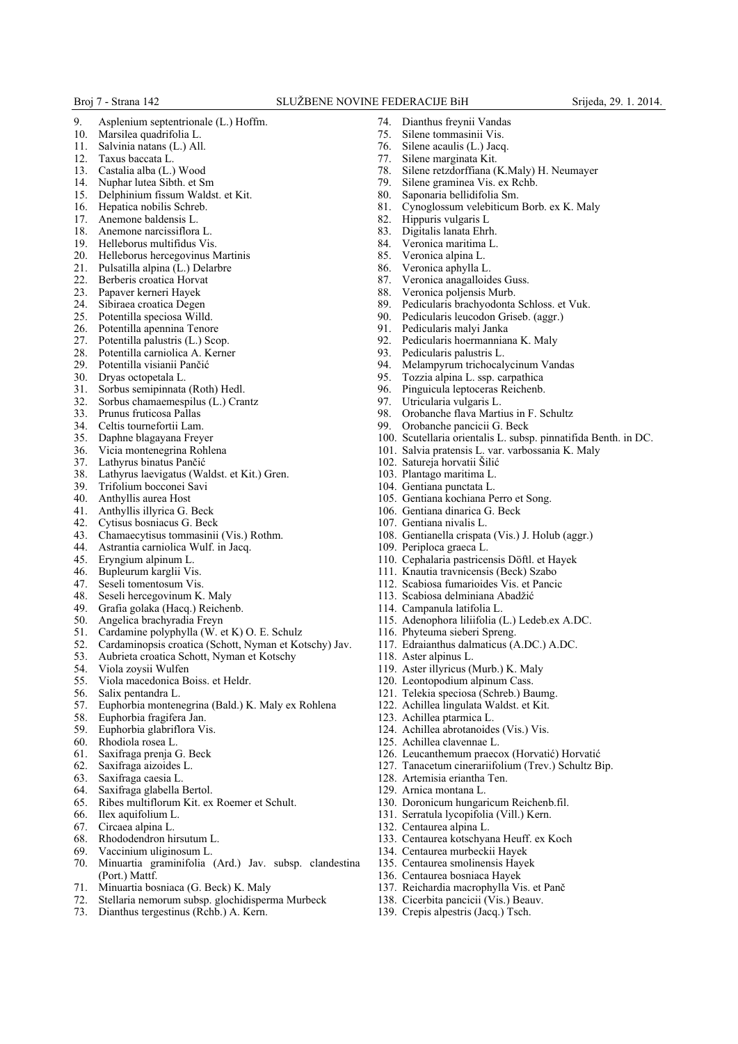9. Asplenium septentrionale (L.) Hoffm.
10. Marsilea quadrifolia L.
11. Salvinia natans (L.) All.
12. Taxus baccata L.
13. Castalia alba (L.) Wood
14. Nuphar lutea Sibth. et Sm
15. Delphinium fissum Waldst. et Kit.
16. Hepatica nobilis Schreb.
17. Anemone baldensis L.
18. Anemone narcissiflora L.
19. Helleborus multifidus Vis.
20. Helleborus hercegovinus Martinis
21. Pulsatilla alpina (L.) Delarbre
22. Berberis croatica Horvat
23. Papaver kerneri Hayek
24. Sibiraea croatica Degen
25. Potentilla speciosa Willd.
26. Potentilla apennina Tenore
27. Potentilla palustris (L.) Scop.
28. Potentilla carniolica A. Kerner
29. Potentilla visianii Pančić
30. Dryas octopetala L.
31. Sorbus semipinnata (Roth) Hedl.
32. Sorbus chamaemespilus (L.) Crantz
33. Prunus fruticosa Pallas
34. Celtis tournefortii Lam.
35. Daphne blagayana Freyer
36. Vicia montenegrina Rohlena
37. Lathyrus binatus Pančić
38. Lathyrus laevigatus (Waldst. et Kit.) Gren.
39. Trifolium bocconei Savi
40. Anthyllis aurea Host
41. Anthyllis illyrica G. Beck
42. Cytisus bosniacus G. Beck
43. Chamaecytisus tommasinii (Vis.) Rothm.
44. Astrantia carniolica Wulf. in Jacq.
45. Eryngium alpinum L.
46. Bupleurum karglii Vis.
47. Seseli tomentosum Vis.
48. Seseli hercegovinum K. Maly
49. Grafia golaka (Hacq.) Reichenb.
50. Angelica brachyradia Freyn
51. Cardamine polyphylla (W. et K) O. E. Schulz
52. Cardaminopsis croatica (Schott, Nyman et Kotschy) Jav.
53. Aubrieta croatica Schott, Nyman et Kotschy
54. Viola zoysii Wulfen
55. Viola macedonica Boiss. et Heldr.
56. Salix pentandra L.
57. Euphorbia montenegrina (Bald.) K. Maly ex Rohlena
58. Euphorbia fragifera Jan.
59. Euphorbia glabriflora Vis.
60. Rhodiola rosea L.
61. Saxifraga prenja G. Beck
62. Saxifraga aizoides L.
63. Saxifraga caesia L.
64. Saxifraga glabella Bertol.
65. Ribes multiflorum Kit. ex Roemer et Schult.
66. Ilex aquifolium L.
67. Circaea alpina L.
68. Rhododendron hirsutum L.
69. Vaccinium uliginosum L.
70. Minuartia graminifolia (Ard.) Jav. subsp. clandestina (Port.) Mattf.
71. Minuartia bosniaca (G. Beck) K. Maly
72. Stellaria nemorum subsp. glochidisperma Murbeck
73. Dianthus tergestinus (Rchb.) A. Kern.
74. Dianthus freynii Vandas
75. Silene tommasinii Vis.
76. Silene acaulis (L.) Jacq.
77. Silene marginata Kit.
78. Silene retzdorffiana (K.Maly) H. Neumayer
79. Silene graminea Vis. ex Rchb.
80. Saponaria bellidifolia Sm.
81. Cynoglossum velebiticum Borb. ex K. Maly
82. Hippuris vulgaris L
83. Digitalis lanata Ehrh.
84. Veronica maritima L.
85. Veronica alpina L.
86. Veronica aphylla L.
87. Veronica anagalloides Guss.
88. Veronica poljensis Murb.
89. Pedicularis brachyodonta Schloss. et Vuk.
90. Pedicularis leucodon Griseb. (aggr.)
91. Pedicularis malyi Janka
92. Pedicularis hoermanniana K. Maly
93. Pedicularis palustris L.
94. Melampyrum trichocalycinum Vandas
95. Tozzia alpina L. ssp. carpathica
96. Pinguicula leptoceras Reichenb.
97. Utricularia vulgaris L.
98. Orobanche flava Martius in F. Schultz
99. Orobanche pancicii G. Beck
100. Scutellaria orientalis L. subsp. pinnatifida Benth. in DC.
101. Salvia pratensis L. var. varbossania K. Maly
102. Satureja horvatii Šilić
103. Plantago maritima L.
104. Gentiana punctata L.
105. Gentiana kochiana Perro et Song.
106. Gentiana dinarica G. Beck
107. Gentiana nivalis L.
108. Gentianella crispata (Vis.) J. Holub (aggr.)
109. Periploca graeca L.
110. Cephalaria pastricensis Döftl. et Hayek
111. Knautia travnicensis (Beck) Szabo
112. Scabiosa fumarioides Vis. et Pancic
113. Scabiosa delminiana Abadžić
114. Campanula latifolia L.
115. Adenophora liliifolia (L.) Ledeb.ex A.DC.
116. Phyteuma sieberi Spreng.
117. Edraianthus dalmaticus (A.DC.) A.DC.
118. Aster alpinus L.
119. Aster illyricus (Murb.) K. Maly
120. Leontopodium alpinum Cass.
121. Telekia speciosa (Schreb.) Baumg.
122. Achillea lingulata Waldst. et Kit.
123. Achillea ptarmica L.
124. Achillea abrotanoides (Vis.) Vis.
125. Achillea clavennae L.
126. Leucanthemum praecox (Horvatić) Horvatić
127. Tanacetum cinerariifolium (Trev.) Schultz Bip.
128. Artemisia eriantha Ten.
129. Arnica montana L.
130. Doronicum hungaricum Reichenb.fil.
131. Serratula lycopifolia (Vill.) Kern.
132. Centaurea alpina L.
133. Centaurea kotschyana Heuff. ex Koch
134. Centaurea murbeckii Hayek
135. Centaurea smolinensis Hayek
136. Centaurea bosniaca Hayek
137. Reichardia macrophylla Vis. et Panč
138. Cicerbita pancicii (Vis.) Beauv.
139. Crepis alpestris (Jacq.) Tsch.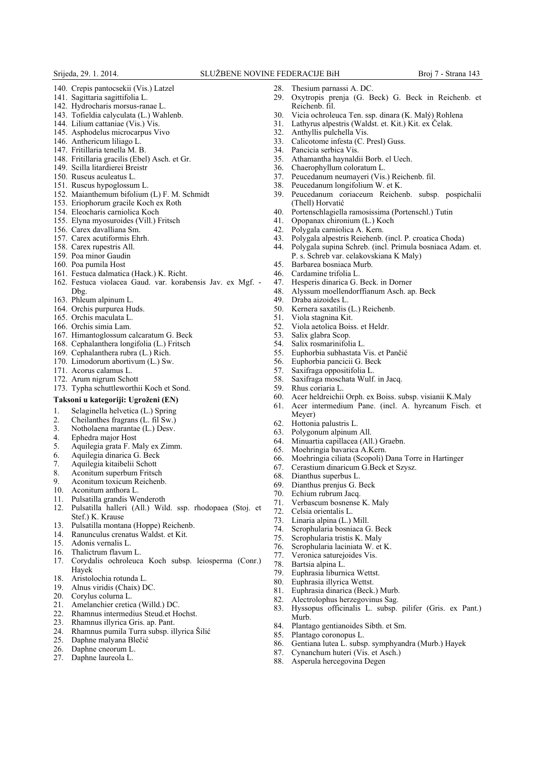140. Crepis pantocsekii (Vis.) Latzel
141. Sagittaria sagittifolia L.
142. Hydrocharis morsus-ranae L.
143. Tofieldia calyculata (L.) Wahlenb.
144. Lilium cattaniae (Vis.) Vis.
145. Asphodelus microcarpus Vivo
146. Anthericum liliago L.
147. Fritillaria tenella M. B.
148. Fritillaria gracilis (Ebel) Asch. et Gr.
149. Scilla litardierei Breistr
150. Ruscus aculeatus L.
151. Ruscus hypoglossum L.
152. Maianthemum bifolium (L) F. M. Schmidt
153. Eriophorum gracile Koch ex Roth
154. Eleocharis carniolica Koch
155. Elyna myosuroides (Vill.) Fritsch
156. Carex davalliana Sm.
157. Carex acutiformis Ehrh.
158. Carex rupestris All.
159. Poa minor Gaudin
160. Poa pumila Host
161. Festuca dalmatica (Hack.) K. Richt.
162. Festuca violacea Gaud. var. korabensis Jav. ex Mgf. - Dbg.
163. Phleum alpinum L.
164. Orchis purpurea Huds.
165. Orchis maculata L.
166. Orchis simia Lam.
167. Himantoglossum calcaratum G. Beck
168. Cephalanthera longifolia (L.) Fritsch
169. Cephalanthera rubra (L.) Rich.
170. Limodorum abortivum (L.) Sw.
171. Acorus calamus L.
172. Arum nigrum Schott
173. Typha schuttleworthii Koch et Sond.

**Taksoni u kategoriji: Ugroženi (EN)**

1. Selaginella helvetica (L.) Spring
2. Cheilanthes fragrans (L. fil Sw.)
3. Notholaena marantae (L.) Desv.
4. Ephedra major Host
5. Aquilegia grata F. Maly ex Zimm.
6. Aquilegia dinarica G. Beck
7. Aquilegia kitaibelii Schott
8. Aconitum superbum Fritsch
9. Aconitum toxicum Reichenb.
10. Aconitum anthora L.
11. Pulsatilla grandis Wenderoth
12. Pulsatilla halleri (All.) Wild. ssp. rhodopaea (Stoj. et Stef.) K. Krause
13. Pulsatilla montana (Hoppe) Reichenb.
14. Ranunculus crenatus Waldst. et Kit.
15. Adonis vernalis L.
16. Thalictrum flavum L.
17. Corydalis ochroleuca Koch subsp. leiosperma (Conr.) Hayek
18. Aristolochia rotunda L.
19. Alnus viridis (Chaix) DC.
20. Corylus colurna L.
21. Amelanchier cretica (Willd.) DC.
22. Rhamnus intermedius Steud.et Hochst.
23. Rhamnus illyrica Gris. ap. Pant.
24. Rhamnus pumila Turra subsp. illyrica Šilić
25. Daphne malyana Blečić
26. Daphne cneorum L.
27. Daphne laureola L.
28. Thesium parnassi A. DC.
29. Oxytropis prenja (G. Beck) G. Beck in Reichenb. et Reichenb. fil.
30. Vicia ochroleuca Ten. ssp. dinara (K. Malý) Rohlena
31. Lathyrus alpestris (Waldst. et. Kit.) Kit. ex Čelak.
32. Anthyllis pulchella Vis.
33. Calicotome infesta (C. Presl) Guss.
34. Pancicia serbica Vis.
35. Athamantha haynaldii Borb. el Uech.
36. Chaerophyllum coloratum L.
37. Peucedanum neumayeri (Vis.) Reichenb. fil.
38. Peucedanum longifolium W. et K.
39. Peucedanum coriaceum Reichenb. subsp. pospichalii (Thell) Horvatić
40. Portenschlagiella ramosissima (Portenschl.) Tutin
41. Opopanax chironium (L.) Koch
42. Polygala carniolica A. Kern.
43. Polygala alpestris Reiehenb. (incl. P. croatica Choda)
44. Polygala supina Schreb. (incl. Primula bosniaca Adam. et. P. s. Schreb var. celakovskiana K Maly)
45. Barbarea bosniaca Murb.
46. Cardamine trifolia L.
47. Hesperis dinarica G. Beck. in Dorner
48. Alyssum moellendorffianum Asch. ap. Beck
49. Draba aizoides L.
50. Kernera saxatilis (L.) Reichenb.
51. Viola stagnina Kit.
52. Viola aetolica Boiss. et Heldr.
53. Salix glabra Scop.
54. Salix rosmarinifolia L.
55. Euphorbia subhastata Vis. et Pančić
56. Euphorbia pancicii G. Beck
57. Saxifraga oppositifolia L.
58. Saxifraga moschata Wulf. in Jacq.
59. Rhus coriaria L.
60. Acer heldreichii Orph. ex Boiss. subsp. visianii K.Maly
61. Acer intermedium Pane. (incl. A. hyrcanum Fisch. et Meyer)
62. Hottonia palustris L.
63. Polygonum alpinum All.
64. Minuartia capillacea (All.) Graebn.
65. Moehringia bavarica A.Kern.
66. Moehringia ciliata (Scopoli) Dana Torre in Hartinger
67. Cerastium dinaricum G.Beck et Szysz.
68. Dianthus superbus L.
69. Dianthus prenjus G. Beck
70. Echium rubrum Jacq.
71. Verbascum bosnense K. Maly
72. Celsia orientalis L.
73. Linaria alpina (L.) Mill.
74. Scrophularia bosniaca G. Beck
75. Scrophularia tristis K. Maly
76. Scrophularia laciniata W. et K.
77. Veronica saturejoides Vis.
78. Bartsia alpina L.
79. Euphrasia liburnica Wettst.
80. Euphrasia illyrica Wettst.
81. Euphrasia dinarica (Beck.) Murb.
82. Alectrolophus herzegovinus Sag.
83. Hyssopus officinalis L. subsp. pilifer (Gris. ex Pant.) Murb.
84. Plantago gentianoides Sibth. et Sm.
85. Plantago coronopus L.
86. Gentiana lutea L. subsp. symphyandra (Murb.) Hayek
87. Cynanchum huteri (Vis. et Asch.)
88. Asperula hercegovina Degen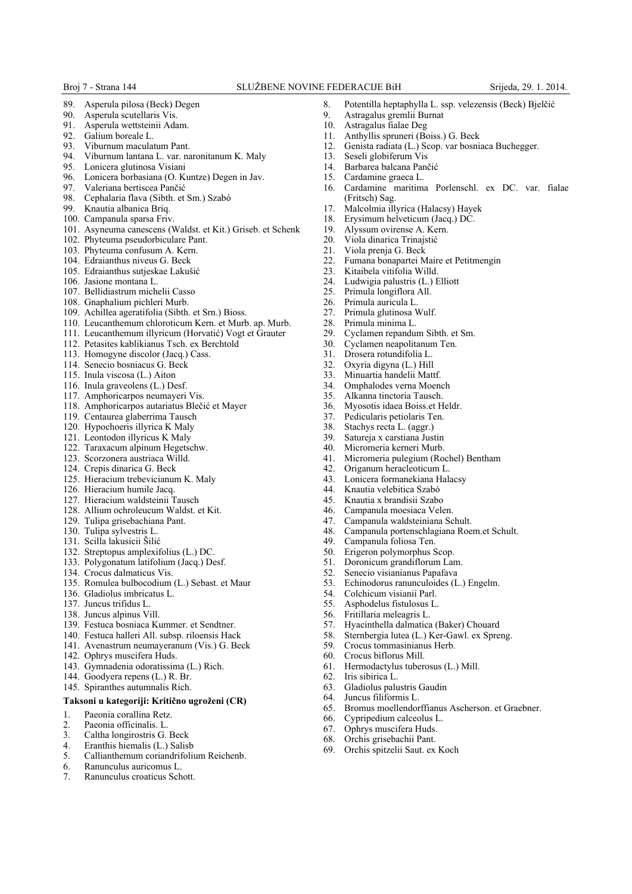89. Asperula pilosa (Beck) Degen
90. Asperula scutellaris Vis.
91. Asperula wettsteinii Adam.
92. Galium boreale L.
93. Viburnum maculatum Pant.
94. Viburnum lantana L. var. naronitanum K. Maly
95. Lonicera glutinosa Visiani
96. Lonicera borbasiana (O. Kuntze) Degen in Jav.
97. Valeriana bertiscea Pančić
98. Cephalaria flava (Sibth. et Sm.) Szabó
99. Knautia albanica Briq.
100. Campanula sparsa Friv.
101. Asyneuma canescens (Waldst. et Kit.) Griseb. et Schenk
102. Phyteuma pseudorbiculare Pant.
103. Phyteuma confusum A. Kern.
104. Edraianthus niveus G. Beck
105. Edraianthus sutjeskae Lakušić
106. Jasione montana L.
107. Bellidiastrum michelii Casso
108. Gnaphalium pichleri Murb.
109. Achillea ageratifolia (Sibth. et Srn.) Bioss.
110. Leucanthemum chloroticum Kern. et Murb. ap. Murb.
111. Leucanthemum illyricum (Horvatić) Vogt et Grauter
112. Petasites kablikianus Tsch. ex Berchtold
113. Homogyne discolor (Jacq.) Cass.
114. Senecio bosniacus G. Beck
115. Inula viscosa (L.) Aiton
116. Inula graveolens (L.) Desf.
117. Amphoricarpos neumayeri Vis.
118. Amphoricarpos autariatus Blečić et Mayer
119. Centaurea glaberrima Tausch
120. Hypochoeris illyrica K Maly
121. Leontodon illyricus K Maly
122. Taraxacum alpinum Hegetschw.
123. Scorzonera austriaca Willd.
124. Crepis dinarica G. Beck
125. Hieracium trebevicianum K. Maly
126. Hieracium humile Jacq.
127. Hieracium waldsteinii Tausch
128. Allium ochroleucum Waldst. et Kit.
129. Tulipa grisebachiana Pant.
130. Tulipa sylvestris L.
131. Scilla lakusicii Šilić
132. Streptopus amplexifolius (L.) DC.
133. Polygonatum latifolium (Jacq.) Desf.
134. Crocus dalmaticus Vis.
135. Romulea bulbocodium (L.) Sebast. et Maur
136. Gladiolus imbricatus L.
137. Juncus trifidus L.
138. Juncus alpinus Vill.
139. Festuca bosniaca Kummer. et Sendtner.
140. Festuca halleri All. subsp. riloensis Hack
141. Avenastrum neumayeranum (Vis.) G. Beck
142. Ophrys muscifera Huds.
143. Gymnadenia odoratissima (L.) Rich.
144. Goodyera repens (L.) R. Br.
145. Spiranthes autumnalis Rich.

**Taksoni u kategoriji: Kritično ugroženi (CR)**

1. Paeonia corallina Retz.
2. Paeonia officinalis. L.
3. Caltha longirostris G. Beck
4. Eranthis hiemalis (L.) Salisb
5. Callianthemum coriandrifolium Reichenb.
6. Ranunculus auricomus L.
7. Ranunculus croaticus Schott.
8. Potentilla heptaphylla L. ssp. velezensis (Beck) Bjelčić
9. Astragalus gremlii Burnat
10. Astragalus fialae Deg
11. Anthyllis spruneri (Boiss.) G. Beck
12. Genista radiata (L.) Scop. var bosniaca Buchegger.
13. Seseli globiferum Vis
14. Barbarea balcana Pančić
15. Cardamine graeca L.
16. Cardamine maritima Porlenschl. ex DC. var. fialae (Fritsch) Sag.
17. Malcolmia illyrica (Halacsy) Hayek
18. Erysimum helveticum (Jacq.) DC.
19. Alyssum ovirense A. Kern.
20. Viola dinarica Trinajstić
21. Viola prenja G. Beck
22. Fumana bonapartei Maire et Petitmengin
23. Kitaibela vitifolia Willd.
24. Ludwigia palustris (L.) Elliott
25. Primula longiflora All.
26. Primula auricula L.
27. Primula glutinosa Wulf.
28. Primula minima L.
29. Cyclamen repandum Sibth. et Sm.
30. Cyclamen neapolitanum Ten.
31. Drosera rotundifolia L.
32. Oxyria digyna (L.) Hill
33. Minuartia handelii Mattf.
34. Omphalodes verna Moench
35. Alkanna tinctoria Tausch.
36. Myosotis idaea Boiss.et Heldr.
37. Pedicularis petiolaris Ten.
38. Stachys recta L. (aggr.)
39. Satureja x carstiana Justin
40. Micromeria kerneri Murb.
41. Micromeria pulegium (Rochel) Bentham
42. Origanum heracleoticum L.
43. Lonicera formanekiana Halacsy
44. Knautia velebitica Szabó
45. Knautia x brandisii Szabo
46. Campanula moesiaca Velen.
47. Campanula waldsteiniana Schult.
48. Campanula portenschlagiana Roem.et Schult.
49. Campanula foliosa Ten.
50. Erigeron polymorphus Scop.
51. Doronicum grandiflorum Lam.
52. Senecio visianianus Papafava
53. Echinodorus ranunculoides (L.) Engelm.
54. Colchicum visianii Parl.
55. Asphodelus fistulosus L.
56. Fritillaria meleagris L.
57. Hyacinthella dalmatica (Baker) Chouard
58. Sternbergia lutea (L.) Ker-Gawl. ex Spreng.
59. Crocus tommasinianus Herb.
60. Crocus biflorus Mill.
61. Hermodactylus tuberosus (L.) Mill.
62. Iris sibirica L.
63. Gladiolus palustris Gaudin
64. Juncus filiformis L.
65. Bromus moellendorffianus Ascherson. et Graebner.
66. Cypripedium calceolus L.
67. Ophrys muscifera Huds.
68. Orchis grisebachii Pant.
69. Orchis spitzelii Saut. ex Koch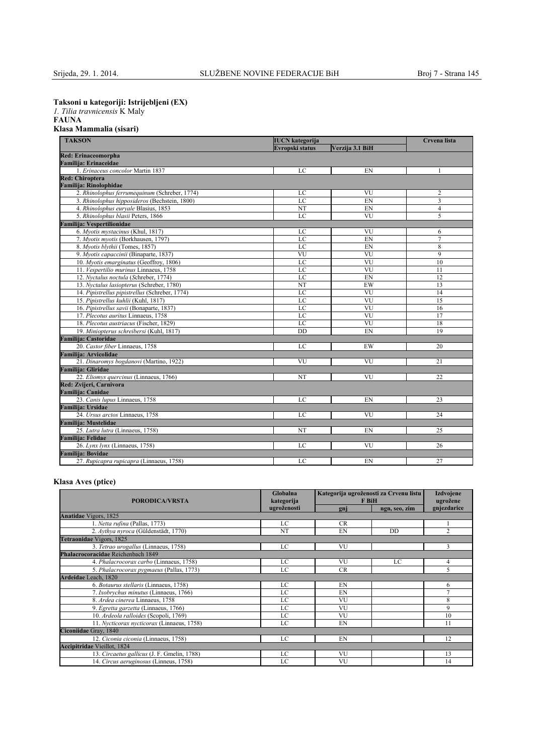**Taksoni u kategoriji: Istrijebljeni (EX)**

*1. Tilia travnicensis* K Maly

**FAUNA**

**Klasa Mammalia (sisari)**

| TAKSON | IUCN kategorija | | Crvena lista |
|---|---|---|---|
| | Evropski status | Verzija 3.1 BiH | |
| **Red: Erinaceomorpha** | | | |
| **Familija: Erinaceidae** | | | |
| 1. *Erinaceus concolor* Martin 1837 | LC | EN | 1 |
| **Red: Chiroptera** | | | |
| **Familija: Rinolophidae** | | | |
| 2. *Rhinolophus ferrumequinum* (Schreber, 1774) | LC | VU | 2 |
| 3. *Rhinolophus hipposideros* (Bechstein, 1800) | LC | EN | 3 |
| 4. *Rhinolophus euryale* Blasius, 1853 | NT | EN | 4 |
| 5. *Rhinolophus blasii* Peters, 1866 | LC | VU | 5 |
| **Familija: Vespertilionidae** | | | |
| 6. *Myotis mystacinus* (Khul, 1817) | LC | VU | 6 |
| 7. *Myotis myotis* (Borkhausen, 1797) | LC | EN | 7 |
| 8. *Myotis blythii* (Tomes, 1857) | LC | EN | 8 |
| 9. *Myotis capaccinii* (Binaparte, 1837) | VU | VU | 9 |
| 10. *Myotis emarginatus* (Geoffroy, 1806) | LC | VU | 10 |
| 11. *Vespertilio murinus* Linnaeus, 1758 | LC | VU | 11 |
| 12. *Nyctalus noctula* (Schreber, 1774) | LC | EN | 12 |
| 13. *Nyctalus lasiopterus* (Schreber, 1780) | NT | EW | 13 |
| 14. *Pipistrellus pipistrellus* (Schreber, 1774) | LC | VU | 14 |
| 15. *Pipistrellus kuhlii* (Kuhl, 1817) | LC | VU | 15 |
| 16. *Pipistrellus savii* (Bonaparte, 1837) | LC | VU | 16 |
| 17. *Plecotus auritus* Linnaeus, 1758 | LC | VU | 17 |
| 18. *Plecotus austriacus* (Fischer, 1829) | LC | VU | 18 |
| 19. *Miniopterus schreibersi* (Kuhl, 1817) | DD | EN | 19 |
| **Familija: Castoridae** | | | |
| 20. *Castor fiber* Linnaeus, 1758 | LC | EW | 20 |
| **Familija: Arvicolidae** | | | |
| 21. *Dinaromys bogdanovi* (Martino, 1922) | VU | VU | 21 |
| **Familija: Gliridae** | | | |
| 22. *Eliomys quercinus* (Linnaeus, 1766) | NT | VU | 22 |
| **Red: Zvijeri, Carnivora** | | | |
| **Familija: Canidae** | | | |
| 23. *Canis lupus* Linnaeus, 1758 | LC | EN | 23 |
| **Familija: Ursidae** | | | |
| 24. *Ursus arctos* Linnaeus, 1758 | LC | VU | 24 |
| **Familija: Mustelidae** | | | |
| 25. *Lutra lutra* (Linnaeus, 1758) | NT | EN | 25 |
| **Familija: Felidae** | | | |
| 26. *Lynx lynx* (Linnaeus, 1758) | LC | VU | 26 |
| **Familija: Bovidae** | | | |
| 27. *Rupicapra rupicapra* (Linnaeus, 1758) | LC | EN | 27 |

**Klasa Aves (ptice)**

| PORODICA/VRSTA | Globalna kategorija ugroženosti | Kategorija ugroženosti za Crvenu listu F BiH | | Izdvojene ugrožene gnjezdarice |
|---|---|---|---|---|
| | | gnj | ngn, seo, zim | |
| **Anatidae** Vigors, 1825 | | | | |
| 1. *Netta rufina* (Pallas, 1773) | LC | CR | | 1 |
| 2. *Aythya nyroca* (Güldenstädt, 1770) | NT | EN | DD | 2 |
| **Tetraonidae** Vigors, 1825 | | | | |
| 3. *Tetrao urogallus* (Linnaeus, 1758) | LC | VU | | 3 |
| **Phalacrocoracidae** Reichenbach 1849 | | | | |
| 4. *Phalacrocorax carbo* (Linnaeus, 1758) | LC | VU | LC | 4 |
| 5. *Phalacrocorax pygmaeus* (Pallas, 1773) | LC | CR | | 5 |
| **Ardeidae** Leach, 1820 | | | | |
| 6. *Botaurus stellaris* (Linnaeus, 1758) | LC | EN | | 6 |
| 7. *Ixobrychus minutus* (Linnaeus, 1766) | LC | EN | | 7 |
| 8. *Ardea cinerea* Linnaeus, 1758 | LC | VU | | 8 |
| 9. *Egretta garzetta* (Linnaeus, 1766) | LC | VU | | 9 |
| 10. *Ardeola ralloides* (Scopoli, 1769) | LC | VU | | 10 |
| 11. *Nycticorax nycticorax* (Linnaeus, 1758) | LC | EN | | 11 |
| **Ciconiidae** Gray, 1840 | | | | |
| 12. *Ciconia ciconia* (Linnaeus, 1758) | LC | EN | | 12 |
| **Accipitridae** Vieillot, 1824 | | | | |
| 13. *Circaetus gallicus* (J. F. Gmelin, 1788) | LC | VU | | 13 |
| 14. *Circus aeruginosus* (Linneus, 1758) | LC | VU | | 14 |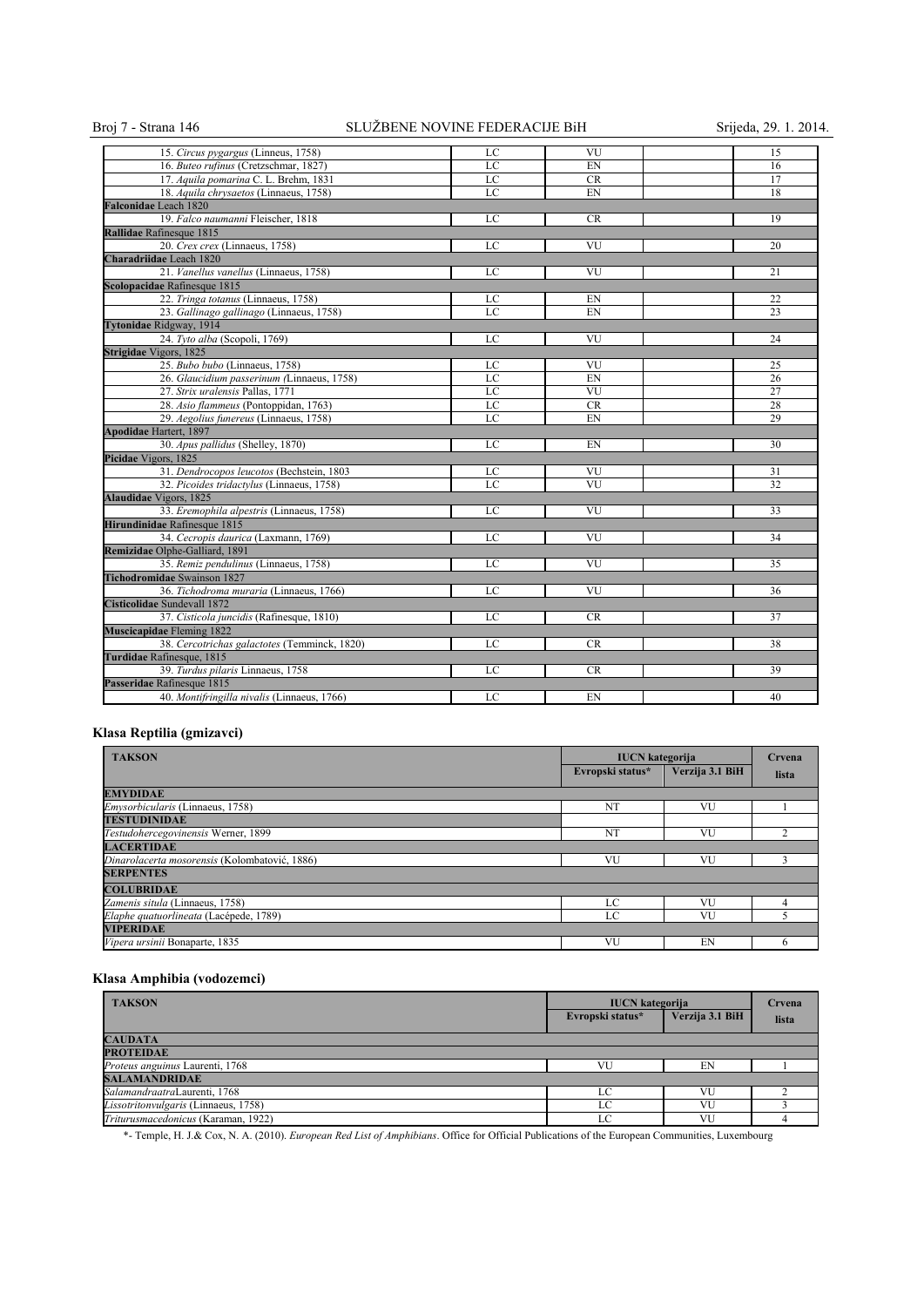| | | | | |
|---|---|---|---|---|
| 15. *Circus pygargus* (Linneus, 1758) | LC | VU | | 15 |
| 16. *Buteo rufinus* (Cretzschmar, 1827) | LC | EN | | 16 |
| 17. *Aquila pomarina* C. L. Brehm, 1831 | LC | CR | | 17 |
| 18. *Aquila chrysaetos* (Linnaeus, 1758) | LC | EN | | 18 |
| **Falconidae** Leach 1820 | | | | |
| 19. *Falco naumanni* Fleischer, 1818 | LC | CR | | 19 |
| **Rallidae** Rafinesque 1815 | | | | |
| 20. *Crex crex* (Linnaeus, 1758) | LC | VU | | 20 |
| **Charadriidae** Leach 1820 | | | | |
| 21. *Vanellus vanellus* (Linnaeus, 1758) | LC | VU | | 21 |
| **Scolopacidae** Rafinesque 1815 | | | | |
| 22. *Tringa totanus* (Linnaeus, 1758) | LC | EN | | 22 |
| 23. *Gallinago gallinago* (Linnaeus, 1758) | LC | EN | | 23 |
| **Tytonidae** Ridgway, 1914 | | | | |
| 24. *Tyto alba* (Scopoli, 1769) | LC | VU | | 24 |
| **Strigidae** Vigors, 1825 | | | | |
| 25. *Bubo bubo* (Linnaeus, 1758) | LC | VU | | 25 |
| 26. *Glaucidium passerinum (*Linnaeus, 1758) | LC | EN | | 26 |
| 27. *Strix uralensis* Pallas, 1771 | LC | VU | | 27 |
| 28. *Asio flammeus* (Pontoppidan, 1763) | LC | CR | | 28 |
| 29. *Aegolius funereus* (Linnaeus, 1758) | LC | EN | | 29 |
| **Apodidae** Hartert, 1897 | | | | |
| 30. *Apus pallidus* (Shelley, 1870) | LC | EN | | 30 |
| **Picidae** Vigors, 1825 | | | | |
| 31. *Dendrocopos leucotos* (Bechstein, 1803 | LC | VU | | 31 |
| 32. *Picoides tridactylus* (Linnaeus, 1758) | LC | VU | | 32 |
| **Alaudidae** Vigors, 1825 | | | | |
| 33. *Eremophila alpestris* (Linnaeus, 1758) | LC | VU | | 33 |
| **Hirundinidae** Rafinesque 1815 | | | | |
| 34. *Cecropis daurica* (Laxmann, 1769) | LC | VU | | 34 |
| **Remizidae** Olphe-Galliard, 1891 | | | | |
| 35. *Remiz pendulinus* (Linnaeus, 1758) | LC | VU | | 35 |
| **Tichodromidae** Swainson 1827 | | | | |
| 36. *Tichodroma muraria* (Linnaeus, 1766) | LC | VU | | 36 |
| **Cisticolidae** Sundevall 1872 | | | | |
| 37. *Cisticola juncidis* (Rafinesque, 1810) | LC | CR | | 37 |
| **Muscicapidae** Fleming 1822 | | | | |
| 38. *Cercotrichas galactotes* (Temminck, 1820) | LC | CR | | 38 |
| **Turdidae** Rafinesque, 1815 | | | | |
| 39. *Turdus pilaris* Linnaeus, 1758 | LC | CR | | 39 |
| **Passeridae** Rafinesque 1815 | | | | |
| 40. *Montifringilla nivalis* (Linnaeus, 1766) | LC | EN | | 40 |

## Klasa Reptilia (gmizavci)

| TAKSON | IUCN kategorija | | Crvena lista |
|---|---|---|---|
| | Evropski status* | Verzija 3.1 BiH | |
| **EMYDIDAE** | | | |
| *Emysorbicularis* (Linnaeus, 1758) | NT | VU | 1 |
| **TESTUDINIDAE** | | | |
| *Testudohercegovinensis* Werner, 1899 | NT | VU | 2 |
| **LACERTIDAE** | | | |
| *Dinarolacerta mosorensis* (Kolombatović, 1886) | VU | VU | 3 |
| **SERPENTES** | | | |
| **COLUBRIDAE** | | | |
| *Zamenis situla* (Linnaeus, 1758) | LC | VU | 4 |
| *Elaphe quatuorlineata* (Lacépede, 1789) | LC | VU | 5 |
| **VIPERIDAE** | | | |
| *Vipera ursinii* Bonaparte, 1835 | VU | EN | 6 |

## Klasa Amphibia (vodozemci)

| TAKSON | IUCN kategorija | | Crvena lista |
|---|---|---|---|
| | Evropski status* | Verzija 3.1 BiH | |
| **CAUDATA** | | | |
| **PROTEIDAE** | | | |
| *Proteus anguinus* Laurenti, 1768 | VU | EN | 1 |
| **SALAMANDRIDAE** | | | |
| *Salamandraatra*Laurenti, 1768 | LC | VU | 2 |
| *Lissotritonvulgaris* (Linnaeus, 1758) | LC | VU | 3 |
| *Triturusmacedonicus* (Karaman, 1922) | LC | VU | 4 |

*- Temple, H. J.& Cox, N. A. (2010). *European Red List of Amphibians*. Office for Official Publications of the European Communities, Luxembourg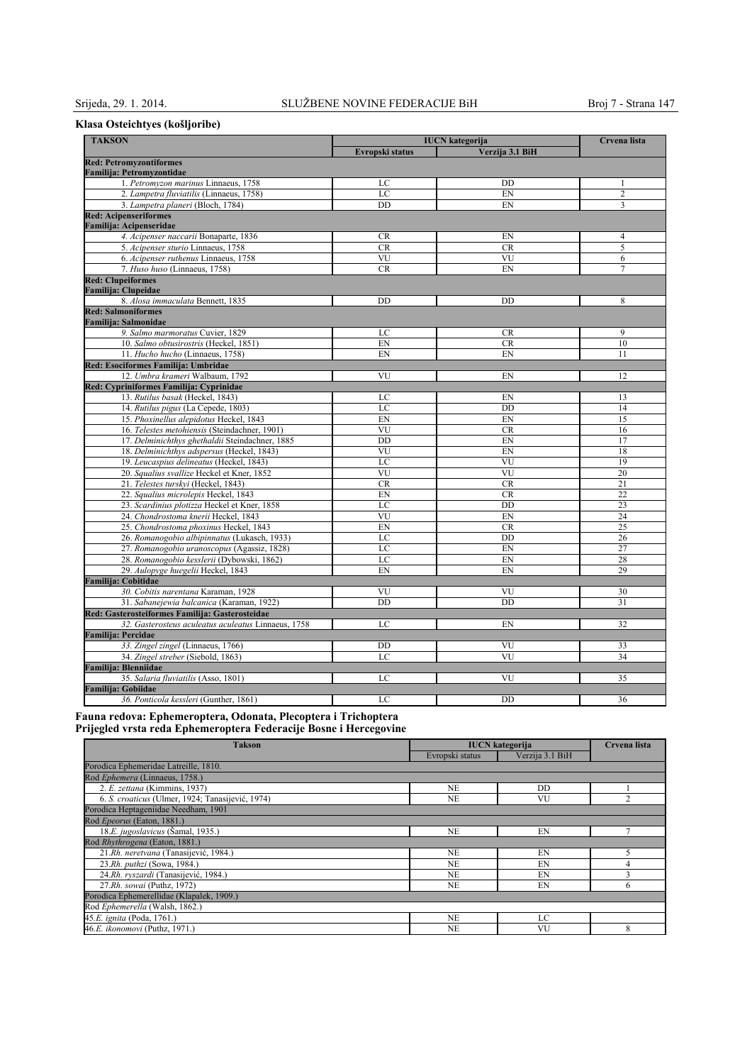## Klasa Osteichtyes (košljoribe)

| TAKSON | IUCN kategorija | | Crvena lista |
|---|---|---|---|
| | Evropski status | Verzija 3.1 BiH | |
| **Red: Petromyzontiformes Familija: Petromyzontidae** | | | |
| 1. *Petromyzon marinus* Linnaeus, 1758 | LC | DD | 1 |
| 2. *Lampetra fluviatilis* (Linnaeus, 1758) | LC | EN | 2 |
| 3. *Lampetra planeri* (Bloch, 1784) | DD | EN | 3 |
| **Red: Acipenseriformes Familija: Acipenseridae** | | | |
| 4. *Acipenser naccarii* Bonaparte, 1836 | CR | EN | 4 |
| 5. *Acipenser sturio* Linnaeus, 1758 | CR | CR | 5 |
| 6. *Acipenser ruthenus* Linnaeus, 1758 | VU | VU | 6 |
| 7. *Huso huso* (Linnaeus, 1758) | CR | EN | 7 |
| **Red: Clupeiformes Familija: Clupeidae** | | | |
| 8. *Alosa immaculata* Bennett, 1835 | DD | DD | 8 |
| **Red: Salmoniformes Familija: Salmonidae** | | | |
| 9. *Salmo marmoratus* Cuvier, 1829 | LC | CR | 9 |
| 10. *Salmo obtusirostris* (Heckel, 1851) | EN | CR | 10 |
| 11. *Hucho hucho* (Linnaeus, 1758) | EN | EN | 11 |
| **Red: Esociformes Familija: Umbridae** | | | |
| 12. *Umbra krameri* Walbaum, 1792 | VU | EN | 12 |
| **Red: Cypriniformes Familija: Cyprinidae** | | | |
| 13. *Rutilus basak* (Heckel, 1843) | LC | EN | 13 |
| 14. *Rutilus pigus* (La Cepede, 1803) | LC | DD | 14 |
| 15. *Phoxinellus alepidotus* Heckel, 1843 | EN | EN | 15 |
| 16. *Telestes metohiensis* (Steindachner, 1901) | VU | CR | 16 |
| 17. *Delminichthys ghethaldii* Steindachner, 1885 | DD | EN | 17 |
| 18. *Delminichthys adspersus* (Heckel, 1843) | VU | EN | 18 |
| 19. *Leucaspius delineatus* (Heckel, 1843) | LC | VU | 19 |
| 20. *Squalius svallize* Heckel et Kner, 1852 | VU | VU | 20 |
| 21. *Telestes turskyi* (Heckel, 1843) | CR | CR | 21 |
| 22. *Squalius microlepis* Heckel, 1843 | EN | CR | 22 |
| 23. *Scardinius plotizza* Heckel et Kner, 1858 | LC | DD | 23 |
| 24. *Chondrostoma knerii* Heckel, 1843 | VU | EN | 24 |
| 25. *Chondrostoma phoxinus* Heckel, 1843 | EN | CR | 25 |
| 26. *Romanogobio albipinnatus* (Lukasch, 1933) | LC | DD | 26 |
| 27. *Romanogobio uranoscopus* (Agassiz, 1828) | LC | EN | 27 |
| 28. *Romanogobio kesslerii* (Dybowski, 1862) | LC | EN | 28 |
| 29. *Aulopyge huegelii* Heckel, 1843 | EN | EN | 29 |
| **Familija: Cobitidae** | | | |
| 30. *Cobitis narentana* Karaman, 1928 | VU | VU | 30 |
| 31. *Sabanejewia balcanica* (Karaman, 1922) | DD | DD | 31 |
| **Red: Gasterosteiformes Familija: Gasterosteidae** | | | |
| 32. *Gasterosteus aculeatus aculeatus* Linnaeus, 1758 | LC | EN | 32 |
| **Familija: Percidae** | | | |
| 33. *Zingel zingel* (Linnaeus, 1766) | DD | VU | 33 |
| 34. *Zingel streber* (Siebold, 1863) | LC | VU | 34 |
| **Familija: Blenniidae** | | | |
| 35. *Salaria fluviatilis* (Asso, 1801) | LC | VU | 35 |
| **Familija: Gobiidae** | | | |
| 36. *Ponticola kessleri* (Gunther, 1861) | LC | DD | 36 |

### Fauna redova: Ephemeroptera, Odonata, Plecoptera i Trichoptera

### Prijegled vrsta reda Ephemeroptera Federacije Bosne i Hercegovine

| Takson | IUCN kategorija | | Crvena lista |
|---|---|---|---|
| | Evropski status | Verzija 3.1 BiH | |
| Porodica Ephemeridae Latreille, 1810. | | | |
| Rod *Ephemera* (Linnaeus, 1758.) | | | |
| 2. *E. zettana* (Kimmins, 1937) | NE | DD | 1 |
| 6. *S. croaticus* (Ulmer, 1924; Tanasijević, 1974) | NE | VU | 2 |
| Porodica Heptageniidae Needham, 1901 | | | |
| Rod *Epeorus* (Eaton, 1881.) | | | |
| 18.*E. jugoslavicus* (Šamal, 1935.) | NE | EN | 7 |
| Rod *Rhythrogena* (Eaton, 1881.) | | | |
| 21.*Rh. neretvana* (Tanasijević, 1984.) | NE | EN | 5 |
| 23.*Rh. puthzi* (Sowa, 1984.) | NE | EN | 4 |
| 24.*Rh. ryszardi* (Tanasijević, 1984.) | NE | EN | 3 |
| 27.*Rh. sowai* (Puthz, 1972) | NE | EN | 6 |
| Porodica Ephemerellidae (Klapalek, 1909.) | | | |
| Rod *Ephemerella* (Walsh, 1862.) | | | |
| 45.*E. ignita* (Poda, 1761.) | NE | LC | |
| 46.*E. ikonomovi* (Puthz, 1971.) | NE | VU | 8 |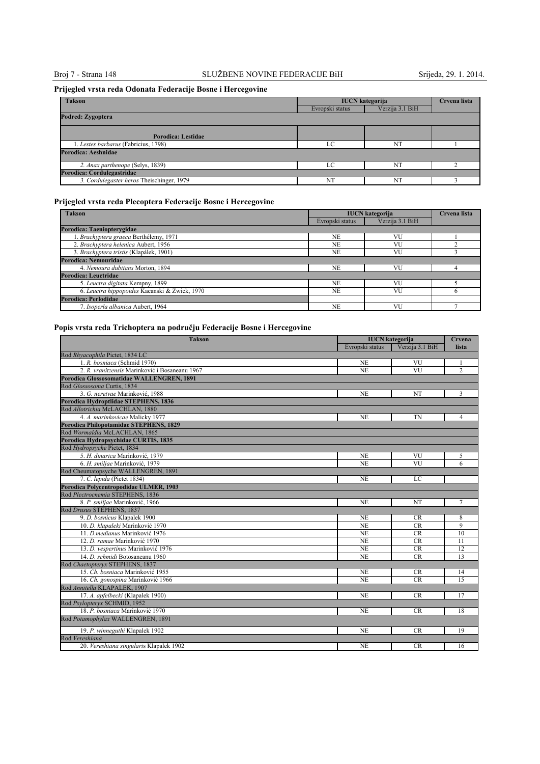### Prijegled vrsta reda Odonata Federacije Bosne i Hercegovine

| Takson | IUCN kategorija | | Crvena lista |
|---|---|---|---|
| | Evropski status | Verzija 3.1 BiH | |
| **Podred: Zygoptera** | | | |
| **Porodica: Lestidae** | | | |
| 1. *Lestes barbarus* (Fabricius, 1798) | LC | NT | 1 |
| **Porodica: Aeshnidae** | | | |
| *2. Anax parthenope* (Selys, 1839) | LC | NT | 2 |
| **Porodica: Cordulegastridae** | | | |
| *3. Cordulegaster heros* Theischinger, 1979 | NT | NT | 3 |

### Prijegled vrsta reda Plecoptera Federacije Bosne i Hercegovine

| Takson | IUCN kategorija | | Crvena lista |
|---|---|---|---|
| | Evropski status | Verzija 3.1 BiH | |
| **Porodica: Taeniopterygidae** | | | |
| 1. *Brachyptera graeca* Berthélemy, 1971 | NE | VU | 1 |
| 2. *Brachyptera helenica* Aubert, 1956 | NE | VU | 2 |
| 3. *Brachyptera tristis* (Klapálek, 1901) | NE | VU | 3 |
| **Porodica: Nemouridae** | | | |
| 4. *Nemoura dubitans* Morton, 1894 | NE | VU | 4 |
| **Porodica: Leuctridae** | | | |
| 5. *Leuctra digitata* Kempny, 1899 | NE | VU | 5 |
| 6. *Leuctra hippopoides* Kacanski & Zwick, 1970 | NE | VU | 6 |
| **Porodica: Perlodidae** | | | |
| 7. *Isoperla albanica* Aubert, 1964 | NE | VU | 7 |

### Popis vrsta reda Trichoptera na području Federacije Bosne i Hercegovine

| Takson | IUCN kategorija | | Crvena lista |
|---|---|---|---|
| | Evropski status | Verzija 3.1 BiH | |
| Rod *Rhyacophila* Pictet, 1834 LC | | | |
| 1. *R. bosniaca* (Schmid 1970) | NE | VU | 1 |
| 2. *R. vranitzensis* Marinković i Bosaneanu 1967 | NE | VU | 2 |
| **Porodica Glossosomatidae WALLENGREN, 1891** | | | |
| Rod *Glossosoma* Curtis, 1834 | | | |
| 3. *G. neretvae* Marinković, 1988 | NE | NT | 3 |
| **Porodica Hydroptlidae STEPHENS, 1836** | | | |
| Rod *Allotrichia* McLACHLAN, 1880 | | | |
| 4. *A. marinkovicae* Malicky 1977 | NE | TN | 4 |
| **Porodica Philopotamidae STEPHENS, 1829** | | | |
| Rod *Wormaldia* McLACHLAN, 1865 | | | |
| **Porodica Hydropsychidae CURTIS, 1835** | | | |
| Rod *Hydropsyche* Pictet, 1834 | | | |
| 5. *H. dinarica* Marinković, 1979 | NE | VU | 5 |
| 6. *H. smiljae* Marinković, 1979 | NE | VU | 6 |
| Rod Cheumatopsyche WALLENGREN, 1891 | | | |
| 7. *C. lepida* (Pictet 1834) | NE | LC | |
| **Porodica Polycentropodidae ULMER, 1903** | | | |
| Rod *Plectrocnemia* STEPHENS, 1836 | | | |
| 8. *P. smiljae* Marinković, 1966 | NE | NT | 7 |
| Rod *Drusus* STEPHENS, 1837 | | | |
| 9. *D. bosnicus* Klapalek 1900 | NE | CR | 8 |
| 10. *D. klapaleki* Marinković 1970 | NE | CR | 9 |
| 11. *D.medianus* Marinković 1976 | NE | CR | 10 |
| 12. *D. ramae* Marinković 1970 | NE | CR | 11 |
| 13. *D. vespertinus* Marinković 1976 | NE | CR | 12 |
| 14. *D. schmidi* Botosaneanu 1960 | NE | CR | 13 |
| Rod *Chaetopteryx* STEPHENS, 1837 | | | |
| 15. *Ch. bosniaca* Marinković 1955 | NE | CR | 14 |
| 16. *Ch. gonospina* Marinković 1966 | NE | CR | 15 |
| Rod *Annitella* KLAPALEK, 1907 | | | |
| 17. *A. apfelbecki* (Klapalek 1900) | NE | CR | 17 |
| Rod *Psylopteryx* SCHMID, 1952 | | | |
| 18. *P. bosniaca* Marinković 1970 | NE | CR | 18 |
| Rod *Potamophylax* WALLENGREN, 1891 | | | |
| 19. *P. winneguthi* Klapalek 1902 | NE | CR | 19 |
| Rod *Vereshiana* | | | |
| 20. *Vereshiana singularis* Klapalek 1902 | NE | CR | 16 |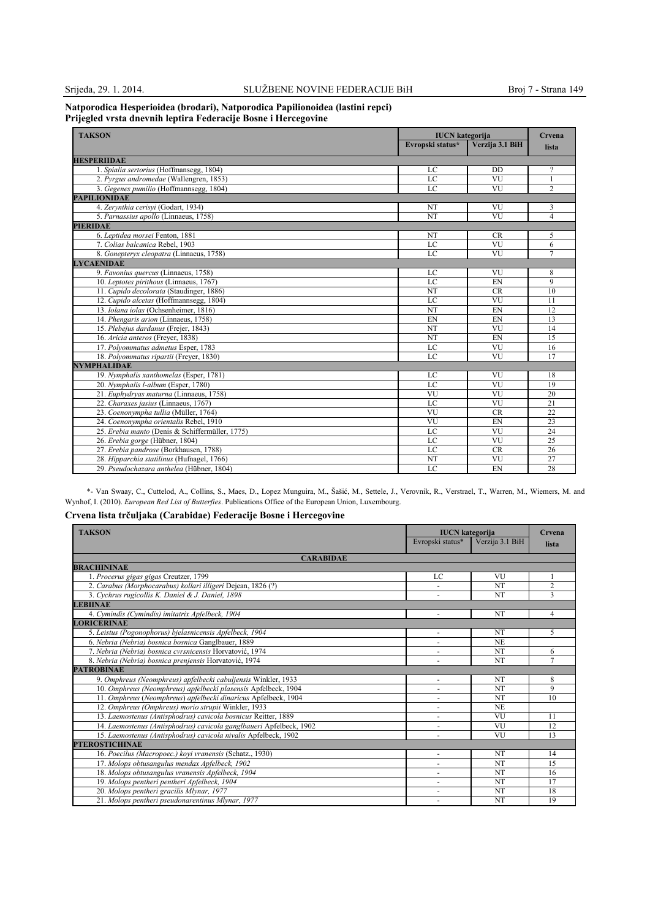**Natporodica Hesperioidea (brodari), Natporodica Papilionoidea (lastini repci)**
**Prijegled vrsta dnevnih leptira Federacije Bosne i Hercegovine**

| TAKSON | IUCN kategorija | | Crvena lista |
|---|---|---|---|
| | Evropski status* | Verzija 3.1 BiH | |
| **HESPERIIDAE** | | | |
| 1. *Spialia sertorius* (Hoffmansegg, 1804) | LC | DD | ? |
| 2. *Pyrgus andromedae* (Wallengren, 1853) | LC | VU | 1 |
| 3. *Gegenes pumilio* (Hoffmannsegg, 1804) | LC | VU | 2 |
| **PAPILIONIDAE** | | | |
| 4. *Zerynthia cerisyi* (Godart, 1934) | NT | VU | 3 |
| 5. *Parnassius apollo* (Linnaeus, 1758) | NT | VU | 4 |
| **PIERIDAE** | | | |
| 6. *Leptidea morsei* Fenton, 1881 | NT | CR | 5 |
| 7. *Colias balcanica* Rebel, 1903 | LC | VU | 6 |
| 8. *Gonepteryx cleopatra* (Linnaeus, 1758) | LC | VU | 7 |
| **LYCAENIDAE** | | | |
| 9. *Favonius quercus* (Linnaeus, 1758) | LC | VU | 8 |
| 10. *Leptotes pirithous* (Linnaeus, 1767) | LC | EN | 9 |
| 11. *Cupido decolorata* (Staudinger, 1886) | NT | CR | 10 |
| 12. *Cupido alcetas* (Hoffmannsegg, 1804) | LC | VU | 11 |
| 13. *Iolana iolas* (Ochsenheimer, 1816) | NT | EN | 12 |
| 14. *Phengaris arion* (Linnaeus, 1758) | EN | EN | 13 |
| 15. *Plebejus dardanus* (Frejer, 1843) | NT | VU | 14 |
| 16. *Aricia anteros* (Freyer, 1838) | NT | EN | 15 |
| 17. *Polyommatus admetus* Esper, 1783 | LC | VU | 16 |
| 18. *Polyommatus ripartii* (Freyer, 1830) | LC | VU | 17 |
| **NYMPHALIDAE** | | | |
| 19. *Nymphalis xanthomelas* (Esper, 1781) | LC | VU | 18 |
| 20. *Nymphalis l-album* (Esper, 1780) | LC | VU | 19 |
| 21. *Euphydryas maturna* (Linnaeus, 1758) | VU | VU | 20 |
| 22. *Charaxes jasius* (Linnaeus, 1767) | LC | VU | 21 |
| 23. *Coenonympha tullia* (Müller, 1764) | VU | CR | 22 |
| 24. *Coenonympha orientalis* Rebel, 1910 | VU | EN | 23 |
| 25. *Erebia manto* (Denis & Schiffermüller, 1775) | LC | VU | 24 |
| 26. *Erebia gorge* (Hübner, 1804) | LC | VU | 25 |
| 27. *Erebia pandrose* (Borkhausen, 1788) | LC | CR | 26 |
| 28. *Hipparchia statilinus* (Hufnagel, 1766) | NT | VU | 27 |
| 29. *Pseudochazara anthelea* (Hübner, 1804) | LC | EN | 28 |

*- Van Swaay, C., Cuttelod, A., Collins, S., Maes, D., Lopez Munguira, M., Šašić, M., Settele, J., Verovnik, R., Verstrael, T., Warren, M., Wiemers, M. and Wynhof, I. (2010). *European Red List of Butterfies*. Publications Office of the European Union, Luxembourg.

**Crvena lista trčuljaka (Carabidae) Federacije Bosne i Hercegovine**

| TAKSON | IUCN kategorija | | Crvena lista |
|---|---|---|---|
| | Evropski status* | Verzija 3.1 BiH | |
| **CARABIDAE** | | | |
| **BRACHININAE** | | | |
| 1. *Procerus gigas gigas* Creutzer, 1799 | LC | VU | 1 |
| 2. *Carabus (Morphocarabus) kollari illigeri* Dejean, 1826 (?) | - | NT | 2 |
| 3. *Cychrus rugicollis K. Daniel & J. Daniel, 1898* | - | NT | 3 |
| **LEBIINAE** | | | |
| 4. *Cymindis (Cymindis) imitatrix Apfelbeck, 1904* | - | NT | 4 |
| **LORICERINAE** | | | |
| 5. *Leistus (Pogonophorus) bjelasnicensis Apfelbeck, 1904* | - | NT | 5 |
| 6. *Nebria (Nebria) bosnica bosnica* Ganglbauer, 1889 | - | NE | |
| 7. *Nebria (Nebria) bosnica cvrsnicensis* Horvatović, 1974 | - | NT | 6 |
| 8. *Nebria (Nebria) bosnica prenjensis* Horvatović, 1974 | - | NT | 7 |
| **PATROBINAE** | | | |
| 9. *Omphreus (Neomphreus) apfelbecki cabuljensis* Winkler, 1933 | - | NT | 8 |
| 10. *Omphreus (Neomphreus) apfelbecki plasensis* Apfelbeck, 1904 | - | NT | 9 |
| 11. *Omphreus* (*Neomphreus*) *apfelbecki dinaricus* Apfelbeck, 1904 | - | NT | 10 |
| 12. *Omphreus (Omphreus) morio strupii* Winkler, 1933 | - | NE | |
| 13. *Laemostenus (Antisphodrus) cavicola bosnicus* Reitter, 1889 | - | VU | 11 |
| 14. *Laemostenus (Antisphodrus) cavicola ganglbaueri* Apfelbeck, 1902 | - | VU | 12 |
| 15. *Laemostenus (Antisphodrus) cavicola nivalis* Apfelbeck, 1902 | - | VU | 13 |
| **PTEROSTICHINAE** | | | |
| 16. *Poecilus (Macropoec.) koyi vranensis* (Schatz., 1930) | - | NT | 14 |
| 17. *Molops obtusangulus mendax Apfelbeck, 1902* | - | NT | 15 |
| 18. *Molops obtusangulus vranensis Apfelbeck, 1904* | - | NT | 16 |
| 19. *Molops pentheri pentheri Apfelbeck, 1904* | - | NT | 17 |
| 20. *Molops pentheri gracilis Mlynar, 1977* | - | NT | 18 |
| 21. *Molops pentheri pseudonarentinus Mlynar, 1977* | - | NT | 19 |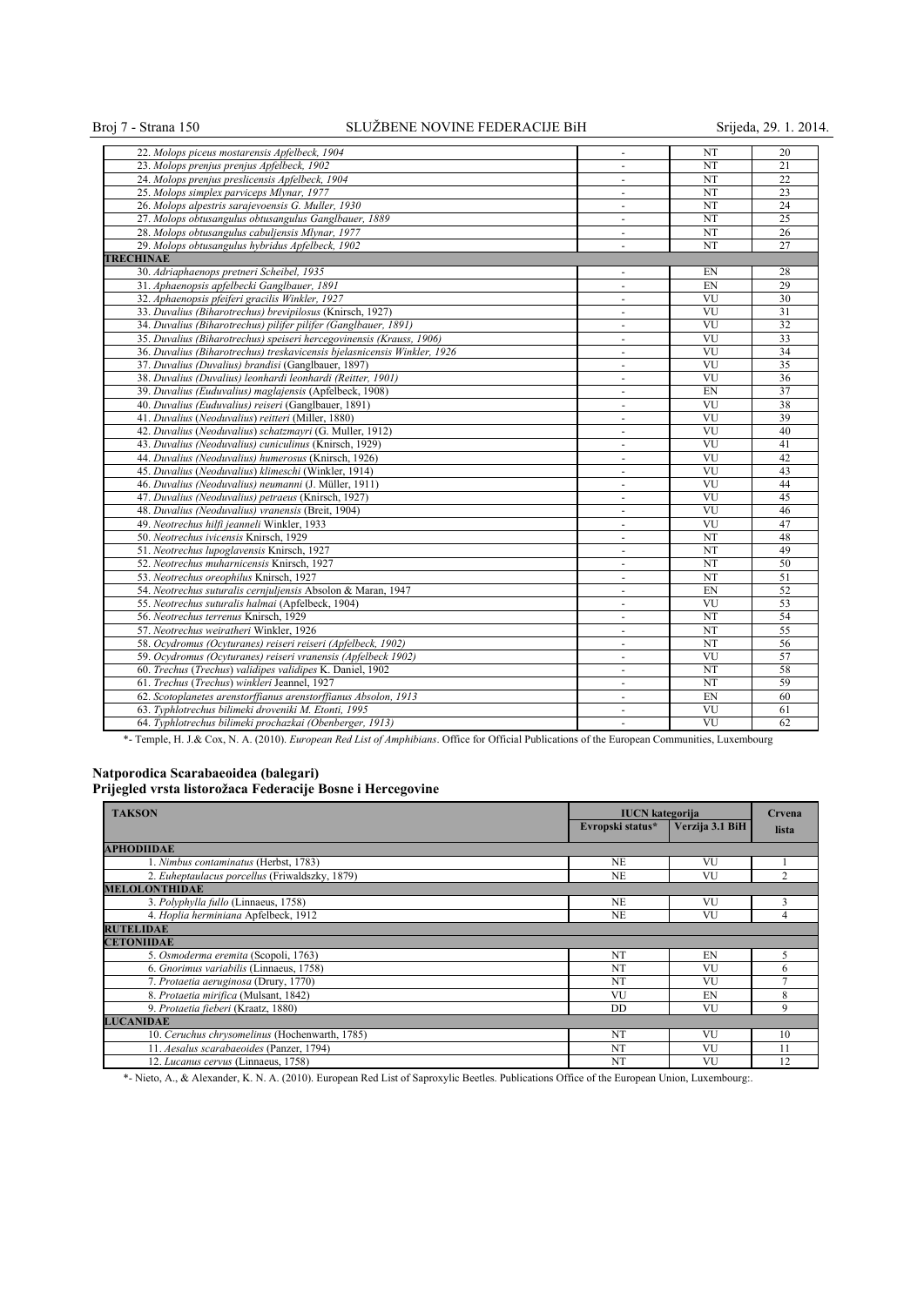| | | | |
|---|---|---|---|
| 22. *Molops piceus mostarensis Apfelbeck, 1904* | - | NT | 20 |
| 23. *Molops prenjus prenjus Apfelbeck, 1902* | - | NT | 21 |
| 24. *Molops prenjus preslicensis Apfelbeck, 1904* | - | NT | 22 |
| 25. *Molops simplex parviceps Mlynar, 1977* | - | NT | 23 |
| 26. *Molops alpestris sarajevoensis G. Muller, 1930* | - | NT | 24 |
| 27. *Molops obtusangulus obtusangulus Ganglbauer, 1889* | - | NT | 25 |
| 28. *Molops obtusangulus cabuljensis Mlynar, 1977* | - | NT | 26 |
| 29. *Molops obtusangulus hybridus Apfelbeck, 1902* | - | NT | 27 |
| **TRECHINAE** | | | |
| 30. *Adriaphaenops pretneri Scheibel, 1935* | - | EN | 28 |
| 31. *Aphaenopsis apfelbecki Ganglbauer, 1891* | - | EN | 29 |
| 32. *Aphaenopsis pfeiferi gracilis Winkler, 1927* | - | VU | 30 |
| 33. *Duvalius (Biharotrechus) brevipilosus* (Knirsch, 1927) | - | VU | 31 |
| 34. *Duvalius (Biharotrechus) pilifer pilifer (Ganglbauer, 1891)* | - | VU | 32 |
| 35. *Duvalius (Biharotrechus) speiseri hercegovinensis (Krauss, 1906)* | - | VU | 33 |
| 36. *Duvalius (Biharotrechus) treskavicensis bjelasnicensis Winkler, 1926* | - | VU | 34 |
| 37. *Duvalius (Duvalius) brandisi* (Ganglbauer, 1897) | - | VU | 35 |
| 38. *Duvalius (Duvalius) leonhardi leonhardi (Reitter, 1901)* | - | VU | 36 |
| 39. *Duvalius (Euduvalius) maglajensis* (Apfelbeck, 1908) | - | EN | 37 |
| 40. *Duvalius (Euduvalius) reiseri* (Ganglbauer, 1891) | - | VU | 38 |
| 41. *Duvalius* (*Neoduvalius*) *reitteri* (Miller, 1880) | - | VU | 39 |
| 42. *Duvalius* (*Neoduvalius*) *schatzmayri* (G. Muller, 1912) | - | VU | 40 |
| 43. *Duvalius (Neoduvalius) cuniculinus* (Knirsch, 1929) | - | VU | 41 |
| 44. *Duvalius (Neoduvalius) humerosus* (Knirsch, 1926) | - | VU | 42 |
| 45. *Duvalius* (*Neoduvalius*) *klimeschi* (Winkler, 1914) | - | VU | 43 |
| 46. *Duvalius (Neoduvalius) neumanni* (J. Müller, 1911) | - | VU | 44 |
| 47. *Duvalius (Neoduvalius) petraeus* (Knirsch, 1927) | - | VU | 45 |
| 48. *Duvalius (Neoduvalius) vranensis* (Breit, 1904) | - | VU | 46 |
| 49. *Neotrechus hilfi jeanneli* Winkler, 1933 | - | VU | 47 |
| 50. *Neotrechus ivicensis* Knirsch, 1929 | - | NT | 48 |
| 51. *Neotrechus lupoglavensis* Knirsch, 1927 | - | NT | 49 |
| 52. *Neotrechus muharnicensis* Knirsch, 1927 | - | NT | 50 |
| 53. *Neotrechus oreophilus* Knirsch, 1927 | - | NT | 51 |
| 54. *Neotrechus suturalis cernjuljensis* Absolon & Maran, 1947 | - | EN | 52 |
| 55. *Neotrechus suturalis halmai* (Apfelbeck, 1904) | - | VU | 53 |
| 56. *Neotrechus terrenus* Knirsch, 1929 | - | NT | 54 |
| 57. *Neotrechus weiratheri* Winkler, 1926 | - | NT | 55 |
| 58. *Ocydromus (Ocyturanes) reiseri reiseri (Apfelbeck, 1902)* | - | NT | 56 |
| 59. *Ocydromus (Ocyturanes) reiseri vranensis (Apfelbeck 1902)* | - | VU | 57 |
| 60. *Trechus* (*Trechus*) *validipes validipes* K. Daniel, 1902 | - | NT | 58 |
| 61. *Trechus* (*Trechus*) *winkleri* Jeannel, 1927 | - | NT | 59 |
| 62. *Scotoplanetes arenstorffianus arenstorffianus Absolon, 1913* | - | EN | 60 |
| 63. *Typhlotrechus bilimeki droveniki M. Etonti, 1995* | - | VU | 61 |
| 64. *Typhlotrechus bilimeki prochazkai (Obenberger, 1913)* | - | VU | 62 |

*- Temple, H. J.& Cox, N. A. (2010). *European Red List of Amphibians*. Office for Official Publications of the European Communities, Luxembourg

**Natporodica Scarabaeoidea (balegari)**
**Prijegled vrsta listorožaca Federacije Bosne i Hercegovine**

| TAKSON | IUCN kategorija | | Crvena lista |
|---|---|---|---|
| | Evropski status* | Verzija 3.1 BiH | |
| **APHODIIDAE** | | | |
| 1. *Nimbus contaminatus* (Herbst, 1783) | NE | VU | 1 |
| 2. *Euheptaulacus porcellus* (Friwaldszky, 1879) | NE | VU | 2 |
| **MELOLONTHIDAE** | | | |
| 3. *Polyphylla fullo* (Linnaeus, 1758) | NE | VU | 3 |
| 4. *Hoplia herminiana* Apfelbeck, 1912 | NE | VU | 4 |
| **RUTELIDAE** | | | |
| **CETONIIDAE** | | | |
| 5. *Osmoderma eremita* (Scopoli, 1763) | NT | EN | 5 |
| 6. *Gnorimus variabilis* (Linnaeus, 1758) | NT | VU | 6 |
| 7. *Protaetia aeruginosa* (Drury, 1770) | NT | VU | 7 |
| 8. *Protaetia mirifica* (Mulsant, 1842) | VU | EN | 8 |
| 9. *Protaetia fieberi* (Kraatz, 1880) | DD | VU | 9 |
| **LUCANIDAE** | | | |
| 10. *Ceruchus chrysomelinus* (Hochenwarth, 1785) | NT | VU | 10 |
| 11. *Aesalus scarabaeoides* (Panzer, 1794) | NT | VU | 11 |
| 12. *Lucanus cervus* (Linnaeus, 1758) | NT | VU | 12 |

*- Nieto, A., & Alexander, K. N. A. (2010). European Red List of Saproxylic Beetles. Publications Office of the European Union, Luxembourg:.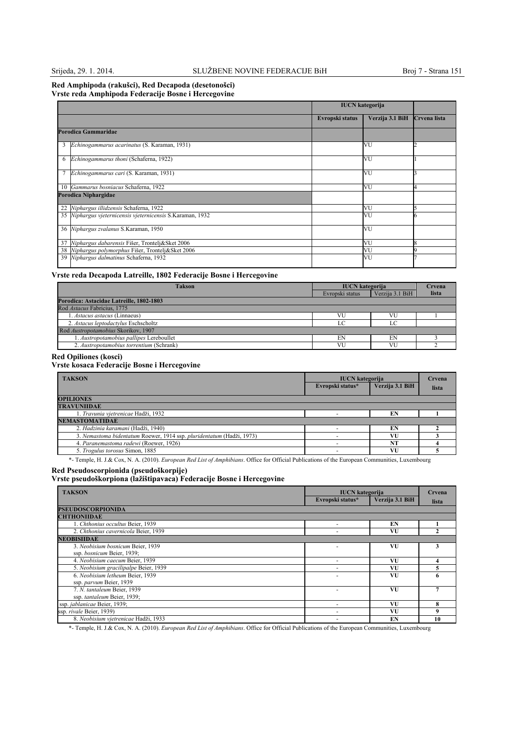**Red Amphipoda (rakušci), Red Decapoda (desetonošci)**
**Vrste reda Amphipoda Federacije Bosne i Hercegovine**

| | | IUCN kategorija | | |
|---|---|---|---|---|
| | | Evropski status | Verzija 3.1 BiH | Crvena lista |
| **Porodica Gammaridae** | | | | |
| 3 | *Echinogammarus acarinatus* (S. Karaman, 1931) | | VU | 2 |
| 6 | *Echinogammarus thoni* (Schaferna, 1922) | | VU | 1 |
| 7 | *Echinogammarus cari* (S. Karaman, 1931) | | VU | 3 |
| 10 | *Gammarus bosniacus* Schaferna, 1922 | | VU | 4 |
| **Porodica Niphargidae** | | | | |
| 22 | *Niphargus illidzensis* Schaferna, 1922 | | VU | 5 |
| 35 | *Niphargus vjeternicensis vjeternicensis* S.Karaman, 1932 | | VU | 6 |
| 36 | *Niphargus zvalanus* S.Karaman, 1950 | | VU | |
| 37 | *Niphargus dabarensis* Fišer, Trontelj&Sket 2006 | | VU | 8 |
| 38 | *Niphargus polymorphus* Fišer, Trontelj&Sket 2006 | | VU | 9 |
| 39 | *Niphargus dalmatinus* Schaferna, 1932 | | VU | 7 |

**Vrste reda Decapoda Latreille, 1802 Federacije Bosne i Hercegovine**

| Takson | IUCN kategorija | | Crvena lista |
|---|---|---|---|
| | Evropski status | Verzija 3.1 BiH | |
| **Porodica: Astacidae Latreille, 1802-1803** | | | |
| Rod *Astacus* Fabricius, 1775 | | | |
| 1. *Astacus astacus* (Linnaeus) | VU | VU | 1 |
| 2. *Astacus leptodactylus* Eschscholtz | LC | LC | |
| Rod *Austropotamobius* Skorikov, 1907 | | | |
| 1. *Austropotamobius pallipes* Lereboullet | EN | EN | 3 |
| 2. *Austropotamobius torrentium* (Schrank) | VU | VU | 2 |

**Red Opiliones (kosci)**
**Vrste kosaca Federacije Bosne i Hercegovine**

| TAKSON | IUCN kategorija | | Crvena lista |
|---|---|---|---|
| | Evropski status* | Verzija 3.1 BiH | |
| **OPILIONES** | | | |
| **TRAVUNIIDAE** | | | |
| 1. *Travunia vjetrenicae* Hadži, 1932 | - | **EN** | **1** |
| **NEMASTOMATIDAE** | | | |
| 2. *Hadzinia karamani* (Hadži, 1940) | - | **EN** | **2** |
| 3. *Nemastoma bidentatum* Roewer, 1914 ssp. *pluridentatum* (Hadži, 1973) | - | **VU** | **3** |
| 4. *Paranemastoma radewi* (Roewer, 1926) | - | **NT** | **4** |
| 5. *Trogulus torosus* Simon, 1885 | - | **VU** | **5** |

*- Temple, H. J.& Cox, N. A. (2010). *European Red List of Amphibians*. Office for Official Publications of the European Communities, Luxembourg

**Red Pseudoscorpionida (pseudoškorpije)**
**Vrste pseudoškorpiona (lažištipavaca) Federacije Bosne i Hercegovine**

| TAKSON | IUCN kategorija | | Crvena lista |
|---|---|---|---|
| | Evropski status* | Verzija 3.1 BiH | |
| **PSEUDOSCORPIONIDA** | | | |
| **CHTHONIIDAE** | | | |
| 1. *Chthonius occultus* Beier, 1939 | - | **EN** | **1** |
| 2. *Chthonius cavernicola* Beier, 1939 | - | **VU** | **2** |
| **NEOBISIIDAE** | | | |
| 3. *Neobisium bosnicum* Beier, 1939 ssp. *bosnicum* Beier, 1939; | - | **VU** | **3** |
| 4. *Neobisium caecum* Beier, 1939 | - | **VU** | **4** |
| 5. *Neobisium gracilipalpe* Beier, 1939 | - | **VU** | **5** |
| 6. *Neobisium letheum* Beier, 1939 ssp. *parvum* Beier, 1939 | - | **VU** | **6** |
| 7. *N. tantaleum* Beier, 1939 ssp. *tantaleum* Beier, 1939; | - | **VU** | **7** |
| ssp. *jablanicae* Beier, 1939; | - | **VU** | **8** |
| ssp. *rivale* Beier, 1939) | - | **VU** | **9** |
| 8. *Neobisium vjetrenicae* Hadži, 1933 | - | **EN** | **10** |

*- Temple, H. J.& Cox, N. A. (2010). *European Red List of Amphibians*. Office for Official Publications of the European Communities, Luxembourg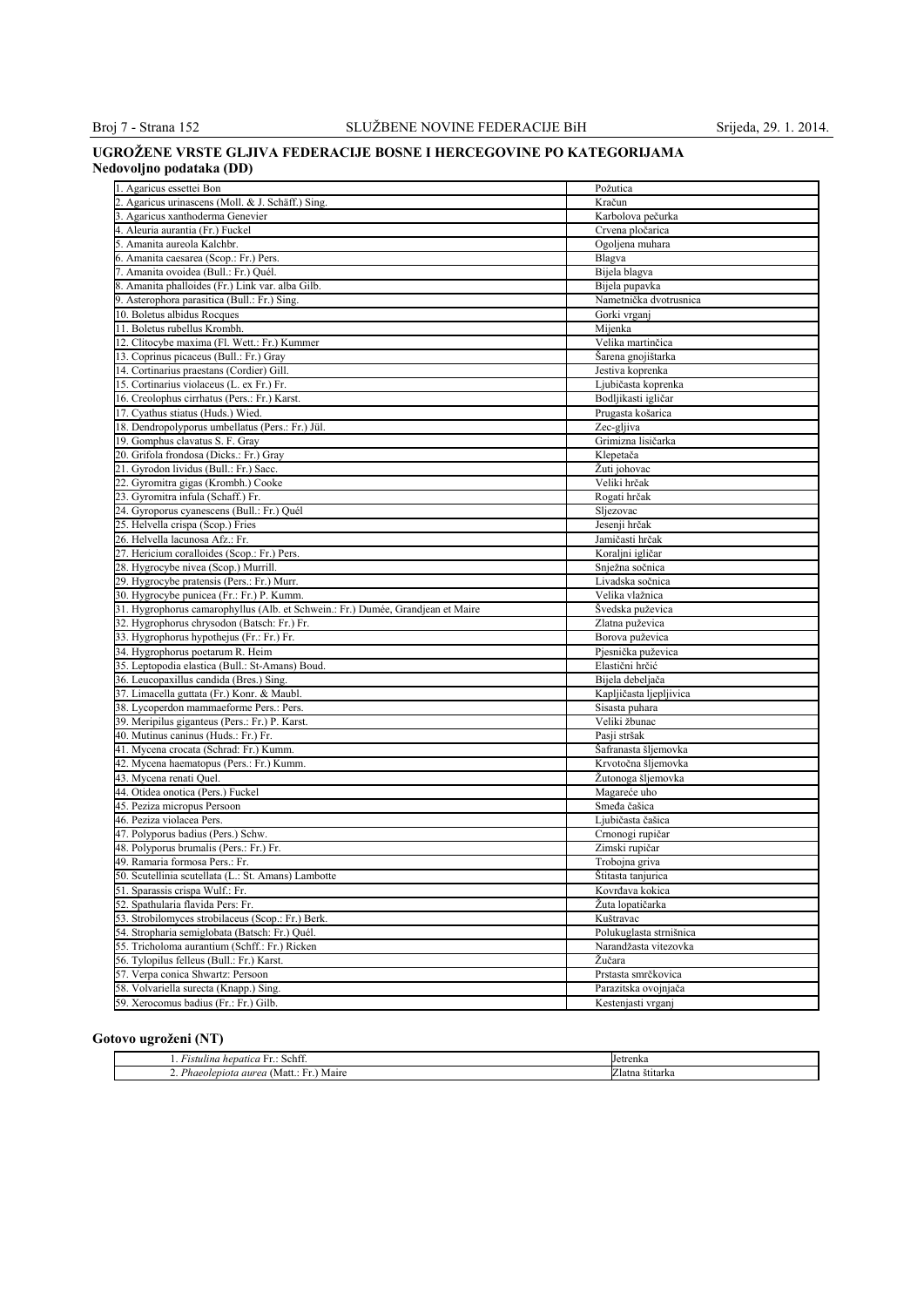## UGROŽENE VRSTE GLJIVA FEDERACIJE BOSNE I HERCEGOVINE PO KATEGORIJAMA

### Nedovoljno podataka (DD)

| | |
|---|---|
| 1. Agaricus essettei Bon | Požutica |
| 2. Agaricus urinascens (Moll. & J. Schäff.) Sing. | Kračun |
| 3. Agaricus xanthoderma Genevier | Karbolova pečurka |
| 4. Aleuria aurantia (Fr.) Fuckel | Crvena pločarica |
| 5. Amanita aureola Kalchbr. | Ogoljena muhara |
| 6. Amanita caesarea (Scop.: Fr.) Pers. | Blagva |
| 7. Amanita ovoidea (Bull.: Fr.) Quél. | Bijela blagva |
| 8. Amanita phalloides (Fr.) Link var. alba Gilb. | Bijela pupavka |
| 9. Asterophora parasitica (Bull.: Fr.) Sing. | Nametnička dvotrusnica |
| 10. Boletus albidus Rocques | Gorki vrganj |
| 11. Boletus rubellus Krombh. | Mijenka |
| 12. Clitocybe maxima (Fl. Wett.: Fr.) Kummer | Velika martinčica |
| 13. Coprinus picaceus (Bull.: Fr.) Gray | Šarena gnojištarka |
| 14. Cortinarius praestans (Cordier) Gill. | Jestiva koprenka |
| 15. Cortinarius violaceus (L. ex Fr.) Fr. | Ljubičasta koprenka |
| 16. Creolophus cirrhatus (Pers.: Fr.) Karst. | Bodljikasti igličar |
| 17. Cyathus stiatus (Huds.) Wied. | Prugasta košarica |
| 18. Dendropolyporus umbellatus (Pers.: Fr.) Jül. | Zec-gljiva |
| 19. Gomphus clavatus S. F. Gray | Grimizna lisičarka |
| 20. Grifola frondosa (Dicks.: Fr.) Gray | Klepetača |
| 21. Gyrodon lividus (Bull.: Fr.) Sacc. | Žuti johovac |
| 22. Gyromitra gigas (Krombh.) Cooke | Veliki hrčak |
| 23. Gyromitra infula (Schaff.) Fr. | Rogati hrčak |
| 24. Gyroporus cyanescens (Bull.: Fr.) Quél | Sljezovac |
| 25. Helvella crispa (Scop.) Fries | Jesenji hrčak |
| 26. Helvella lacunosa Afz.: Fr. | Jamičasti hrčak |
| 27. Hericium coralloides (Scop.: Fr.) Pers. | Koraljni igličar |
| 28. Hygrocybe nivea (Scop.) Murrill. | Snježna sočnica |
| 29. Hygrocybe pratensis (Pers.: Fr.) Murr. | Livadska sočnica |
| 30. Hygrocybe punicea (Fr.: Fr.) P. Kumm. | Velika vlažnica |
| 31. Hygrophorus camarophyllus (Alb. et Schwein.: Fr.) Dumée, Grandjean et Maire | Švedska puževica |
| 32. Hygrophorus chrysodon (Batsch: Fr.) Fr. | Zlatna puževica |
| 33. Hygrophorus hypothejus (Fr.: Fr.) Fr. | Borova puževica |
| 34. Hygrophorus poetarum R. Heim | Pjesnička puževica |
| 35. Leptopodia elastica (Bull.: St-Amans) Boud. | Elastični hrčić |
| 36. Leucopaxillus candida (Bres.) Sing. | Bijela debeljača |
| 37. Limacella guttata (Fr.) Konr. & Maubl. | Kapljičasta ljepljivica |
| 38. Lycoperdon mammaeforme Pers.: Pers. | Sisasta puhara |
| 39. Meripilus giganteus (Pers.: Fr.) P. Karst. | Veliki žbunac |
| 40. Mutinus caninus (Huds.: Fr.) Fr. | Pasji stršak |
| 41. Mycena crocata (Schrad: Fr.) Kumm. | Šafranasta šljemovka |
| 42. Mycena haematopus (Pers.: Fr.) Kumm. | Krvotočna šljemovka |
| 43. Mycena renati Quel. | Žutonoga šljemovka |
| 44. Otidea onotica (Pers.) Fuckel | Magareće uho |
| 45. Peziza micropus Persoon | Smeđa čašica |
| 46. Peziza violacea Pers. | Ljubičasta čašica |
| 47. Polyporus badius (Pers.) Schw. | Crnonogi rupičar |
| 48. Polyporus brumalis (Pers.: Fr.) Fr. | Zimski rupičar |
| 49. Ramaria formosa Pers.: Fr. | Trobojna griva |
| 50. Scutellinia scutellata (L.: St. Amans) Lambotte | Štitasta tanjurica |
| 51. Sparassis crispa Wulf.: Fr. | Kovrđava kokica |
| 52. Spathularia flavida Pers: Fr. | Žuta lopatičarka |
| 53. Strobilomyces strobilaceus (Scop.: Fr.) Berk. | Kuštravac |
| 54. Stropharia semiglobata (Batsch: Fr.) Quél. | Polukuglasta strnišnica |
| 55. Tricholoma aurantium (Schff.: Fr.) Ricken | Narandžasta vitezovka |
| 56. Tylopilus felleus (Bull.: Fr.) Karst. | Žučara |
| 57. Verpa conica Shwartz: Persoon | Prstasta smrčkovica |
| 58. Volvariella surecta (Knapp.) Sing. | Parazitska ovojnjača |
| 59. Xerocomus badius (Fr.: Fr.) Gilb. | Kestenjasti vrganj |

### Gotovo ugroženi (NT)

| | |
|---|---|
| 1. *Fistulina hepatica* Fr.: Schff. | Jetrenka |
| 2. *Phaeolepiota aurea* (Matt.: Fr.) Maire | Zlatna štitarka |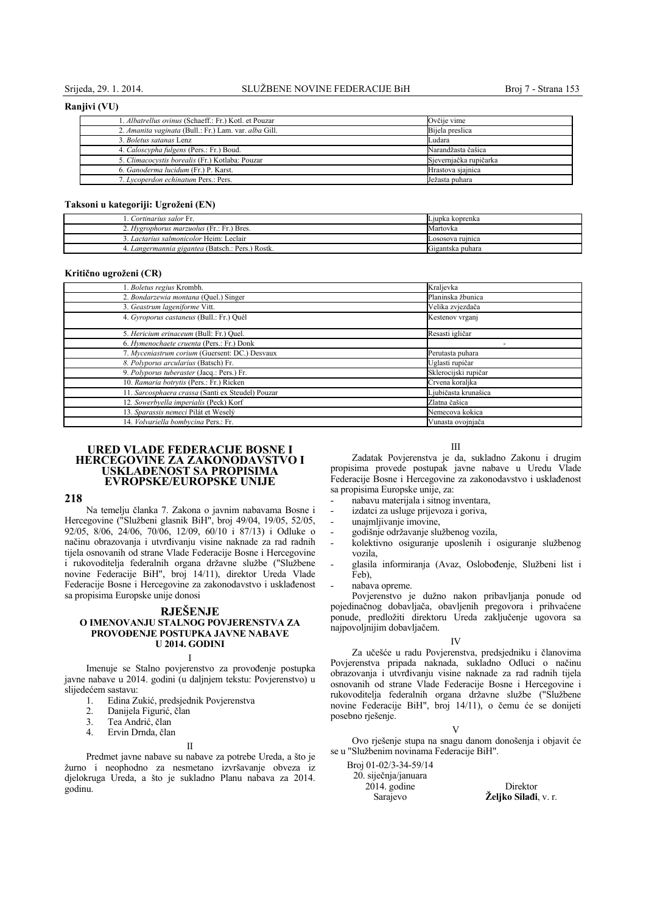**Ranjivi (VU)**

| | |
|---|---|
| 1. *Albatrellus ovinus* (Schaeff.: Fr.) Kotl. et Pouzar | Ovčije vime |
| 2. *Amanita vaginata* (Bull.: Fr.) Lam. var. *alba* Gill. | Bijela preslica |
| 3. *Boletus satanas* Lenz | Ludara |
| 4. *Caloscypha fulgens* (Pers.: Fr.) Boud. | Narandžasta čašica |
| 5. *Climacocystis borealis* (Fr.) Kotlaba: Pouzar | Sjevernjačka rupičarka |
| 6. *Ganoderma lucidum* (Fr.) P. Karst. | Hrastova sjajnica |
| 7. *Lycoperdon echinatum* Pers.: Pers. | Ježasta puhara |

**Taksoni u kategoriji: Ugroženi (EN)**

| | |
|---|---|
| 1. *Cortinarius salor* Fr. | Ljupka koprenka |
| 2. *Hygrophorus marzuolus* (Fr.: Fr.) Bres. | Martovka |
| 3. *Lactarius salmonicolor* Heim: Leclair | Lososova rujnica |
| 4. *Langermannia gigantea* (Batsch.: Pers.) Rostk. | Gigantska puhara |

**Kritično ugroženi (CR)**

| | |
|---|---|
| 1. *Boletus regius* Krombh. | Kraljevka |
| 2. *Bondarzewia montana* (Quel.) Singer | Planinska žbunica |
| 3. *Geastrum lageniforme* Vitt. | Velika zvjezdača |
| 4. *Gyroporus castaneus* (Bull.: Fr.) Quél | Kestenov vrganj |
| 5. *Hericium erinaceum* (Bull: Fr.) Quel. | Resasti igličar |
| 6. *Hymenochaete cruenta* (Pers.: Fr.) Donk | - |
| 7. *Myceniastrum corium* (Guersent: DC.) Desvaux | Perutasta puhara |
| 8. *Polyporus arcularius* (Batsch) Fr. | Uglasti rupičar |
| 9. *Polyporus tuberaster* (Jacq.: Pers.) Fr. | Sklerocijski rupičar |
| 10. *Ramaria botrytis* (Pers.: Fr.) Ricken | Crvena koraljka |
| 11. *Sarcosphaera crassa* (Santi ex Steudel) Pouzar | Ljubičasta krunašica |
| 12. *Sowerbyella imperialis* (Peck) Korf | Zlatna čašica |
| 13. *Sparassis nemeci* Pilát et Weselý | Nemecova kokica |
| 14. *Volvariella bombycina* Pers.: Fr. | Vunasta ovojnjača |

## URED VLADE FEDERACIJE BOSNE I HERCEGOVINE ZA ZAKONODAVSTVO I USKLAĐENOST SA PROPISIMA EVROPSKE/EUROPSKE UNIJE

**218**

Na temelju članka 7. Zakona o javnim nabavama Bosne i Hercegovine ("Službeni glasnik BiH", broj 49/04, 19/05, 52/05, 92/05, 8/06, 24/06, 70/06, 12/09, 60/10 i 87/13) i Odluke o načinu obrazovanja i utvrđivanju visine naknade za rad radnih tijela osnovanih od strane Vlade Federacije Bosne i Hercegovine i rukovoditelja federalnih organa državne službe ("Službene novine Federacije BiH", broj 14/11), direktor Ureda Vlade Federacije Bosne i Hercegovine za zakonodavstvo i usklađenost sa propisima Europske unije donosi

### RJEŠENJE
### O IMENOVANJU STALNOG POVJERENSTVA ZA PROVOĐENJE POSTUPKA JAVNE NABAVE U 2014. GODINI

I

Imenuje se Stalno povjerenstvo za provođenje postupka javne nabave u 2014. godini (u daljnjem tekstu: Povjerenstvo) u slijedećem sastavu:

1. Edina Zukić, predsjednik Povjerenstva
2. Danijela Figurić, član
3. Tea Andrić, član
4. Ervin Drnda, član

II

Predmet javne nabave su nabave za potrebe Ureda, a što je žurno i neophodno za nesmetano izvršavanje obveza iz djelokruga Ureda, a što je sukladno Planu nabava za 2014. godinu.

III

Zadatak Povjerenstva je da, sukladno Zakonu i drugim propisima provede postupak javne nabave u Uredu Vlade Federacije Bosne i Hercegovine za zakonodavstvo i usklađenost sa propisima Europske unije, za:

- nabavu materijala i sitnog inventara,
- izdatci za usluge prijevoza i goriva,
- unajmljivanje imovine,
- godišnje održavanje službenog vozila,
- kolektivno osiguranje uposlenih i osiguranje službenog vozila,
- glasila informiranja (Avaz, Oslobođenje, Službeni list i Feb),
- nabava opreme.

Povjerenstvo je dužno nakon pribavljanja ponude od pojedinačnog dobavljača, obavljenih pregovora i prihvaćene ponude, predložiti direktoru Ureda zaključenje ugovora sa najpovoljnijim dobavljačem.

IV

Za učešće u radu Povjerenstva, predsjedniku i članovima Povjerenstva pripada naknada, sukladno Odluci o načinu obrazovanja i utvrđivanju visine naknade za rad radnih tijela osnovanih od strane Vlade Federacije Bosne i Hercegovine i rukovoditelja federalnih organa državne službe ("Službene novine Federacije BiH", broj 14/11), o čemu će se donijeti posebno rješenje.

V

Ovo rješenje stupa na snagu danom donošenja i objavit će se u "Službenim novinama Federacije BiH".

Broj 01-02/3-34-59/14
20. siječnja/januara 2014. godine
Sarajevo

Direktor
**Željko Silađi**, v. r.